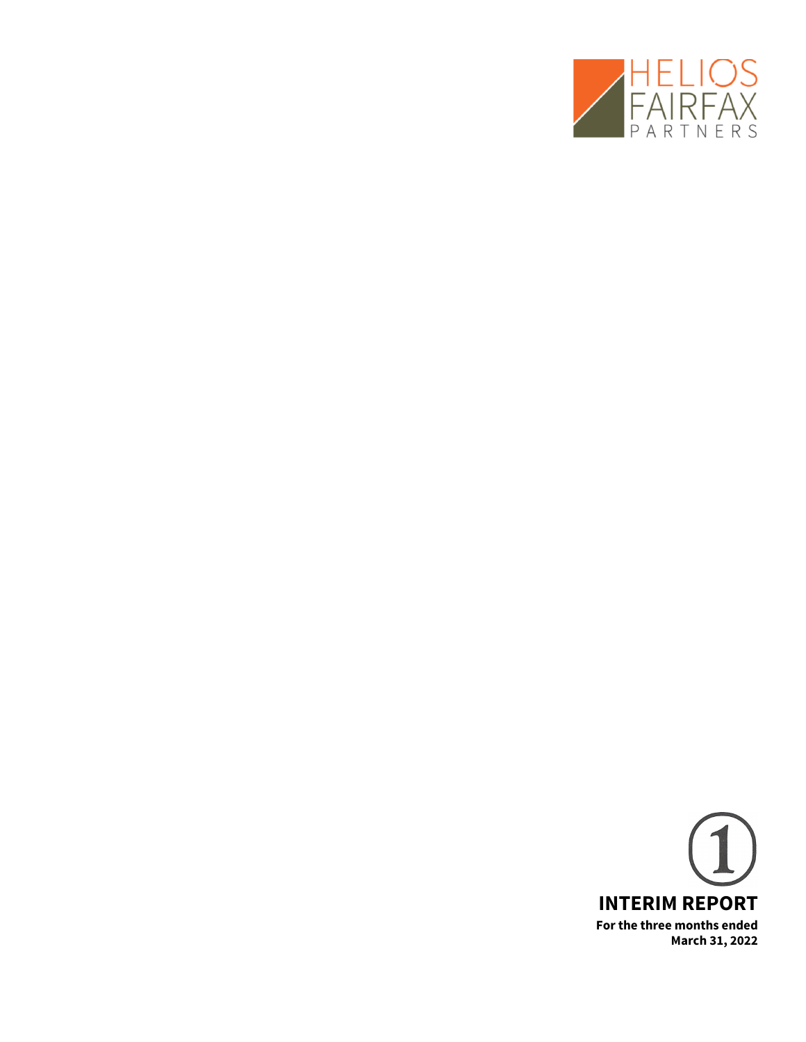HELIOS FAIRFAX PARTNERS

1

# INTERIM REPORT

**For the three months ended March 31, 2022**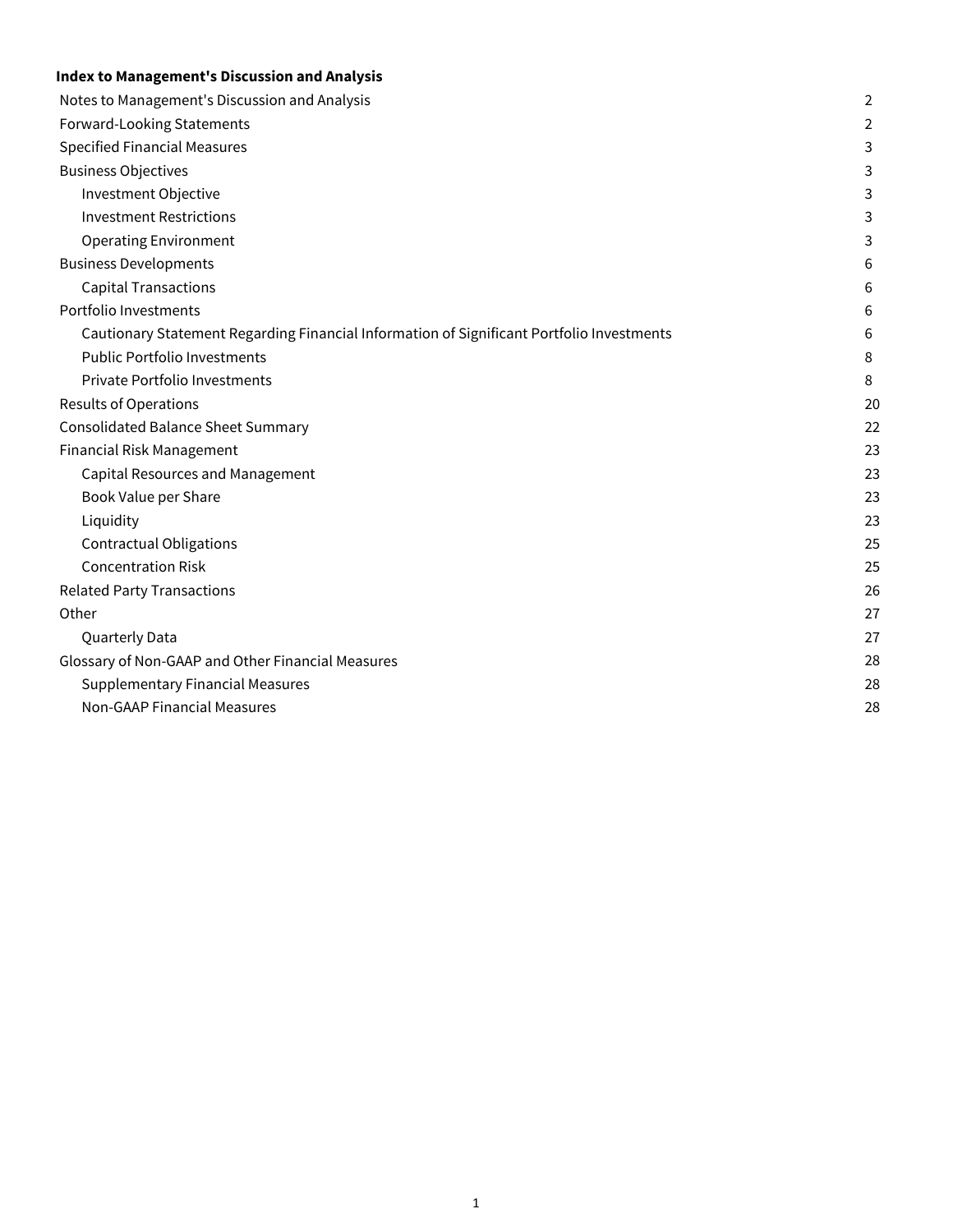**Index to Management's Discussion and Analysis**

| | |
|---|---|
| Notes to Management's Discussion and Analysis | 2 |
| Forward-Looking Statements | 2 |
| Specified Financial Measures | 3 |
| Business Objectives | 3 |
| Investment Objective | 3 |
| Investment Restrictions | 3 |
| Operating Environment | 3 |
| Business Developments | 6 |
| Capital Transactions | 6 |
| Portfolio Investments | 6 |
| Cautionary Statement Regarding Financial Information of Significant Portfolio Investments | 6 |
| Public Portfolio Investments | 8 |
| Private Portfolio Investments | 8 |
| Results of Operations | 20 |
| Consolidated Balance Sheet Summary | 22 |
| Financial Risk Management | 23 |
| Capital Resources and Management | 23 |
| Book Value per Share | 23 |
| Liquidity | 23 |
| Contractual Obligations | 25 |
| Concentration Risk | 25 |
| Related Party Transactions | 26 |
| Other | 27 |
| Quarterly Data | 27 |
| Glossary of Non-GAAP and Other Financial Measures | 28 |
| Supplementary Financial Measures | 28 |
| Non-GAAP Financial Measures | 28 |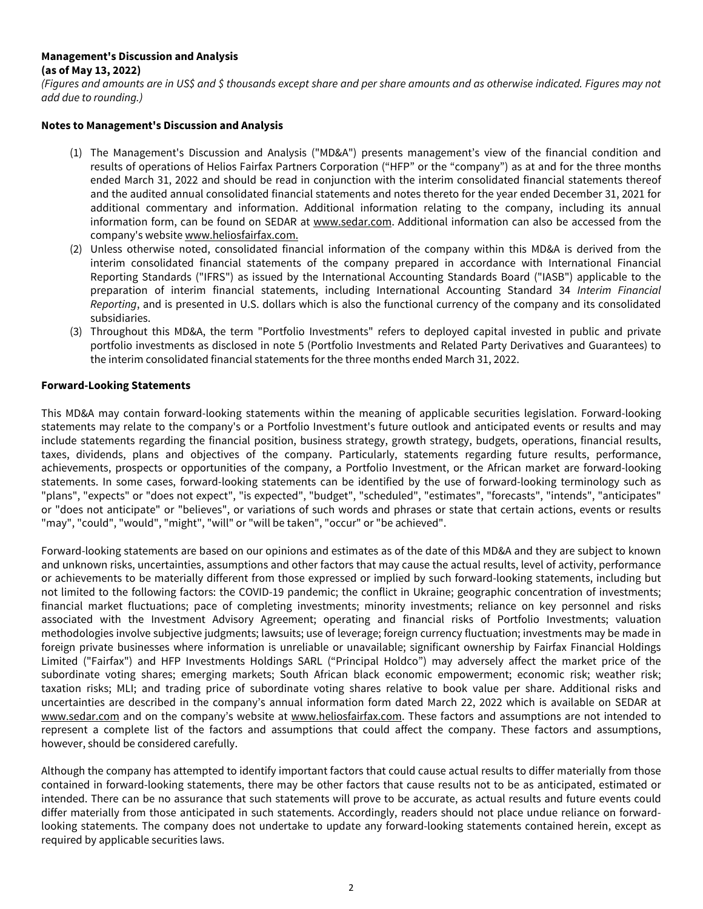**Management's Discussion and Analysis**
**(as of May 13, 2022)**

*(Figures and amounts are in US$ and $ thousands except share and per share amounts and as otherwise indicated. Figures may not add due to rounding.)*

**Notes to Management's Discussion and Analysis**

(1) The Management's Discussion and Analysis ("MD&A") presents management's view of the financial condition and results of operations of Helios Fairfax Partners Corporation ("HFP" or the "company") as at and for the three months ended March 31, 2022 and should be read in conjunction with the interim consolidated financial statements thereof and the audited annual consolidated financial statements and notes thereto for the year ended December 31, 2021 for additional commentary and information. Additional information relating to the company, including its annual information form, can be found on SEDAR at www.sedar.com. Additional information can also be accessed from the company's website www.heliosfairfax.com.

(2) Unless otherwise noted, consolidated financial information of the company within this MD&A is derived from the interim consolidated financial statements of the company prepared in accordance with International Financial Reporting Standards ("IFRS") as issued by the International Accounting Standards Board ("IASB") applicable to the preparation of interim financial statements, including International Accounting Standard 34 *Interim Financial Reporting*, and is presented in U.S. dollars which is also the functional currency of the company and its consolidated subsidiaries.

(3) Throughout this MD&A, the term "Portfolio Investments" refers to deployed capital invested in public and private portfolio investments as disclosed in note 5 (Portfolio Investments and Related Party Derivatives and Guarantees) to the interim consolidated financial statements for the three months ended March 31, 2022.

**Forward-Looking Statements**

This MD&A may contain forward-looking statements within the meaning of applicable securities legislation. Forward-looking statements may relate to the company's or a Portfolio Investment's future outlook and anticipated events or results and may include statements regarding the financial position, business strategy, growth strategy, budgets, operations, financial results, taxes, dividends, plans and objectives of the company. Particularly, statements regarding future results, performance, achievements, prospects or opportunities of the company, a Portfolio Investment, or the African market are forward-looking statements. In some cases, forward-looking statements can be identified by the use of forward-looking terminology such as "plans", "expects" or "does not expect", "is expected", "budget", "scheduled", "estimates", "forecasts", "intends", "anticipates" or "does not anticipate" or "believes", or variations of such words and phrases or state that certain actions, events or results "may", "could", "would", "might", "will" or "will be taken", "occur" or "be achieved".

Forward-looking statements are based on our opinions and estimates as of the date of this MD&A and they are subject to known and unknown risks, uncertainties, assumptions and other factors that may cause the actual results, level of activity, performance or achievements to be materially different from those expressed or implied by such forward-looking statements, including but not limited to the following factors: the COVID-19 pandemic; the conflict in Ukraine; geographic concentration of investments; financial market fluctuations; pace of completing investments; minority investments; reliance on key personnel and risks associated with the Investment Advisory Agreement; operating and financial risks of Portfolio Investments; valuation methodologies involve subjective judgments; lawsuits; use of leverage; foreign currency fluctuation; investments may be made in foreign private businesses where information is unreliable or unavailable; significant ownership by Fairfax Financial Holdings Limited ("Fairfax") and HFP Investments Holdings SARL ("Principal Holdco") may adversely affect the market price of the subordinate voting shares; emerging markets; South African black economic empowerment; economic risk; weather risk; taxation risks; MLI; and trading price of subordinate voting shares relative to book value per share. Additional risks and uncertainties are described in the company's annual information form dated March 22, 2022 which is available on SEDAR at www.sedar.com and on the company's website at www.heliosfairfax.com. These factors and assumptions are not intended to represent a complete list of the factors and assumptions that could affect the company. These factors and assumptions, however, should be considered carefully.

Although the company has attempted to identify important factors that could cause actual results to differ materially from those contained in forward-looking statements, there may be other factors that cause results not to be as anticipated, estimated or intended. There can be no assurance that such statements will prove to be accurate, as actual results and future events could differ materially from those anticipated in such statements. Accordingly, readers should not place undue reliance on forward-looking statements. The company does not undertake to update any forward-looking statements contained herein, except as required by applicable securities laws.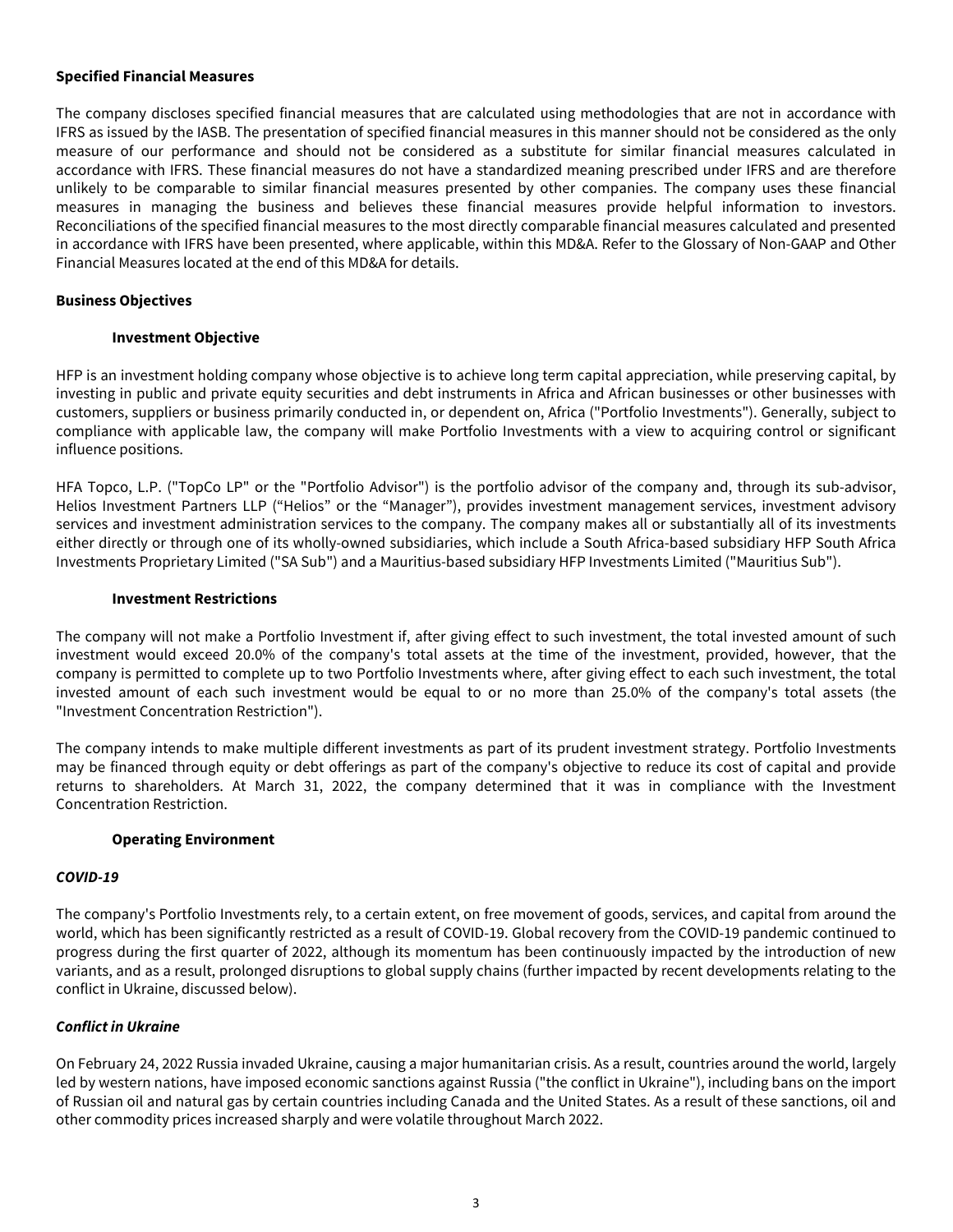**Specified Financial Measures**

The company discloses specified financial measures that are calculated using methodologies that are not in accordance with IFRS as issued by the IASB. The presentation of specified financial measures in this manner should not be considered as the only measure of our performance and should not be considered as a substitute for similar financial measures calculated in accordance with IFRS. These financial measures do not have a standardized meaning prescribed under IFRS and are therefore unlikely to be comparable to similar financial measures presented by other companies. The company uses these financial measures in managing the business and believes these financial measures provide helpful information to investors. Reconciliations of the specified financial measures to the most directly comparable financial measures calculated and presented in accordance with IFRS have been presented, where applicable, within this MD&A. Refer to the Glossary of Non-GAAP and Other Financial Measures located at the end of this MD&A for details.

**Business Objectives**

**Investment Objective**

HFP is an investment holding company whose objective is to achieve long term capital appreciation, while preserving capital, by investing in public and private equity securities and debt instruments in Africa and African businesses or other businesses with customers, suppliers or business primarily conducted in, or dependent on, Africa ("Portfolio Investments"). Generally, subject to compliance with applicable law, the company will make Portfolio Investments with a view to acquiring control or significant influence positions.

HFA Topco, L.P. ("TopCo LP" or the "Portfolio Advisor") is the portfolio advisor of the company and, through its sub-advisor, Helios Investment Partners LLP ("Helios" or the "Manager"), provides investment management services, investment advisory services and investment administration services to the company. The company makes all or substantially all of its investments either directly or through one of its wholly-owned subsidiaries, which include a South Africa-based subsidiary HFP South Africa Investments Proprietary Limited ("SA Sub") and a Mauritius-based subsidiary HFP Investments Limited ("Mauritius Sub").

**Investment Restrictions**

The company will not make a Portfolio Investment if, after giving effect to such investment, the total invested amount of such investment would exceed 20.0% of the company's total assets at the time of the investment, provided, however, that the company is permitted to complete up to two Portfolio Investments where, after giving effect to each such investment, the total invested amount of each such investment would be equal to or no more than 25.0% of the company's total assets (the "Investment Concentration Restriction").

The company intends to make multiple different investments as part of its prudent investment strategy. Portfolio Investments may be financed through equity or debt offerings as part of the company's objective to reduce its cost of capital and provide returns to shareholders. At March 31, 2022, the company determined that it was in compliance with the Investment Concentration Restriction.

**Operating Environment**

***COVID-19***

The company's Portfolio Investments rely, to a certain extent, on free movement of goods, services, and capital from around the world, which has been significantly restricted as a result of COVID-19. Global recovery from the COVID-19 pandemic continued to progress during the first quarter of 2022, although its momentum has been continuously impacted by the introduction of new variants, and as a result, prolonged disruptions to global supply chains (further impacted by recent developments relating to the conflict in Ukraine, discussed below).

***Conflict in Ukraine***

On February 24, 2022 Russia invaded Ukraine, causing a major humanitarian crisis. As a result, countries around the world, largely led by western nations, have imposed economic sanctions against Russia ("the conflict in Ukraine"), including bans on the import of Russian oil and natural gas by certain countries including Canada and the United States. As a result of these sanctions, oil and other commodity prices increased sharply and were volatile throughout March 2022.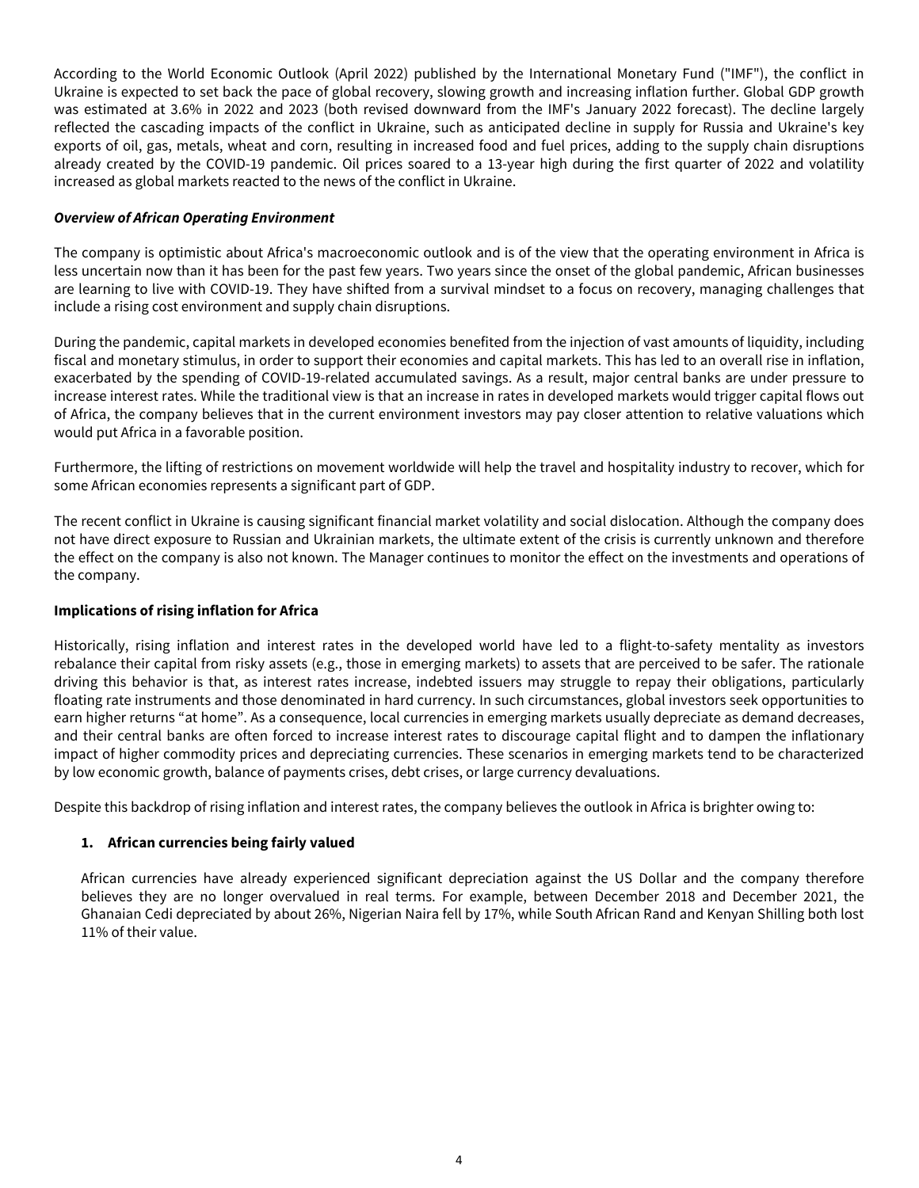According to the World Economic Outlook (April 2022) published by the International Monetary Fund ("IMF"), the conflict in Ukraine is expected to set back the pace of global recovery, slowing growth and increasing inflation further. Global GDP growth was estimated at 3.6% in 2022 and 2023 (both revised downward from the IMF's January 2022 forecast). The decline largely reflected the cascading impacts of the conflict in Ukraine, such as anticipated decline in supply for Russia and Ukraine's key exports of oil, gas, metals, wheat and corn, resulting in increased food and fuel prices, adding to the supply chain disruptions already created by the COVID-19 pandemic. Oil prices soared to a 13-year high during the first quarter of 2022 and volatility increased as global markets reacted to the news of the conflict in Ukraine.

***Overview of African Operating Environment***

The company is optimistic about Africa's macroeconomic outlook and is of the view that the operating environment in Africa is less uncertain now than it has been for the past few years. Two years since the onset of the global pandemic, African businesses are learning to live with COVID-19. They have shifted from a survival mindset to a focus on recovery, managing challenges that include a rising cost environment and supply chain disruptions.

During the pandemic, capital markets in developed economies benefited from the injection of vast amounts of liquidity, including fiscal and monetary stimulus, in order to support their economies and capital markets. This has led to an overall rise in inflation, exacerbated by the spending of COVID-19-related accumulated savings. As a result, major central banks are under pressure to increase interest rates. While the traditional view is that an increase in rates in developed markets would trigger capital flows out of Africa, the company believes that in the current environment investors may pay closer attention to relative valuations which would put Africa in a favorable position.

Furthermore, the lifting of restrictions on movement worldwide will help the travel and hospitality industry to recover, which for some African economies represents a significant part of GDP.

The recent conflict in Ukraine is causing significant financial market volatility and social dislocation. Although the company does not have direct exposure to Russian and Ukrainian markets, the ultimate extent of the crisis is currently unknown and therefore the effect on the company is also not known. The Manager continues to monitor the effect on the investments and operations of the company.

**Implications of rising inflation for Africa**

Historically, rising inflation and interest rates in the developed world have led to a flight-to-safety mentality as investors rebalance their capital from risky assets (e.g., those in emerging markets) to assets that are perceived to be safer. The rationale driving this behavior is that, as interest rates increase, indebted issuers may struggle to repay their obligations, particularly floating rate instruments and those denominated in hard currency. In such circumstances, global investors seek opportunities to earn higher returns "at home". As a consequence, local currencies in emerging markets usually depreciate as demand decreases, and their central banks are often forced to increase interest rates to discourage capital flight and to dampen the inflationary impact of higher commodity prices and depreciating currencies. These scenarios in emerging markets tend to be characterized by low economic growth, balance of payments crises, debt crises, or large currency devaluations.

Despite this backdrop of rising inflation and interest rates, the company believes the outlook in Africa is brighter owing to:

1. **African currencies being fairly valued**

   African currencies have already experienced significant depreciation against the US Dollar and the company therefore believes they are no longer overvalued in real terms. For example, between December 2018 and December 2021, the Ghanaian Cedi depreciated by about 26%, Nigerian Naira fell by 17%, while South African Rand and Kenyan Shilling both lost 11% of their value.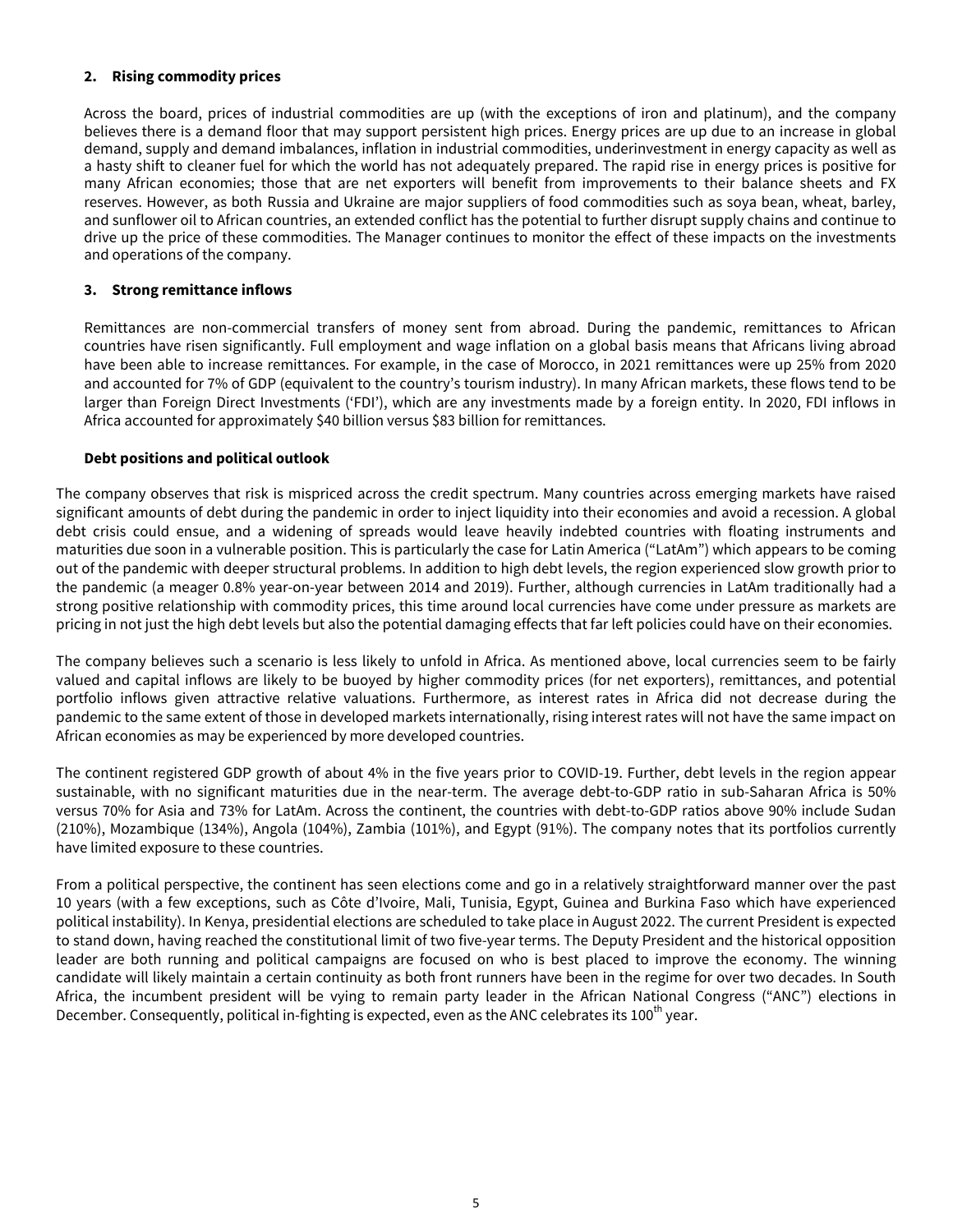**2. Rising commodity prices**

Across the board, prices of industrial commodities are up (with the exceptions of iron and platinum), and the company believes there is a demand floor that may support persistent high prices. Energy prices are up due to an increase in global demand, supply and demand imbalances, inflation in industrial commodities, underinvestment in energy capacity as well as a hasty shift to cleaner fuel for which the world has not adequately prepared. The rapid rise in energy prices is positive for many African economies; those that are net exporters will benefit from improvements to their balance sheets and FX reserves. However, as both Russia and Ukraine are major suppliers of food commodities such as soya bean, wheat, barley, and sunflower oil to African countries, an extended conflict has the potential to further disrupt supply chains and continue to drive up the price of these commodities. The Manager continues to monitor the effect of these impacts on the investments and operations of the company.

**3. Strong remittance inflows**

Remittances are non-commercial transfers of money sent from abroad. During the pandemic, remittances to African countries have risen significantly. Full employment and wage inflation on a global basis means that Africans living abroad have been able to increase remittances. For example, in the case of Morocco, in 2021 remittances were up 25% from 2020 and accounted for 7% of GDP (equivalent to the country's tourism industry). In many African markets, these flows tend to be larger than Foreign Direct Investments ('FDI'), which are any investments made by a foreign entity. In 2020, FDI inflows in Africa accounted for approximately $40 billion versus $83 billion for remittances.

**Debt positions and political outlook**

The company observes that risk is mispriced across the credit spectrum. Many countries across emerging markets have raised significant amounts of debt during the pandemic in order to inject liquidity into their economies and avoid a recession. A global debt crisis could ensue, and a widening of spreads would leave heavily indebted countries with floating instruments and maturities due soon in a vulnerable position. This is particularly the case for Latin America ("LatAm") which appears to be coming out of the pandemic with deeper structural problems. In addition to high debt levels, the region experienced slow growth prior to the pandemic (a meager 0.8% year-on-year between 2014 and 2019). Further, although currencies in LatAm traditionally had a strong positive relationship with commodity prices, this time around local currencies have come under pressure as markets are pricing in not just the high debt levels but also the potential damaging effects that far left policies could have on their economies.

The company believes such a scenario is less likely to unfold in Africa. As mentioned above, local currencies seem to be fairly valued and capital inflows are likely to be buoyed by higher commodity prices (for net exporters), remittances, and potential portfolio inflows given attractive relative valuations. Furthermore, as interest rates in Africa did not decrease during the pandemic to the same extent of those in developed markets internationally, rising interest rates will not have the same impact on African economies as may be experienced by more developed countries.

The continent registered GDP growth of about 4% in the five years prior to COVID-19. Further, debt levels in the region appear sustainable, with no significant maturities due in the near-term. The average debt-to-GDP ratio in sub-Saharan Africa is 50% versus 70% for Asia and 73% for LatAm. Across the continent, the countries with debt-to-GDP ratios above 90% include Sudan (210%), Mozambique (134%), Angola (104%), Zambia (101%), and Egypt (91%). The company notes that its portfolios currently have limited exposure to these countries.

From a political perspective, the continent has seen elections come and go in a relatively straightforward manner over the past 10 years (with a few exceptions, such as Côte d'Ivoire, Mali, Tunisia, Egypt, Guinea and Burkina Faso which have experienced political instability). In Kenya, presidential elections are scheduled to take place in August 2022. The current President is expected to stand down, having reached the constitutional limit of two five-year terms. The Deputy President and the historical opposition leader are both running and political campaigns are focused on who is best placed to improve the economy. The winning candidate will likely maintain a certain continuity as both front runners have been in the regime for over two decades. In South Africa, the incumbent president will be vying to remain party leader in the African National Congress ("ANC") elections in December. Consequently, political in-fighting is expected, even as the ANC celebrates its 100th year.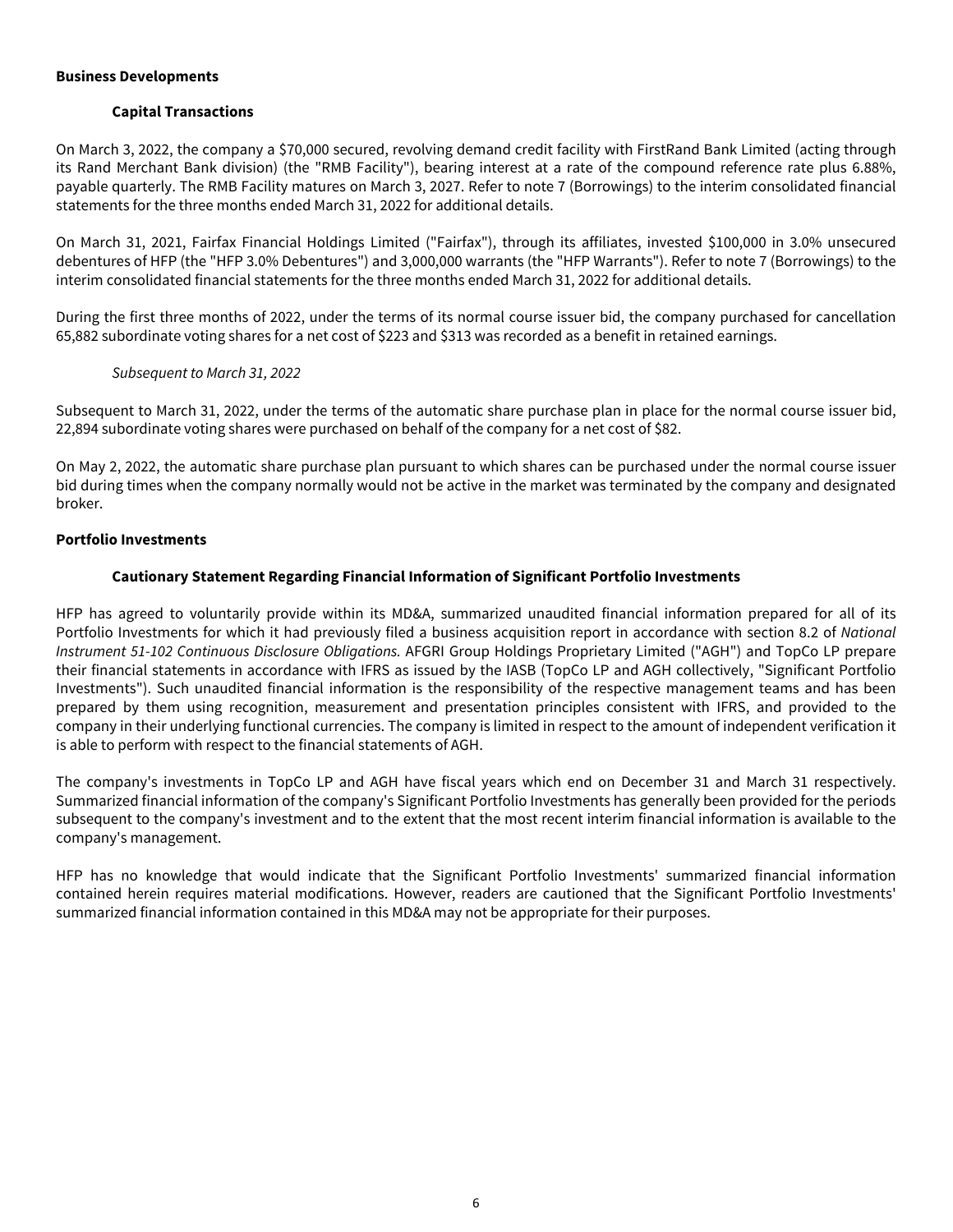## Business Developments

### Capital Transactions

On March 3, 2022, the company a $70,000 secured, revolving demand credit facility with FirstRand Bank Limited (acting through its Rand Merchant Bank division) (the "RMB Facility"), bearing interest at a rate of the compound reference rate plus 6.88%, payable quarterly. The RMB Facility matures on March 3, 2027. Refer to note 7 (Borrowings) to the interim consolidated financial statements for the three months ended March 31, 2022 for additional details.

On March 31, 2021, Fairfax Financial Holdings Limited ("Fairfax"), through its affiliates, invested $100,000 in 3.0% unsecured debentures of HFP (the "HFP 3.0% Debentures") and 3,000,000 warrants (the "HFP Warrants"). Refer to note 7 (Borrowings) to the interim consolidated financial statements for the three months ended March 31, 2022 for additional details.

During the first three months of 2022, under the terms of its normal course issuer bid, the company purchased for cancellation 65,882 subordinate voting shares for a net cost of $223 and $313 was recorded as a benefit in retained earnings.

*Subsequent to March 31, 2022*

Subsequent to March 31, 2022, under the terms of the automatic share purchase plan in place for the normal course issuer bid, 22,894 subordinate voting shares were purchased on behalf of the company for a net cost of $82.

On May 2, 2022, the automatic share purchase plan pursuant to which shares can be purchased under the normal course issuer bid during times when the company normally would not be active in the market was terminated by the company and designated broker.

## Portfolio Investments

### Cautionary Statement Regarding Financial Information of Significant Portfolio Investments

HFP has agreed to voluntarily provide within its MD&A, summarized unaudited financial information prepared for all of its Portfolio Investments for which it had previously filed a business acquisition report in accordance with section 8.2 of *National Instrument 51-102 Continuous Disclosure Obligations.* AFGRI Group Holdings Proprietary Limited ("AGH") and TopCo LP prepare their financial statements in accordance with IFRS as issued by the IASB (TopCo LP and AGH collectively, "Significant Portfolio Investments"). Such unaudited financial information is the responsibility of the respective management teams and has been prepared by them using recognition, measurement and presentation principles consistent with IFRS, and provided to the company in their underlying functional currencies. The company is limited in respect to the amount of independent verification it is able to perform with respect to the financial statements of AGH.

The company's investments in TopCo LP and AGH have fiscal years which end on December 31 and March 31 respectively. Summarized financial information of the company's Significant Portfolio Investments has generally been provided for the periods subsequent to the company's investment and to the extent that the most recent interim financial information is available to the company's management.

HFP has no knowledge that would indicate that the Significant Portfolio Investments' summarized financial information contained herein requires material modifications. However, readers are cautioned that the Significant Portfolio Investments' summarized financial information contained in this MD&A may not be appropriate for their purposes.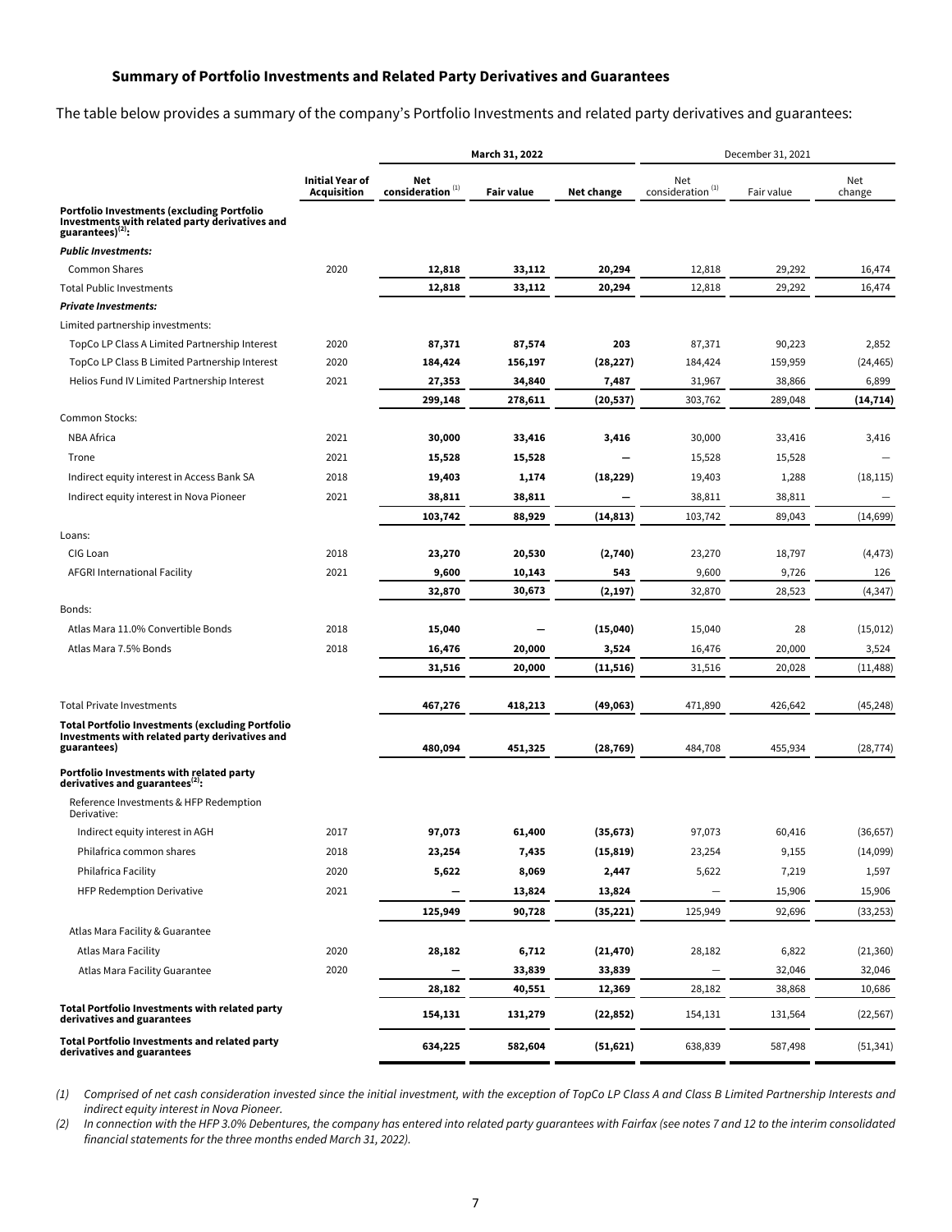### Summary of Portfolio Investments and Related Party Derivatives and Guarantees

The table below provides a summary of the company's Portfolio Investments and related party derivatives and guarantees:

| | Initial Year of Acquisition | March 31, 2022 | | | December 31, 2021 | | |
|---|---|---|---|---|---|---|---|
| | | Net consideration [(1)] | Fair value | Net change | Net consideration [(1)] | Fair value | Net change |
| **Portfolio Investments (excluding Portfolio Investments with related party derivatives and guarantees)[(2)]:** | | | | | | | |
| ***Public Investments:*** | | | | | | | |
| Common Shares | 2020 | **12,818** | **33,112** | **20,294** | 12,818 | 29,292 | 16,474 |
| Total Public Investments | | **12,818** | **33,112** | **20,294** | 12,818 | 29,292 | 16,474 |
| ***Private Investments:*** | | | | | | | |
| Limited partnership investments: | | | | | | | |
| TopCo LP Class A Limited Partnership Interest | 2020 | **87,371** | **87,574** | **203** | 87,371 | 90,223 | 2,852 |
| TopCo LP Class B Limited Partnership Interest | 2020 | **184,424** | **156,197** | **(28,227)** | 184,424 | 159,959 | (24,465) |
| Helios Fund IV Limited Partnership Interest | 2021 | **27,353** | **34,840** | **7,487** | 31,967 | 38,866 | 6,899 |
| | | **299,148** | **278,611** | **(20,537)** | 303,762 | 289,048 | **(14,714)** |
| Common Stocks: | | | | | | | |
| NBA Africa | 2021 | **30,000** | **33,416** | **3,416** | 30,000 | 33,416 | 3,416 |
| Trone | 2021 | **15,528** | **15,528** | **—** | 15,528 | 15,528 | — |
| Indirect equity interest in Access Bank SA | 2018 | **19,403** | **1,174** | **(18,229)** | 19,403 | 1,288 | (18,115) |
| Indirect equity interest in Nova Pioneer | 2021 | **38,811** | **38,811** | **—** | 38,811 | 38,811 | — |
| | | **103,742** | **88,929** | **(14,813)** | 103,742 | 89,043 | (14,699) |
| Loans: | | | | | | | |
| CIG Loan | 2018 | **23,270** | **20,530** | **(2,740)** | 23,270 | 18,797 | (4,473) |
| AFGRI International Facility | 2021 | **9,600** | **10,143** | **543** | 9,600 | 9,726 | 126 |
| | | **32,870** | **30,673** | **(2,197)** | 32,870 | 28,523 | (4,347) |
| Bonds: | | | | | | | |
| Atlas Mara 11.0% Convertible Bonds | 2018 | **15,040** | **—** | **(15,040)** | 15,040 | 28 | (15,012) |
| Atlas Mara 7.5% Bonds | 2018 | **16,476** | **20,000** | **3,524** | 16,476 | 20,000 | 3,524 |
| | | **31,516** | **20,000** | **(11,516)** | 31,516 | 20,028 | (11,488) |
| Total Private Investments | | **467,276** | **418,213** | **(49,063)** | 471,890 | 426,642 | (45,248) |
| **Total Portfolio Investments (excluding Portfolio Investments with related party derivatives and guarantees)** | | **480,094** | **451,325** | **(28,769)** | 484,708 | 455,934 | (28,774) |
| **Portfolio Investments with related party derivatives and guarantees[(2)]:** | | | | | | | |
| Reference Investments & HFP Redemption Derivative: | | | | | | | |
| Indirect equity interest in AGH | 2017 | **97,073** | **61,400** | **(35,673)** | 97,073 | 60,416 | (36,657) |
| Philafrica common shares | 2018 | **23,254** | **7,435** | **(15,819)** | 23,254 | 9,155 | (14,099) |
| Philafrica Facility | 2020 | **5,622** | **8,069** | **2,447** | 5,622 | 7,219 | 1,597 |
| HFP Redemption Derivative | 2021 | **—** | **13,824** | **13,824** | — | 15,906 | 15,906 |
| | | **125,949** | **90,728** | **(35,221)** | 125,949 | 92,696 | (33,253) |
| Atlas Mara Facility & Guarantee | | | | | | | |
| Atlas Mara Facility | 2020 | **28,182** | **6,712** | **(21,470)** | 28,182 | 6,822 | (21,360) |
| Atlas Mara Facility Guarantee | 2020 | **—** | **33,839** | **33,839** | — | 32,046 | 32,046 |
| | | **28,182** | **40,551** | **12,369** | 28,182 | 38,868 | 10,686 |
| **Total Portfolio Investments with related party derivatives and guarantees** | | **154,131** | **131,279** | **(22,852)** | 154,131 | 131,564 | (22,567) |
| **Total Portfolio Investments and related party derivatives and guarantees** | | **634,225** | **582,604** | **(51,621)** | 638,839 | 587,498 | (51,341) |

*(1) Comprised of net cash consideration invested since the initial investment, with the exception of TopCo LP Class A and Class B Limited Partnership Interests and indirect equity interest in Nova Pioneer.*

*(2) In connection with the HFP 3.0% Debentures, the company has entered into related party guarantees with Fairfax (see notes 7 and 12 to the interim consolidated financial statements for the three months ended March 31, 2022).*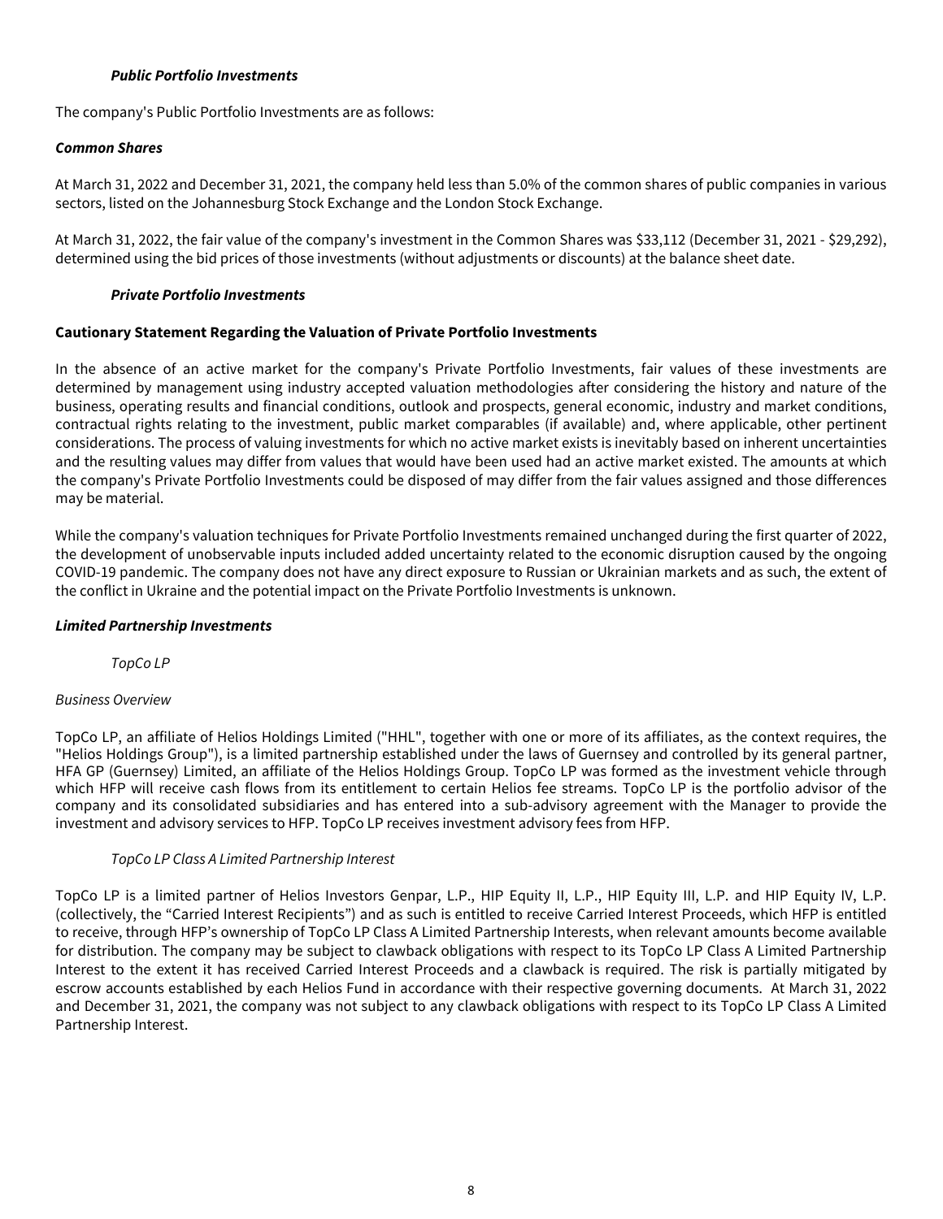### *Public Portfolio Investments*

The company's Public Portfolio Investments are as follows:

#### *Common Shares*

At March 31, 2022 and December 31, 2021, the company held less than 5.0% of the common shares of public companies in various sectors, listed on the Johannesburg Stock Exchange and the London Stock Exchange.

At March 31, 2022, the fair value of the company's investment in the Common Shares was $33,112 (December 31, 2021 - $29,292), determined using the bid prices of those investments (without adjustments or discounts) at the balance sheet date.

### *Private Portfolio Investments*

#### **Cautionary Statement Regarding the Valuation of Private Portfolio Investments**

In the absence of an active market for the company's Private Portfolio Investments, fair values of these investments are determined by management using industry accepted valuation methodologies after considering the history and nature of the business, operating results and financial conditions, outlook and prospects, general economic, industry and market conditions, contractual rights relating to the investment, public market comparables (if available) and, where applicable, other pertinent considerations. The process of valuing investments for which no active market exists is inevitably based on inherent uncertainties and the resulting values may differ from values that would have been used had an active market existed. The amounts at which the company's Private Portfolio Investments could be disposed of may differ from the fair values assigned and those differences may be material.

While the company's valuation techniques for Private Portfolio Investments remained unchanged during the first quarter of 2022, the development of unobservable inputs included added uncertainty related to the economic disruption caused by the ongoing COVID-19 pandemic. The company does not have any direct exposure to Russian or Ukrainian markets and as such, the extent of the conflict in Ukraine and the potential impact on the Private Portfolio Investments is unknown.

#### *Limited Partnership Investments*

*TopCo LP*

*Business Overview*

TopCo LP, an affiliate of Helios Holdings Limited ("HHL", together with one or more of its affiliates, as the context requires, the "Helios Holdings Group"), is a limited partnership established under the laws of Guernsey and controlled by its general partner, HFA GP (Guernsey) Limited, an affiliate of the Helios Holdings Group. TopCo LP was formed as the investment vehicle through which HFP will receive cash flows from its entitlement to certain Helios fee streams. TopCo LP is the portfolio advisor of the company and its consolidated subsidiaries and has entered into a sub-advisory agreement with the Manager to provide the investment and advisory services to HFP. TopCo LP receives investment advisory fees from HFP.

*TopCo LP Class A Limited Partnership Interest*

TopCo LP is a limited partner of Helios Investors Genpar, L.P., HIP Equity II, L.P., HIP Equity III, L.P. and HIP Equity IV, L.P. (collectively, the "Carried Interest Recipients") and as such is entitled to receive Carried Interest Proceeds, which HFP is entitled to receive, through HFP's ownership of TopCo LP Class A Limited Partnership Interests, when relevant amounts become available for distribution. The company may be subject to clawback obligations with respect to its TopCo LP Class A Limited Partnership Interest to the extent it has received Carried Interest Proceeds and a clawback is required. The risk is partially mitigated by escrow accounts established by each Helios Fund in accordance with their respective governing documents. At March 31, 2022 and December 31, 2021, the company was not subject to any clawback obligations with respect to its TopCo LP Class A Limited Partnership Interest.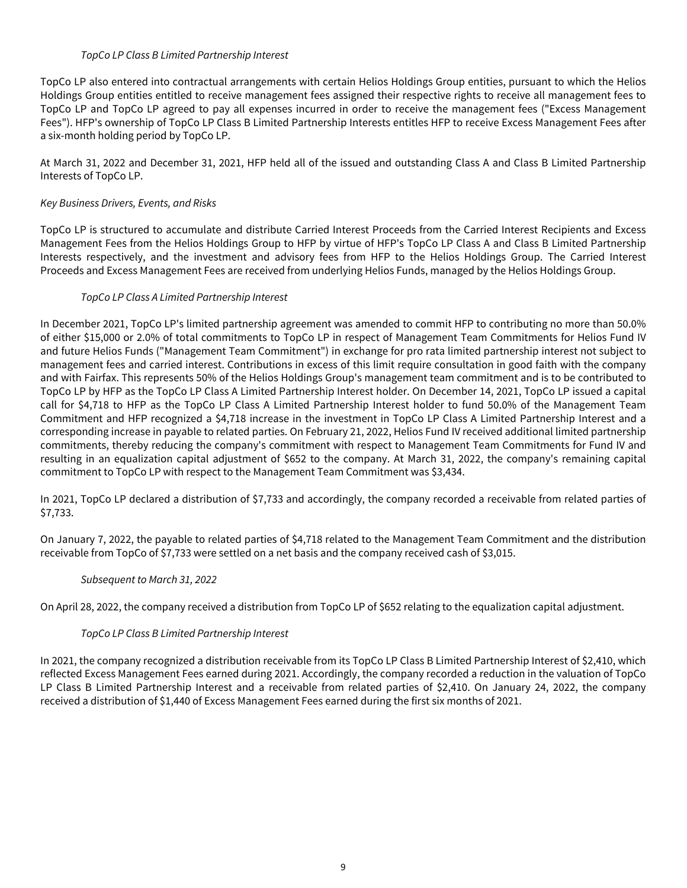*TopCo LP Class B Limited Partnership Interest*

TopCo LP also entered into contractual arrangements with certain Helios Holdings Group entities, pursuant to which the Helios Holdings Group entities entitled to receive management fees assigned their respective rights to receive all management fees to TopCo LP and TopCo LP agreed to pay all expenses incurred in order to receive the management fees ("Excess Management Fees"). HFP's ownership of TopCo LP Class B Limited Partnership Interests entitles HFP to receive Excess Management Fees after a six-month holding period by TopCo LP.

At March 31, 2022 and December 31, 2021, HFP held all of the issued and outstanding Class A and Class B Limited Partnership Interests of TopCo LP.

*Key Business Drivers, Events, and Risks*

TopCo LP is structured to accumulate and distribute Carried Interest Proceeds from the Carried Interest Recipients and Excess Management Fees from the Helios Holdings Group to HFP by virtue of HFP's TopCo LP Class A and Class B Limited Partnership Interests respectively, and the investment and advisory fees from HFP to the Helios Holdings Group. The Carried Interest Proceeds and Excess Management Fees are received from underlying Helios Funds, managed by the Helios Holdings Group.

*TopCo LP Class A Limited Partnership Interest*

In December 2021, TopCo LP's limited partnership agreement was amended to commit HFP to contributing no more than 50.0% of either $15,000 or 2.0% of total commitments to TopCo LP in respect of Management Team Commitments for Helios Fund IV and future Helios Funds ("Management Team Commitment") in exchange for pro rata limited partnership interest not subject to management fees and carried interest. Contributions in excess of this limit require consultation in good faith with the company and with Fairfax. This represents 50% of the Helios Holdings Group's management team commitment and is to be contributed to TopCo LP by HFP as the TopCo LP Class A Limited Partnership Interest holder. On December 14, 2021, TopCo LP issued a capital call for $4,718 to HFP as the TopCo LP Class A Limited Partnership Interest holder to fund 50.0% of the Management Team Commitment and HFP recognized a $4,718 increase in the investment in TopCo LP Class A Limited Partnership Interest and a corresponding increase in payable to related parties. On February 21, 2022, Helios Fund IV received additional limited partnership commitments, thereby reducing the company's commitment with respect to Management Team Commitments for Fund IV and resulting in an equalization capital adjustment of $652 to the company. At March 31, 2022, the company's remaining capital commitment to TopCo LP with respect to the Management Team Commitment was $3,434.

In 2021, TopCo LP declared a distribution of $7,733 and accordingly, the company recorded a receivable from related parties of $7,733.

On January 7, 2022, the payable to related parties of $4,718 related to the Management Team Commitment and the distribution receivable from TopCo of $7,733 were settled on a net basis and the company received cash of $3,015.

*Subsequent to March 31, 2022*

On April 28, 2022, the company received a distribution from TopCo LP of $652 relating to the equalization capital adjustment.

*TopCo LP Class B Limited Partnership Interest*

In 2021, the company recognized a distribution receivable from its TopCo LP Class B Limited Partnership Interest of $2,410, which reflected Excess Management Fees earned during 2021. Accordingly, the company recorded a reduction in the valuation of TopCo LP Class B Limited Partnership Interest and a receivable from related parties of $2,410. On January 24, 2022, the company received a distribution of $1,440 of Excess Management Fees earned during the first six months of 2021.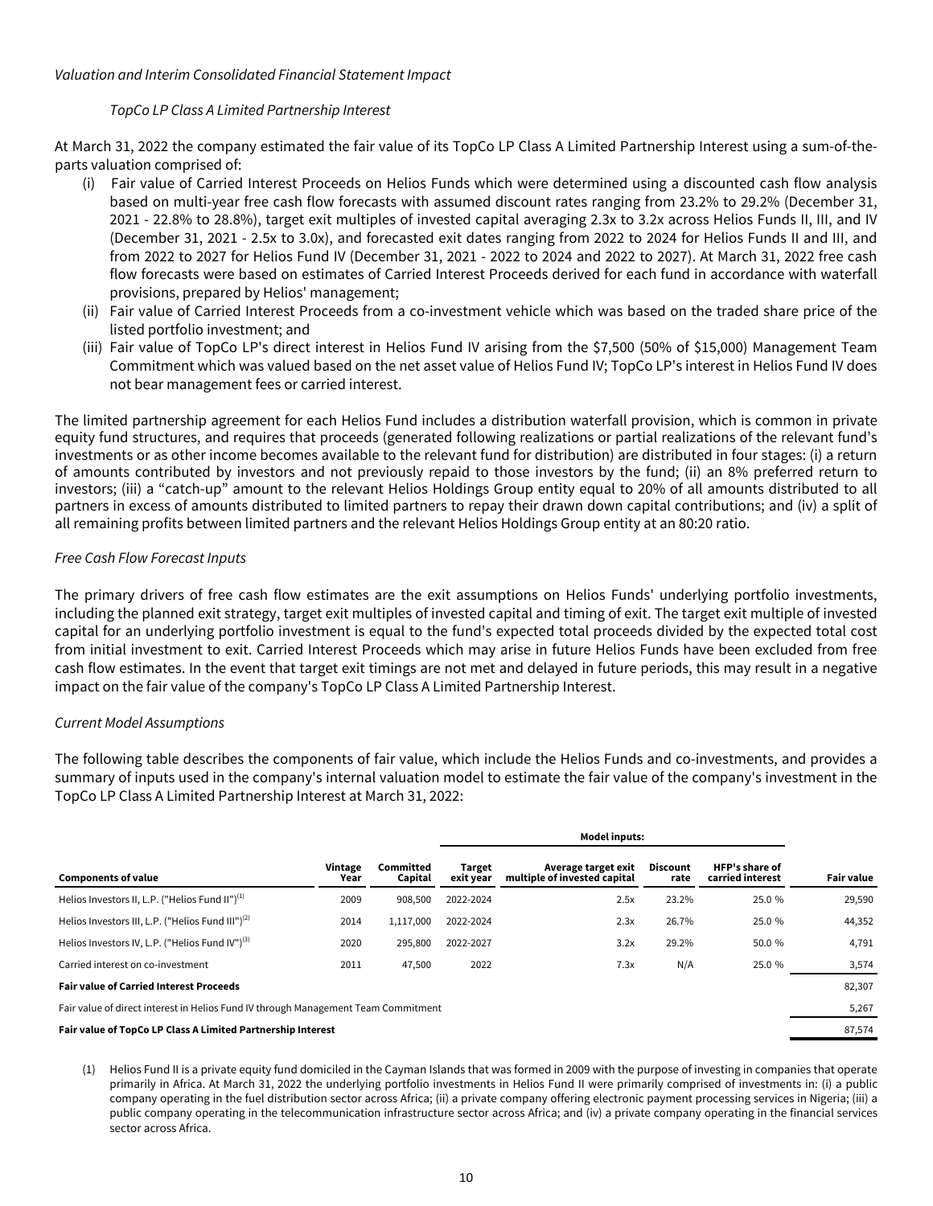*Valuation and Interim Consolidated Financial Statement Impact*

*TopCo LP Class A Limited Partnership Interest*

At March 31, 2022 the company estimated the fair value of its TopCo LP Class A Limited Partnership Interest using a sum-of-the-parts valuation comprised of:

(i) Fair value of Carried Interest Proceeds on Helios Funds which were determined using a discounted cash flow analysis based on multi-year free cash flow forecasts with assumed discount rates ranging from 23.2% to 29.2% (December 31, 2021 - 22.8% to 28.8%), target exit multiples of invested capital averaging 2.3x to 3.2x across Helios Funds II, III, and IV (December 31, 2021 - 2.5x to 3.0x), and forecasted exit dates ranging from 2022 to 2024 for Helios Funds II and III, and from 2022 to 2027 for Helios Fund IV (December 31, 2021 - 2022 to 2024 and 2022 to 2027). At March 31, 2022 free cash flow forecasts were based on estimates of Carried Interest Proceeds derived for each fund in accordance with waterfall provisions, prepared by Helios' management;

(ii) Fair value of Carried Interest Proceeds from a co-investment vehicle which was based on the traded share price of the listed portfolio investment; and

(iii) Fair value of TopCo LP's direct interest in Helios Fund IV arising from the $7,500 (50% of $15,000) Management Team Commitment which was valued based on the net asset value of Helios Fund IV; TopCo LP's interest in Helios Fund IV does not bear management fees or carried interest.

The limited partnership agreement for each Helios Fund includes a distribution waterfall provision, which is common in private equity fund structures, and requires that proceeds (generated following realizations or partial realizations of the relevant fund's investments or as other income becomes available to the relevant fund for distribution) are distributed in four stages: (i) a return of amounts contributed by investors and not previously repaid to those investors by the fund; (ii) an 8% preferred return to investors; (iii) a "catch-up" amount to the relevant Helios Holdings Group entity equal to 20% of all amounts distributed to all partners in excess of amounts distributed to limited partners to repay their drawn down capital contributions; and (iv) a split of all remaining profits between limited partners and the relevant Helios Holdings Group entity at an 80:20 ratio.

*Free Cash Flow Forecast Inputs*

The primary drivers of free cash flow estimates are the exit assumptions on Helios Funds' underlying portfolio investments, including the planned exit strategy, target exit multiples of invested capital and timing of exit. The target exit multiple of invested capital for an underlying portfolio investment is equal to the fund's expected total proceeds divided by the expected total cost from initial investment to exit. Carried Interest Proceeds which may arise in future Helios Funds have been excluded from free cash flow estimates. In the event that target exit timings are not met and delayed in future periods, this may result in a negative impact on the fair value of the company's TopCo LP Class A Limited Partnership Interest.

*Current Model Assumptions*

The following table describes the components of fair value, which include the Helios Funds and co-investments, and provides a summary of inputs used in the company's internal valuation model to estimate the fair value of the company's investment in the TopCo LP Class A Limited Partnership Interest at March 31, 2022:

| | | | **Model inputs:** | | | | |
|---|---|---|---|---|---|---|---|
| **Components of value** | **Vintage Year** | **Committed Capital** | **Target exit year** | **Average target exit multiple of invested capital** | **Discount rate** | **HFP's share of carried interest** | **Fair value** |
| Helios Investors II, L.P. ("Helios Fund II")[(1)] | 2009 | 908,500 | 2022-2024 | 2.5x | 23.2% | 25.0 % | 29,590 |
| Helios Investors III, L.P. ("Helios Fund III")[(2)] | 2014 | 1,117,000 | 2022-2024 | 2.3x | 26.7% | 25.0 % | 44,352 |
| Helios Investors IV, L.P. ("Helios Fund IV")[(3)] | 2020 | 295,800 | 2022-2027 | 3.2x | 29.2% | 50.0 % | 4,791 |
| Carried interest on co-investment | 2011 | 47,500 | 2022 | 7.3x | N/A | 25.0 % | 3,574 |
| **Fair value of Carried Interest Proceeds** | | | | | | | 82,307 |
| Fair value of direct interest in Helios Fund IV through Management Team Commitment | | | | | | | 5,267 |
| **Fair value of TopCo LP Class A Limited Partnership Interest** | | | | | | | 87,574 |

(1) Helios Fund II is a private equity fund domiciled in the Cayman Islands that was formed in 2009 with the purpose of investing in companies that operate primarily in Africa. At March 31, 2022 the underlying portfolio investments in Helios Fund II were primarily comprised of investments in: (i) a public company operating in the fuel distribution sector across Africa; (ii) a private company offering electronic payment processing services in Nigeria; (iii) a public company operating in the telecommunication infrastructure sector across Africa; and (iv) a private company operating in the financial services sector across Africa.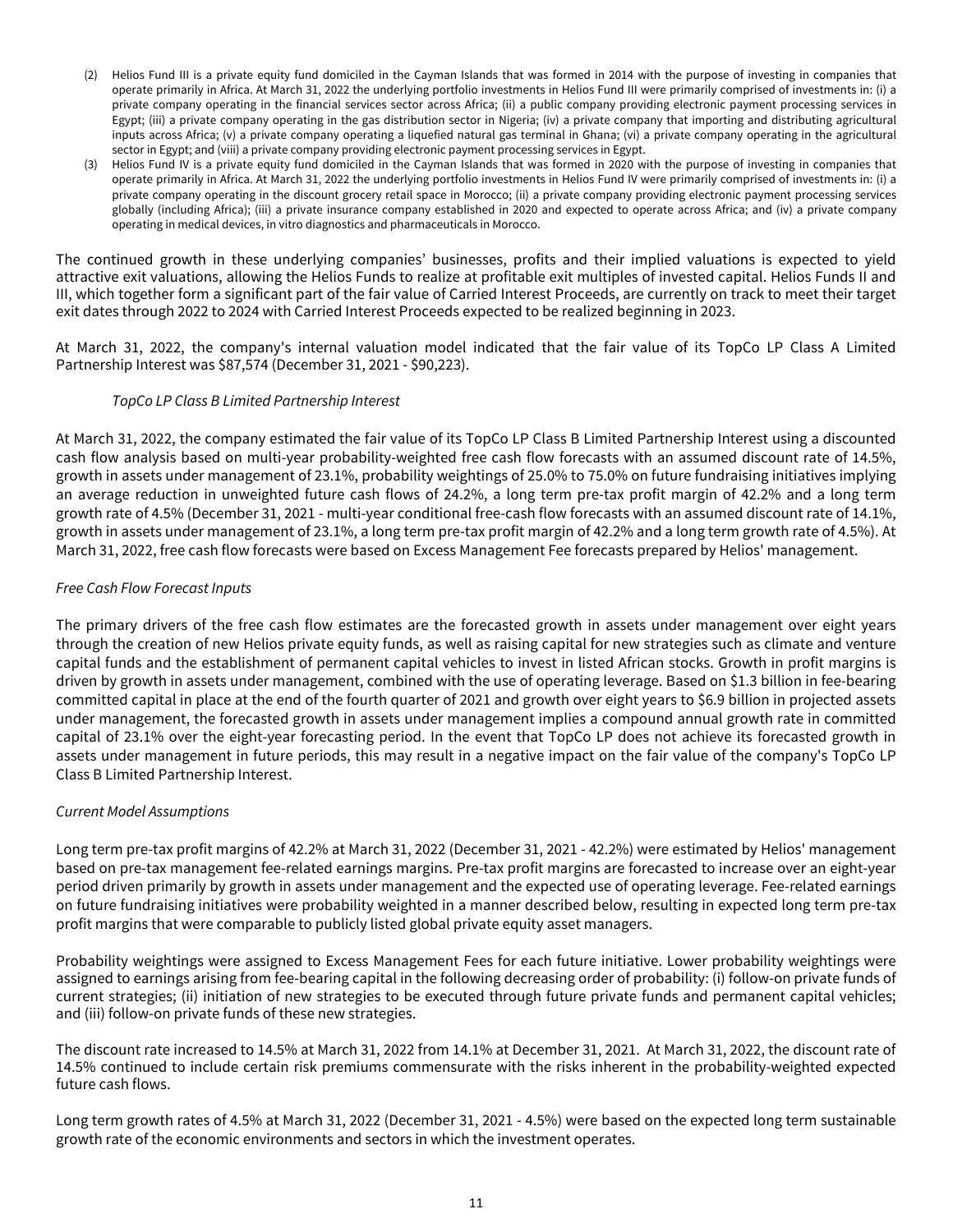(2) Helios Fund III is a private equity fund domiciled in the Cayman Islands that was formed in 2014 with the purpose of investing in companies that operate primarily in Africa. At March 31, 2022 the underlying portfolio investments in Helios Fund III were primarily comprised of investments in: (i) a private company operating in the financial services sector across Africa; (ii) a public company providing electronic payment processing services in Egypt; (iii) a private company operating in the gas distribution sector in Nigeria; (iv) a private company that importing and distributing agricultural inputs across Africa; (v) a private company operating a liquefied natural gas terminal in Ghana; (vi) a private company operating in the agricultural sector in Egypt; and (viii) a private company providing electronic payment processing services in Egypt.

(3) Helios Fund IV is a private equity fund domiciled in the Cayman Islands that was formed in 2020 with the purpose of investing in companies that operate primarily in Africa. At March 31, 2022 the underlying portfolio investments in Helios Fund IV were primarily comprised of investments in: (i) a private company operating in the discount grocery retail space in Morocco; (ii) a private company providing electronic payment processing services globally (including Africa); (iii) a private insurance company established in 2020 and expected to operate across Africa; and (iv) a private company operating in medical devices, in vitro diagnostics and pharmaceuticals in Morocco.

The continued growth in these underlying companies' businesses, profits and their implied valuations is expected to yield attractive exit valuations, allowing the Helios Funds to realize at profitable exit multiples of invested capital. Helios Funds II and III, which together form a significant part of the fair value of Carried Interest Proceeds, are currently on track to meet their target exit dates through 2022 to 2024 with Carried Interest Proceeds expected to be realized beginning in 2023.

At March 31, 2022, the company's internal valuation model indicated that the fair value of its TopCo LP Class A Limited Partnership Interest was $87,574 (December 31, 2021 - $90,223).

*TopCo LP Class B Limited Partnership Interest*

At March 31, 2022, the company estimated the fair value of its TopCo LP Class B Limited Partnership Interest using a discounted cash flow analysis based on multi-year probability-weighted free cash flow forecasts with an assumed discount rate of 14.5%, growth in assets under management of 23.1%, probability weightings of 25.0% to 75.0% on future fundraising initiatives implying an average reduction in unweighted future cash flows of 24.2%, a long term pre-tax profit margin of 42.2% and a long term growth rate of 4.5% (December 31, 2021 - multi-year conditional free-cash flow forecasts with an assumed discount rate of 14.1%, growth in assets under management of 23.1%, a long term pre-tax profit margin of 42.2% and a long term growth rate of 4.5%). At March 31, 2022, free cash flow forecasts were based on Excess Management Fee forecasts prepared by Helios' management.

*Free Cash Flow Forecast Inputs*

The primary drivers of the free cash flow estimates are the forecasted growth in assets under management over eight years through the creation of new Helios private equity funds, as well as raising capital for new strategies such as climate and venture capital funds and the establishment of permanent capital vehicles to invest in listed African stocks. Growth in profit margins is driven by growth in assets under management, combined with the use of operating leverage. Based on $1.3 billion in fee-bearing committed capital in place at the end of the fourth quarter of 2021 and growth over eight years to $6.9 billion in projected assets under management, the forecasted growth in assets under management implies a compound annual growth rate in committed capital of 23.1% over the eight-year forecasting period. In the event that TopCo LP does not achieve its forecasted growth in assets under management in future periods, this may result in a negative impact on the fair value of the company's TopCo LP Class B Limited Partnership Interest.

*Current Model Assumptions*

Long term pre-tax profit margins of 42.2% at March 31, 2022 (December 31, 2021 - 42.2%) were estimated by Helios' management based on pre-tax management fee-related earnings margins. Pre-tax profit margins are forecasted to increase over an eight-year period driven primarily by growth in assets under management and the expected use of operating leverage. Fee-related earnings on future fundraising initiatives were probability weighted in a manner described below, resulting in expected long term pre-tax profit margins that were comparable to publicly listed global private equity asset managers.

Probability weightings were assigned to Excess Management Fees for each future initiative. Lower probability weightings were assigned to earnings arising from fee-bearing capital in the following decreasing order of probability: (i) follow-on private funds of current strategies; (ii) initiation of new strategies to be executed through future private funds and permanent capital vehicles; and (iii) follow-on private funds of these new strategies.

The discount rate increased to 14.5% at March 31, 2022 from 14.1% at December 31, 2021. At March 31, 2022, the discount rate of 14.5% continued to include certain risk premiums commensurate with the risks inherent in the probability-weighted expected future cash flows.

Long term growth rates of 4.5% at March 31, 2022 (December 31, 2021 - 4.5%) were based on the expected long term sustainable growth rate of the economic environments and sectors in which the investment operates.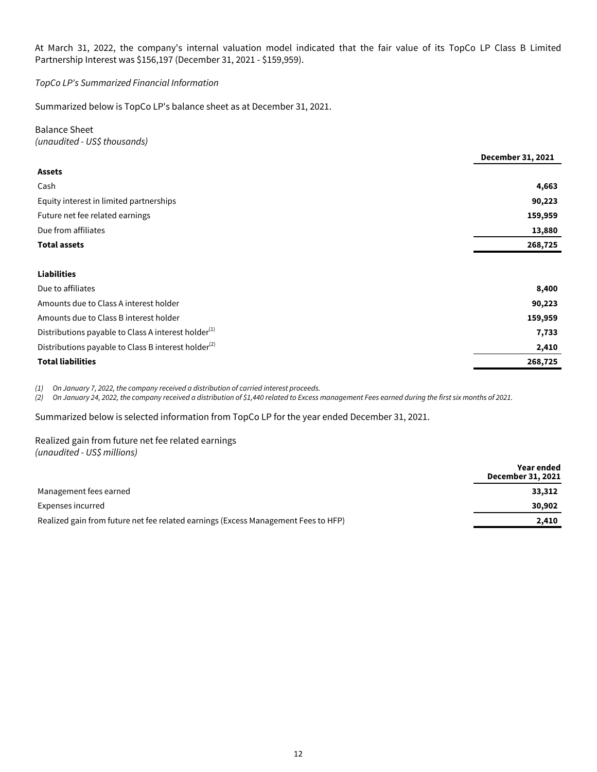At March 31, 2022, the company's internal valuation model indicated that the fair value of its TopCo LP Class B Limited Partnership Interest was $156,197 (December 31, 2021 - $159,959).

*TopCo LP's Summarized Financial Information*

Summarized below is TopCo LP's balance sheet as at December 31, 2021.

Balance Sheet
*(unaudited - US$ thousands)*

| | December 31, 2021 |
|---|---|
| **Assets** | |
| Cash | **4,663** |
| Equity interest in limited partnerships | **90,223** |
| Future net fee related earnings | **159,959** |
| Due from affiliates | **13,880** |
| **Total assets** | **268,725** |
| | |
| **Liabilities** | |
| Due to affiliates | **8,400** |
| Amounts due to Class A interest holder | **90,223** |
| Amounts due to Class B interest holder | **159,959** |
| Distributions payable to Class A interest holder[1] | **7,733** |
| Distributions payable to Class B interest holder[2] | **2,410** |
| **Total liabilities** | **268,725** |

*(1) On January 7, 2022, the company received a distribution of carried interest proceeds.*
*(2) On January 24, 2022, the company received a distribution of $1,440 related to Excess management Fees earned during the first six months of 2021.*

Summarized below is selected information from TopCo LP for the year ended December 31, 2021.

Realized gain from future net fee related earnings
*(unaudited - US$ millions)*

| | Year ended December 31, 2021 |
|---|---|
| Management fees earned | **33,312** |
| Expenses incurred | **30,902** |
| Realized gain from future net fee related earnings (Excess Management Fees to HFP) | **2,410** |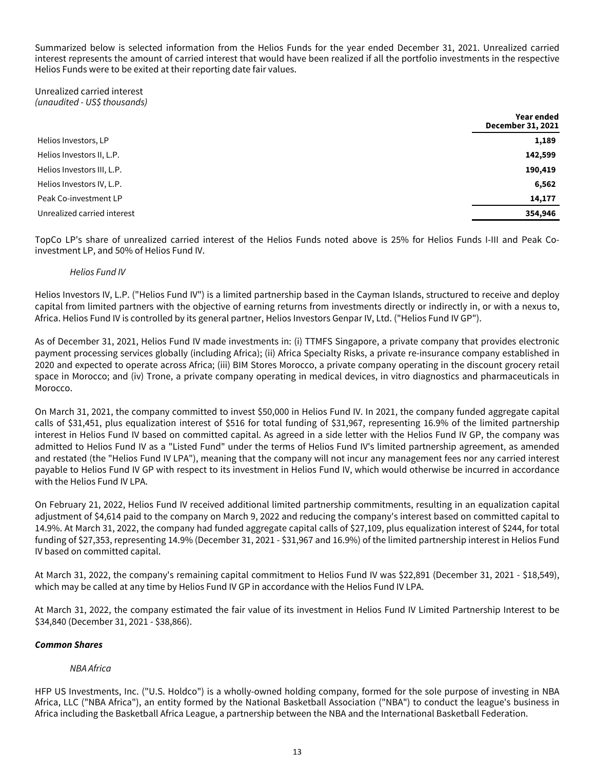Summarized below is selected information from the Helios Funds for the year ended December 31, 2021. Unrealized carried interest represents the amount of carried interest that would have been realized if all the portfolio investments in the respective Helios Funds were to be exited at their reporting date fair values.

Unrealized carried interest
*(unaudited - US$ thousands)*

| | Year ended December 31, 2021 |
|---|---|
| Helios Investors, LP | **1,189** |
| Helios Investors II, L.P. | **142,599** |
| Helios Investors III, L.P. | **190,419** |
| Helios Investors IV, L.P. | **6,562** |
| Peak Co-investment LP | **14,177** |
| Unrealized carried interest | **354,946** |

TopCo LP's share of unrealized carried interest of the Helios Funds noted above is 25% for Helios Funds I-III and Peak Co-investment LP, and 50% of Helios Fund IV.

*Helios Fund IV*

Helios Investors IV, L.P. ("Helios Fund IV") is a limited partnership based in the Cayman Islands, structured to receive and deploy capital from limited partners with the objective of earning returns from investments directly or indirectly in, or with a nexus to, Africa. Helios Fund IV is controlled by its general partner, Helios Investors Genpar IV, Ltd. ("Helios Fund IV GP").

As of December 31, 2021, Helios Fund IV made investments in: (i) TTMFS Singapore, a private company that provides electronic payment processing services globally (including Africa); (ii) Africa Specialty Risks, a private re-insurance company established in 2020 and expected to operate across Africa; (iii) BIM Stores Morocco, a private company operating in the discount grocery retail space in Morocco; and (iv) Trone, a private company operating in medical devices, in vitro diagnostics and pharmaceuticals in Morocco.

On March 31, 2021, the company committed to invest $50,000 in Helios Fund IV. In 2021, the company funded aggregate capital calls of $31,451, plus equalization interest of $516 for total funding of $31,967, representing 16.9% of the limited partnership interest in Helios Fund IV based on committed capital. As agreed in a side letter with the Helios Fund IV GP, the company was admitted to Helios Fund IV as a "Listed Fund" under the terms of Helios Fund IV's limited partnership agreement, as amended and restated (the "Helios Fund IV LPA"), meaning that the company will not incur any management fees nor any carried interest payable to Helios Fund IV GP with respect to its investment in Helios Fund IV, which would otherwise be incurred in accordance with the Helios Fund IV LPA.

On February 21, 2022, Helios Fund IV received additional limited partnership commitments, resulting in an equalization capital adjustment of $4,614 paid to the company on March 9, 2022 and reducing the company's interest based on committed capital to 14.9%. At March 31, 2022, the company had funded aggregate capital calls of $27,109, plus equalization interest of $244, for total funding of $27,353, representing 14.9% (December 31, 2021 - $31,967 and 16.9%) of the limited partnership interest in Helios Fund IV based on committed capital.

At March 31, 2022, the company's remaining capital commitment to Helios Fund IV was $22,891 (December 31, 2021 - $18,549), which may be called at any time by Helios Fund IV GP in accordance with the Helios Fund IV LPA.

At March 31, 2022, the company estimated the fair value of its investment in Helios Fund IV Limited Partnership Interest to be $34,840 (December 31, 2021 - $38,866).

***Common Shares***

*NBA Africa*

HFP US Investments, Inc. ("U.S. Holdco") is a wholly-owned holding company, formed for the sole purpose of investing in NBA Africa, LLC ("NBA Africa"), an entity formed by the National Basketball Association ("NBA") to conduct the league's business in Africa including the Basketball Africa League, a partnership between the NBA and the International Basketball Federation.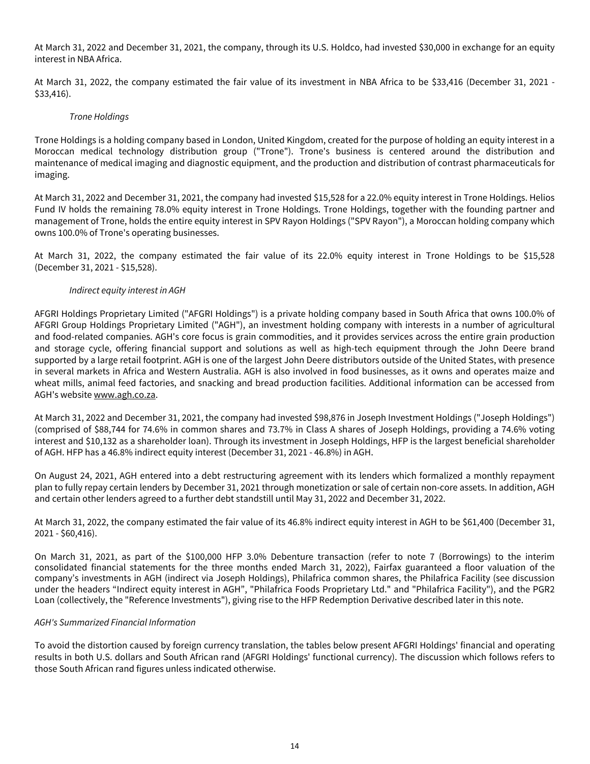At March 31, 2022 and December 31, 2021, the company, through its U.S. Holdco, had invested $30,000 in exchange for an equity interest in NBA Africa.

At March 31, 2022, the company estimated the fair value of its investment in NBA Africa to be $33,416 (December 31, 2021 - $33,416).

*Trone Holdings*

Trone Holdings is a holding company based in London, United Kingdom, created for the purpose of holding an equity interest in a Moroccan medical technology distribution group ("Trone"). Trone's business is centered around the distribution and maintenance of medical imaging and diagnostic equipment, and the production and distribution of contrast pharmaceuticals for imaging.

At March 31, 2022 and December 31, 2021, the company had invested $15,528 for a 22.0% equity interest in Trone Holdings. Helios Fund IV holds the remaining 78.0% equity interest in Trone Holdings. Trone Holdings, together with the founding partner and management of Trone, holds the entire equity interest in SPV Rayon Holdings ("SPV Rayon"), a Moroccan holding company which owns 100.0% of Trone's operating businesses.

At March 31, 2022, the company estimated the fair value of its 22.0% equity interest in Trone Holdings to be $15,528 (December 31, 2021 - $15,528).

*Indirect equity interest in AGH*

AFGRI Holdings Proprietary Limited ("AFGRI Holdings") is a private holding company based in South Africa that owns 100.0% of AFGRI Group Holdings Proprietary Limited ("AGH"), an investment holding company with interests in a number of agricultural and food-related companies. AGH's core focus is grain commodities, and it provides services across the entire grain production and storage cycle, offering financial support and solutions as well as high-tech equipment through the John Deere brand supported by a large retail footprint. AGH is one of the largest John Deere distributors outside of the United States, with presence in several markets in Africa and Western Australia. AGH is also involved in food businesses, as it owns and operates maize and wheat mills, animal feed factories, and snacking and bread production facilities. Additional information can be accessed from AGH's website www.agh.co.za.

At March 31, 2022 and December 31, 2021, the company had invested $98,876 in Joseph Investment Holdings ("Joseph Holdings") (comprised of $88,744 for 74.6% in common shares and 73.7% in Class A shares of Joseph Holdings, providing a 74.6% voting interest and $10,132 as a shareholder loan). Through its investment in Joseph Holdings, HFP is the largest beneficial shareholder of AGH. HFP has a 46.8% indirect equity interest (December 31, 2021 - 46.8%) in AGH.

On August 24, 2021, AGH entered into a debt restructuring agreement with its lenders which formalized a monthly repayment plan to fully repay certain lenders by December 31, 2021 through monetization or sale of certain non-core assets. In addition, AGH and certain other lenders agreed to a further debt standstill until May 31, 2022 and December 31, 2022.

At March 31, 2022, the company estimated the fair value of its 46.8% indirect equity interest in AGH to be $61,400 (December 31, 2021 - $60,416).

On March 31, 2021, as part of the $100,000 HFP 3.0% Debenture transaction (refer to note 7 (Borrowings) to the interim consolidated financial statements for the three months ended March 31, 2022), Fairfax guaranteed a floor valuation of the company's investments in AGH (indirect via Joseph Holdings), Philafrica common shares, the Philafrica Facility (see discussion under the headers "Indirect equity interest in AGH", "Philafrica Foods Proprietary Ltd." and "Philafrica Facility"), and the PGR2 Loan (collectively, the "Reference Investments"), giving rise to the HFP Redemption Derivative described later in this note.

*AGH's Summarized Financial Information*

To avoid the distortion caused by foreign currency translation, the tables below present AFGRI Holdings' financial and operating results in both U.S. dollars and South African rand (AFGRI Holdings' functional currency). The discussion which follows refers to those South African rand figures unless indicated otherwise.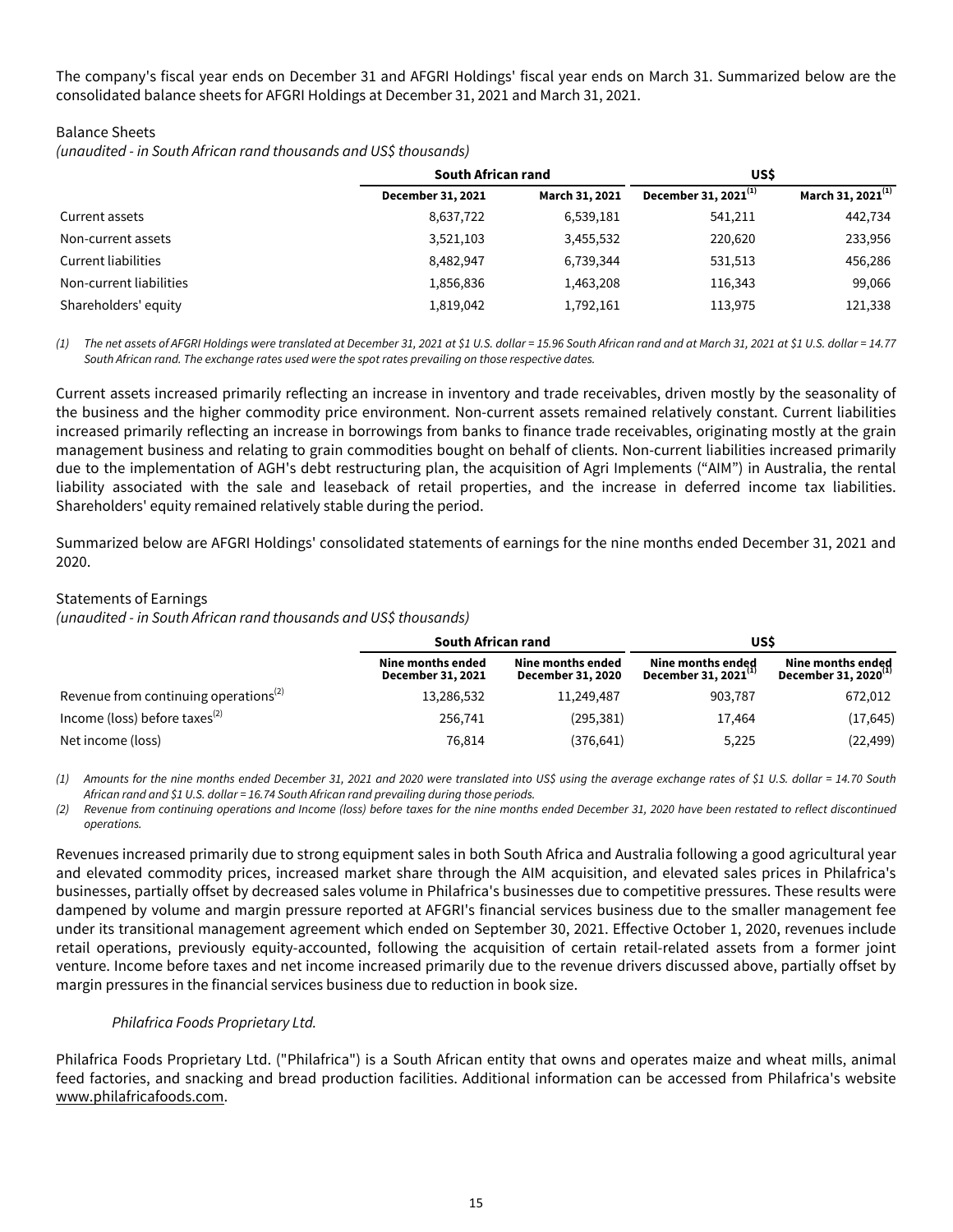The company's fiscal year ends on December 31 and AFGRI Holdings' fiscal year ends on March 31. Summarized below are the consolidated balance sheets for AFGRI Holdings at December 31, 2021 and March 31, 2021.

Balance Sheets

*(unaudited - in South African rand thousands and US$ thousands)*

| | South African rand | | US$ | |
|---|---|---|---|---|
| | December 31, 2021 | March 31, 2021 | December 31, 2021[(1)] | March 31, 2021[(1)] |
| Current assets | 8,637,722 | 6,539,181 | 541,211 | 442,734 |
| Non-current assets | 3,521,103 | 3,455,532 | 220,620 | 233,956 |
| Current liabilities | 8,482,947 | 6,739,344 | 531,513 | 456,286 |
| Non-current liabilities | 1,856,836 | 1,463,208 | 116,343 | 99,066 |
| Shareholders' equity | 1,819,042 | 1,792,161 | 113,975 | 121,338 |

*(1) The net assets of AFGRI Holdings were translated at December 31, 2021 at $1 U.S. dollar = 15.96 South African rand and at March 31, 2021 at $1 U.S. dollar = 14.77 South African rand. The exchange rates used were the spot rates prevailing on those respective dates.*

Current assets increased primarily reflecting an increase in inventory and trade receivables, driven mostly by the seasonality of the business and the higher commodity price environment. Non-current assets remained relatively constant. Current liabilities increased primarily reflecting an increase in borrowings from banks to finance trade receivables, originating mostly at the grain management business and relating to grain commodities bought on behalf of clients. Non-current liabilities increased primarily due to the implementation of AGH's debt restructuring plan, the acquisition of Agri Implements ("AIM") in Australia, the rental liability associated with the sale and leaseback of retail properties, and the increase in deferred income tax liabilities. Shareholders' equity remained relatively stable during the period.

Summarized below are AFGRI Holdings' consolidated statements of earnings for the nine months ended December 31, 2021 and 2020.

Statements of Earnings

*(unaudited - in South African rand thousands and US$ thousands)*

| | South African rand | | US$ | |
|---|---|---|---|---|
| | Nine months ended December 31, 2021 | Nine months ended December 31, 2020 | Nine months ended December 31, 2021[(1)] | Nine months ended December 31, 2020[(1)] |
| Revenue from continuing operations[(2)] | 13,286,532 | 11,249,487 | 903,787 | 672,012 |
| Income (loss) before taxes[(2)] | 256,741 | (295,381) | 17,464 | (17,645) |
| Net income (loss) | 76,814 | (376,641) | 5,225 | (22,499) |

*(1) Amounts for the nine months ended December 31, 2021 and 2020 were translated into US$ using the average exchange rates of $1 U.S. dollar = 14.70 South African rand and $1 U.S. dollar = 16.74 South African rand prevailing during those periods.*

*(2) Revenue from continuing operations and Income (loss) before taxes for the nine months ended December 31, 2020 have been restated to reflect discontinued operations.*

Revenues increased primarily due to strong equipment sales in both South Africa and Australia following a good agricultural year and elevated commodity prices, increased market share through the AIM acquisition, and elevated sales prices in Philafrica's businesses, partially offset by decreased sales volume in Philafrica's businesses due to competitive pressures. These results were dampened by volume and margin pressure reported at AFGRI's financial services business due to the smaller management fee under its transitional management agreement which ended on September 30, 2021. Effective October 1, 2020, revenues include retail operations, previously equity-accounted, following the acquisition of certain retail-related assets from a former joint venture. Income before taxes and net income increased primarily due to the revenue drivers discussed above, partially offset by margin pressures in the financial services business due to reduction in book size.

*Philafrica Foods Proprietary Ltd.*

Philafrica Foods Proprietary Ltd. ("Philafrica") is a South African entity that owns and operates maize and wheat mills, animal feed factories, and snacking and bread production facilities. Additional information can be accessed from Philafrica's website www.philafricafoods.com.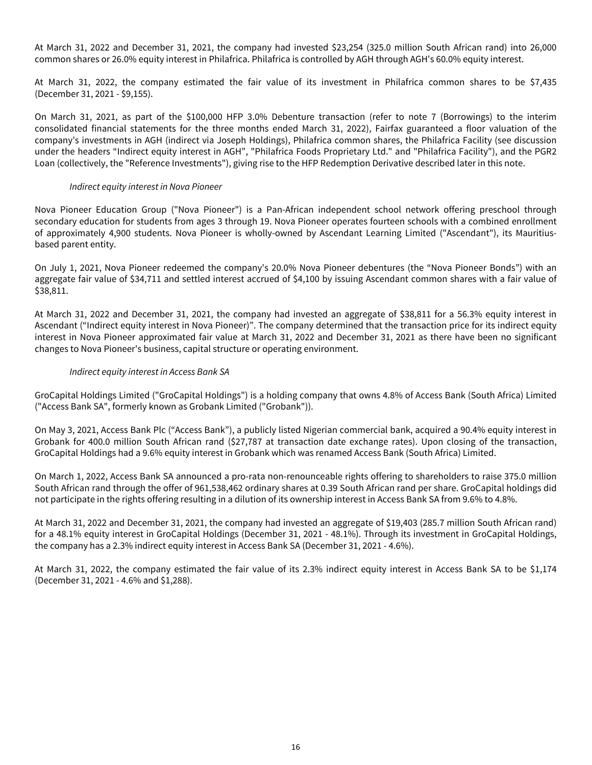At March 31, 2022 and December 31, 2021, the company had invested $23,254 (325.0 million South African rand) into 26,000 common shares or 26.0% equity interest in Philafrica. Philafrica is controlled by AGH through AGH's 60.0% equity interest.

At March 31, 2022, the company estimated the fair value of its investment in Philafrica common shares to be $7,435 (December 31, 2021 - $9,155).

On March 31, 2021, as part of the $100,000 HFP 3.0% Debenture transaction (refer to note 7 (Borrowings) to the interim consolidated financial statements for the three months ended March 31, 2022), Fairfax guaranteed a floor valuation of the company's investments in AGH (indirect via Joseph Holdings), Philafrica common shares, the Philafrica Facility (see discussion under the headers "Indirect equity interest in AGH", "Philafrica Foods Proprietary Ltd." and "Philafrica Facility"), and the PGR2 Loan (collectively, the "Reference Investments"), giving rise to the HFP Redemption Derivative described later in this note.

*Indirect equity interest in Nova Pioneer*

Nova Pioneer Education Group ("Nova Pioneer") is a Pan-African independent school network offering preschool through secondary education for students from ages 3 through 19. Nova Pioneer operates fourteen schools with a combined enrollment of approximately 4,900 students. Nova Pioneer is wholly-owned by Ascendant Learning Limited ("Ascendant"), its Mauritius-based parent entity.

On July 1, 2021, Nova Pioneer redeemed the company's 20.0% Nova Pioneer debentures (the "Nova Pioneer Bonds") with an aggregate fair value of $34,711 and settled interest accrued of $4,100 by issuing Ascendant common shares with a fair value of $38,811.

At March 31, 2022 and December 31, 2021, the company had invested an aggregate of $38,811 for a 56.3% equity interest in Ascendant ("Indirect equity interest in Nova Pioneer)". The company determined that the transaction price for its indirect equity interest in Nova Pioneer approximated fair value at March 31, 2022 and December 31, 2021 as there have been no significant changes to Nova Pioneer's business, capital structure or operating environment.

*Indirect equity interest in Access Bank SA*

GroCapital Holdings Limited ("GroCapital Holdings") is a holding company that owns 4.8% of Access Bank (South Africa) Limited ("Access Bank SA", formerly known as Grobank Limited ("Grobank")).

On May 3, 2021, Access Bank Plc ("Access Bank"), a publicly listed Nigerian commercial bank, acquired a 90.4% equity interest in Grobank for 400.0 million South African rand ($27,787 at transaction date exchange rates). Upon closing of the transaction, GroCapital Holdings had a 9.6% equity interest in Grobank which was renamed Access Bank (South Africa) Limited.

On March 1, 2022, Access Bank SA announced a pro-rata non-renounceable rights offering to shareholders to raise 375.0 million South African rand through the offer of 961,538,462 ordinary shares at 0.39 South African rand per share. GroCapital holdings did not participate in the rights offering resulting in a dilution of its ownership interest in Access Bank SA from 9.6% to 4.8%.

At March 31, 2022 and December 31, 2021, the company had invested an aggregate of $19,403 (285.7 million South African rand) for a 48.1% equity interest in GroCapital Holdings (December 31, 2021 - 48.1%). Through its investment in GroCapital Holdings, the company has a 2.3% indirect equity interest in Access Bank SA (December 31, 2021 - 4.6%).

At March 31, 2022, the company estimated the fair value of its 2.3% indirect equity interest in Access Bank SA to be $1,174 (December 31, 2021 - 4.6% and $1,288).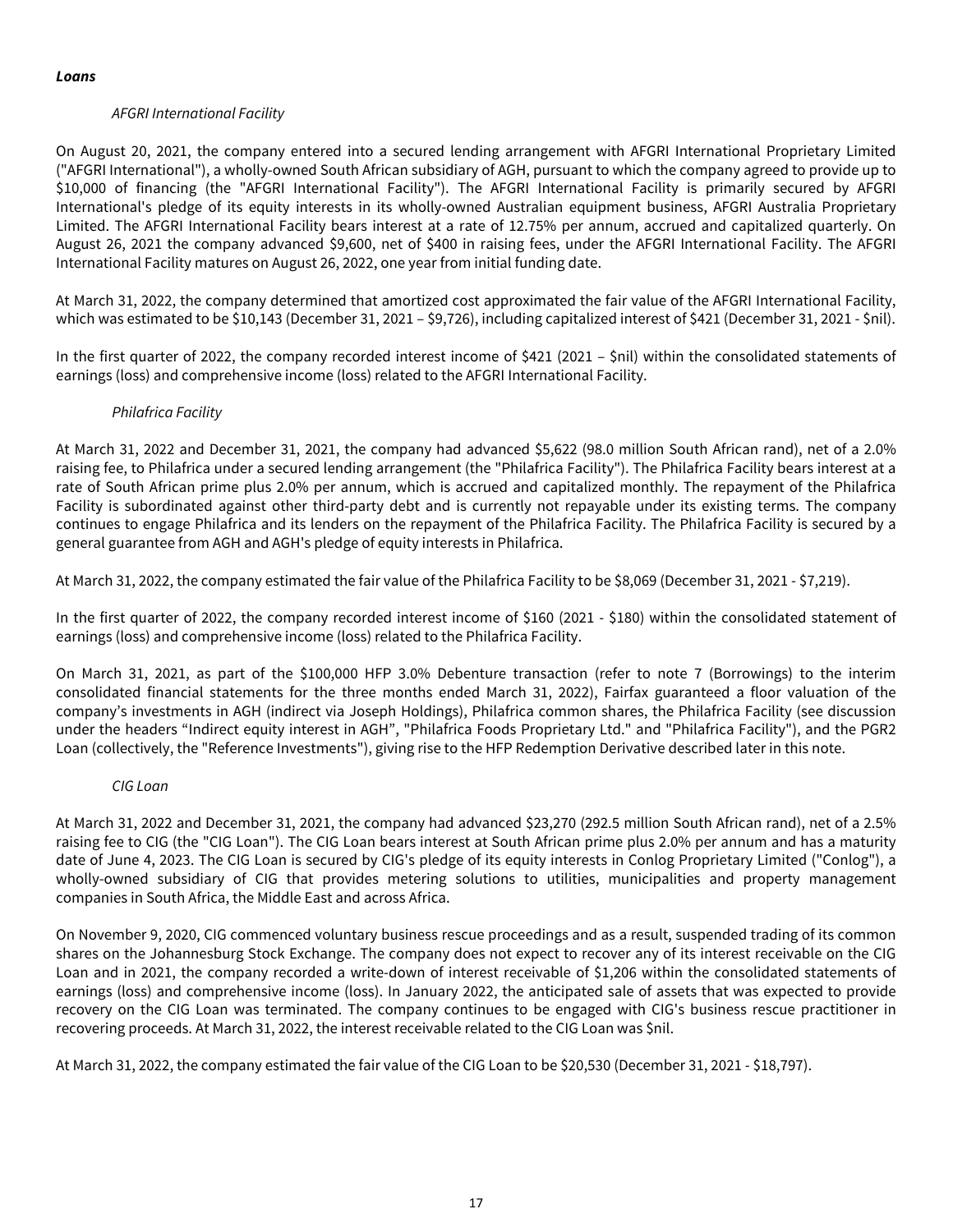***Loans***

*AFGRI International Facility*

On August 20, 2021, the company entered into a secured lending arrangement with AFGRI International Proprietary Limited ("AFGRI International"), a wholly-owned South African subsidiary of AGH, pursuant to which the company agreed to provide up to $10,000 of financing (the "AFGRI International Facility"). The AFGRI International Facility is primarily secured by AFGRI International's pledge of its equity interests in its wholly-owned Australian equipment business, AFGRI Australia Proprietary Limited. The AFGRI International Facility bears interest at a rate of 12.75% per annum, accrued and capitalized quarterly. On August 26, 2021 the company advanced $9,600, net of $400 in raising fees, under the AFGRI International Facility. The AFGRI International Facility matures on August 26, 2022, one year from initial funding date.

At March 31, 2022, the company determined that amortized cost approximated the fair value of the AFGRI International Facility, which was estimated to be $10,143 (December 31, 2021 – $9,726), including capitalized interest of $421 (December 31, 2021 - $nil).

In the first quarter of 2022, the company recorded interest income of $421 (2021 – $nil) within the consolidated statements of earnings (loss) and comprehensive income (loss) related to the AFGRI International Facility.

*Philafrica Facility*

At March 31, 2022 and December 31, 2021, the company had advanced $5,622 (98.0 million South African rand), net of a 2.0% raising fee, to Philafrica under a secured lending arrangement (the "Philafrica Facility"). The Philafrica Facility bears interest at a rate of South African prime plus 2.0% per annum, which is accrued and capitalized monthly. The repayment of the Philafrica Facility is subordinated against other third-party debt and is currently not repayable under its existing terms. The company continues to engage Philafrica and its lenders on the repayment of the Philafrica Facility. The Philafrica Facility is secured by a general guarantee from AGH and AGH's pledge of equity interests in Philafrica.

At March 31, 2022, the company estimated the fair value of the Philafrica Facility to be $8,069 (December 31, 2021 - $7,219).

In the first quarter of 2022, the company recorded interest income of $160 (2021 - $180) within the consolidated statement of earnings (loss) and comprehensive income (loss) related to the Philafrica Facility.

On March 31, 2021, as part of the $100,000 HFP 3.0% Debenture transaction (refer to note 7 (Borrowings) to the interim consolidated financial statements for the three months ended March 31, 2022), Fairfax guaranteed a floor valuation of the company's investments in AGH (indirect via Joseph Holdings), Philafrica common shares, the Philafrica Facility (see discussion under the headers "Indirect equity interest in AGH", "Philafrica Foods Proprietary Ltd." and "Philafrica Facility"), and the PGR2 Loan (collectively, the "Reference Investments"), giving rise to the HFP Redemption Derivative described later in this note.

*CIG Loan*

At March 31, 2022 and December 31, 2021, the company had advanced $23,270 (292.5 million South African rand), net of a 2.5% raising fee to CIG (the "CIG Loan"). The CIG Loan bears interest at South African prime plus 2.0% per annum and has a maturity date of June 4, 2023. The CIG Loan is secured by CIG's pledge of its equity interests in Conlog Proprietary Limited ("Conlog"), a wholly-owned subsidiary of CIG that provides metering solutions to utilities, municipalities and property management companies in South Africa, the Middle East and across Africa.

On November 9, 2020, CIG commenced voluntary business rescue proceedings and as a result, suspended trading of its common shares on the Johannesburg Stock Exchange. The company does not expect to recover any of its interest receivable on the CIG Loan and in 2021, the company recorded a write-down of interest receivable of $1,206 within the consolidated statements of earnings (loss) and comprehensive income (loss). In January 2022, the anticipated sale of assets that was expected to provide recovery on the CIG Loan was terminated. The company continues to be engaged with CIG's business rescue practitioner in recovering proceeds. At March 31, 2022, the interest receivable related to the CIG Loan was $nil.

At March 31, 2022, the company estimated the fair value of the CIG Loan to be $20,530 (December 31, 2021 - $18,797).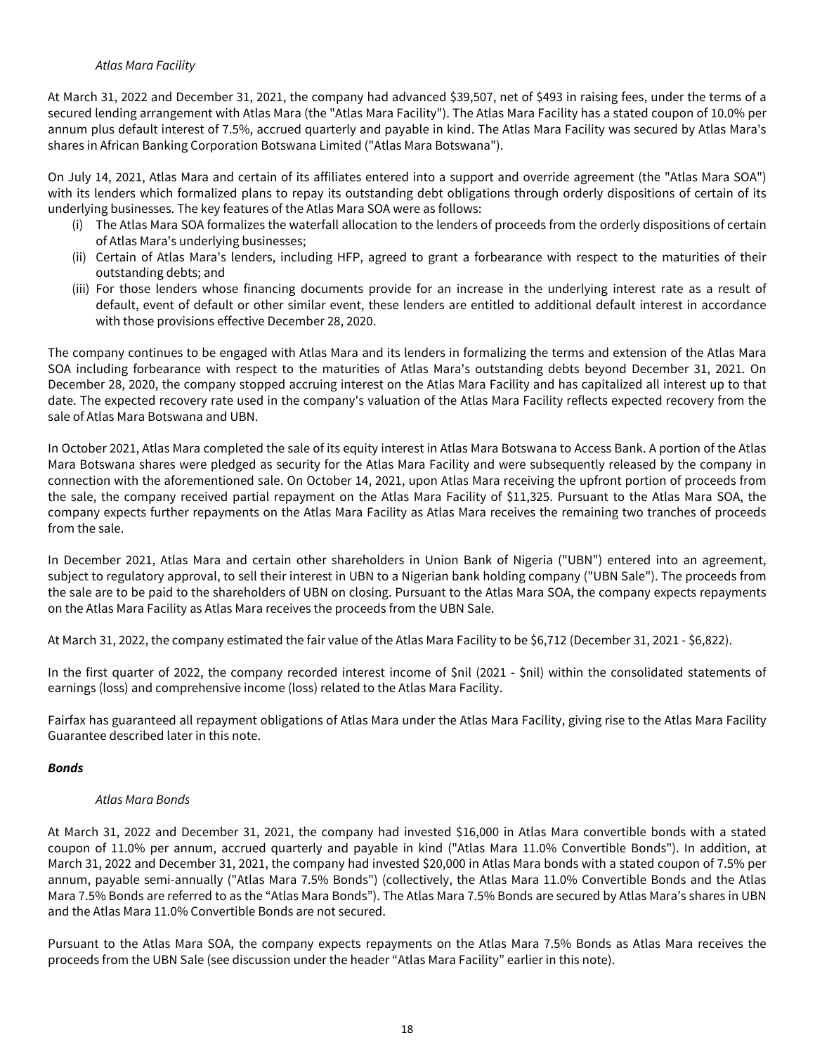*Atlas Mara Facility*

At March 31, 2022 and December 31, 2021, the company had advanced $39,507, net of $493 in raising fees, under the terms of a secured lending arrangement with Atlas Mara (the "Atlas Mara Facility"). The Atlas Mara Facility has a stated coupon of 10.0% per annum plus default interest of 7.5%, accrued quarterly and payable in kind. The Atlas Mara Facility was secured by Atlas Mara's shares in African Banking Corporation Botswana Limited ("Atlas Mara Botswana").

On July 14, 2021, Atlas Mara and certain of its affiliates entered into a support and override agreement (the "Atlas Mara SOA") with its lenders which formalized plans to repay its outstanding debt obligations through orderly dispositions of certain of its underlying businesses. The key features of the Atlas Mara SOA were as follows:

(i) The Atlas Mara SOA formalizes the waterfall allocation to the lenders of proceeds from the orderly dispositions of certain of Atlas Mara's underlying businesses;
(ii) Certain of Atlas Mara's lenders, including HFP, agreed to grant a forbearance with respect to the maturities of their outstanding debts; and
(iii) For those lenders whose financing documents provide for an increase in the underlying interest rate as a result of default, event of default or other similar event, these lenders are entitled to additional default interest in accordance with those provisions effective December 28, 2020.

The company continues to be engaged with Atlas Mara and its lenders in formalizing the terms and extension of the Atlas Mara SOA including forbearance with respect to the maturities of Atlas Mara's outstanding debts beyond December 31, 2021. On December 28, 2020, the company stopped accruing interest on the Atlas Mara Facility and has capitalized all interest up to that date. The expected recovery rate used in the company's valuation of the Atlas Mara Facility reflects expected recovery from the sale of Atlas Mara Botswana and UBN.

In October 2021, Atlas Mara completed the sale of its equity interest in Atlas Mara Botswana to Access Bank. A portion of the Atlas Mara Botswana shares were pledged as security for the Atlas Mara Facility and were subsequently released by the company in connection with the aforementioned sale. On October 14, 2021, upon Atlas Mara receiving the upfront portion of proceeds from the sale, the company received partial repayment on the Atlas Mara Facility of $11,325. Pursuant to the Atlas Mara SOA, the company expects further repayments on the Atlas Mara Facility as Atlas Mara receives the remaining two tranches of proceeds from the sale.

In December 2021, Atlas Mara and certain other shareholders in Union Bank of Nigeria ("UBN") entered into an agreement, subject to regulatory approval, to sell their interest in UBN to a Nigerian bank holding company ("UBN Sale"). The proceeds from the sale are to be paid to the shareholders of UBN on closing. Pursuant to the Atlas Mara SOA, the company expects repayments on the Atlas Mara Facility as Atlas Mara receives the proceeds from the UBN Sale.

At March 31, 2022, the company estimated the fair value of the Atlas Mara Facility to be $6,712 (December 31, 2021 - $6,822).

In the first quarter of 2022, the company recorded interest income of $nil (2021 - $nil) within the consolidated statements of earnings (loss) and comprehensive income (loss) related to the Atlas Mara Facility.

Fairfax has guaranteed all repayment obligations of Atlas Mara under the Atlas Mara Facility, giving rise to the Atlas Mara Facility Guarantee described later in this note.

***Bonds***

*Atlas Mara Bonds*

At March 31, 2022 and December 31, 2021, the company had invested $16,000 in Atlas Mara convertible bonds with a stated coupon of 11.0% per annum, accrued quarterly and payable in kind ("Atlas Mara 11.0% Convertible Bonds"). In addition, at March 31, 2022 and December 31, 2021, the company had invested $20,000 in Atlas Mara bonds with a stated coupon of 7.5% per annum, payable semi-annually ("Atlas Mara 7.5% Bonds") (collectively, the Atlas Mara 11.0% Convertible Bonds and the Atlas Mara 7.5% Bonds are referred to as the "Atlas Mara Bonds"). The Atlas Mara 7.5% Bonds are secured by Atlas Mara's shares in UBN and the Atlas Mara 11.0% Convertible Bonds are not secured.

Pursuant to the Atlas Mara SOA, the company expects repayments on the Atlas Mara 7.5% Bonds as Atlas Mara receives the proceeds from the UBN Sale (see discussion under the header "Atlas Mara Facility" earlier in this note).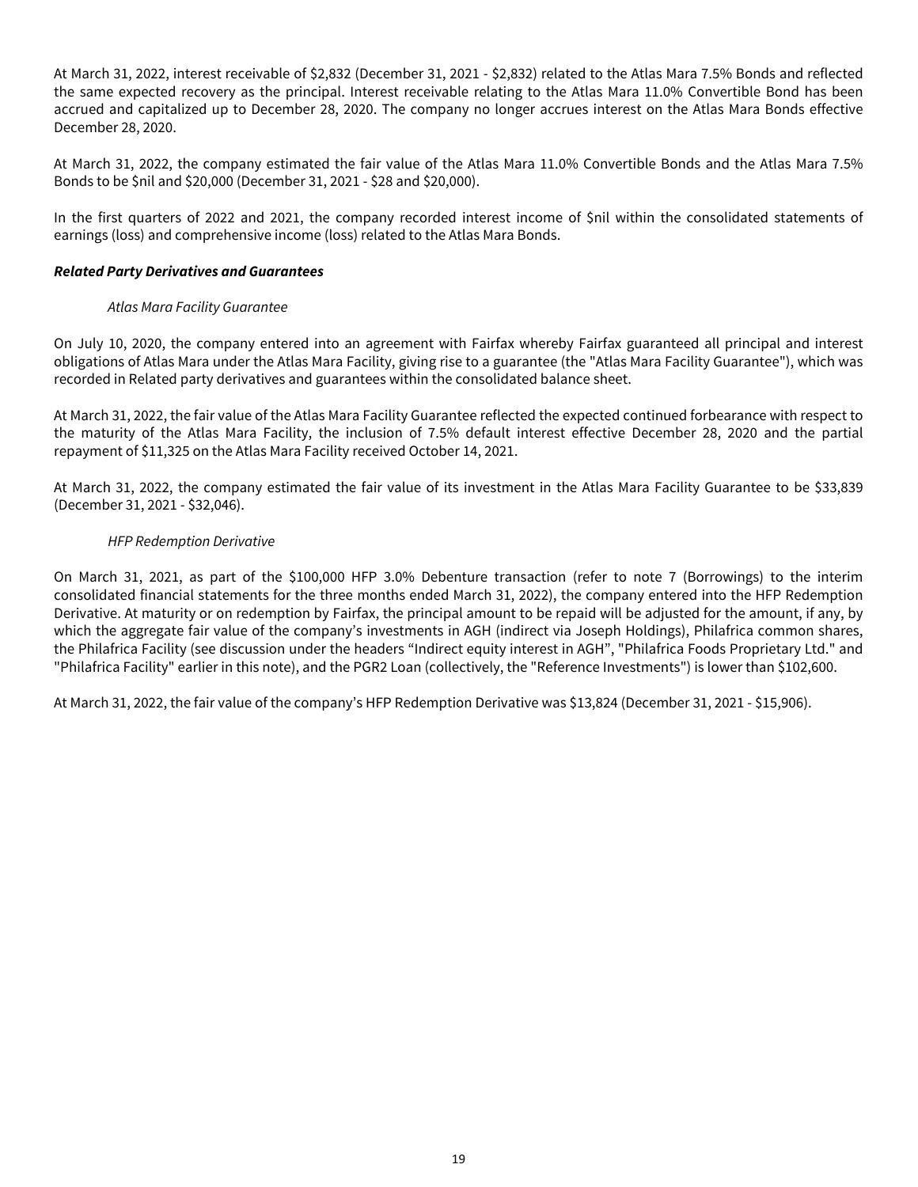At March 31, 2022, interest receivable of $2,832 (December 31, 2021 - $2,832) related to the Atlas Mara 7.5% Bonds and reflected the same expected recovery as the principal. Interest receivable relating to the Atlas Mara 11.0% Convertible Bond has been accrued and capitalized up to December 28, 2020. The company no longer accrues interest on the Atlas Mara Bonds effective December 28, 2020.

At March 31, 2022, the company estimated the fair value of the Atlas Mara 11.0% Convertible Bonds and the Atlas Mara 7.5% Bonds to be $nil and $20,000 (December 31, 2021 - $28 and $20,000).

In the first quarters of 2022 and 2021, the company recorded interest income of $nil within the consolidated statements of earnings (loss) and comprehensive income (loss) related to the Atlas Mara Bonds.

***Related Party Derivatives and Guarantees***

*Atlas Mara Facility Guarantee*

On July 10, 2020, the company entered into an agreement with Fairfax whereby Fairfax guaranteed all principal and interest obligations of Atlas Mara under the Atlas Mara Facility, giving rise to a guarantee (the "Atlas Mara Facility Guarantee"), which was recorded in Related party derivatives and guarantees within the consolidated balance sheet.

At March 31, 2022, the fair value of the Atlas Mara Facility Guarantee reflected the expected continued forbearance with respect to the maturity of the Atlas Mara Facility, the inclusion of 7.5% default interest effective December 28, 2020 and the partial repayment of $11,325 on the Atlas Mara Facility received October 14, 2021.

At March 31, 2022, the company estimated the fair value of its investment in the Atlas Mara Facility Guarantee to be $33,839 (December 31, 2021 - $32,046).

*HFP Redemption Derivative*

On March 31, 2021, as part of the $100,000 HFP 3.0% Debenture transaction (refer to note 7 (Borrowings) to the interim consolidated financial statements for the three months ended March 31, 2022), the company entered into the HFP Redemption Derivative. At maturity or on redemption by Fairfax, the principal amount to be repaid will be adjusted for the amount, if any, by which the aggregate fair value of the company's investments in AGH (indirect via Joseph Holdings), Philafrica common shares, the Philafrica Facility (see discussion under the headers "Indirect equity interest in AGH", "Philafrica Foods Proprietary Ltd." and "Philafrica Facility" earlier in this note), and the PGR2 Loan (collectively, the "Reference Investments") is lower than $102,600.

At March 31, 2022, the fair value of the company's HFP Redemption Derivative was $13,824 (December 31, 2021 - $15,906).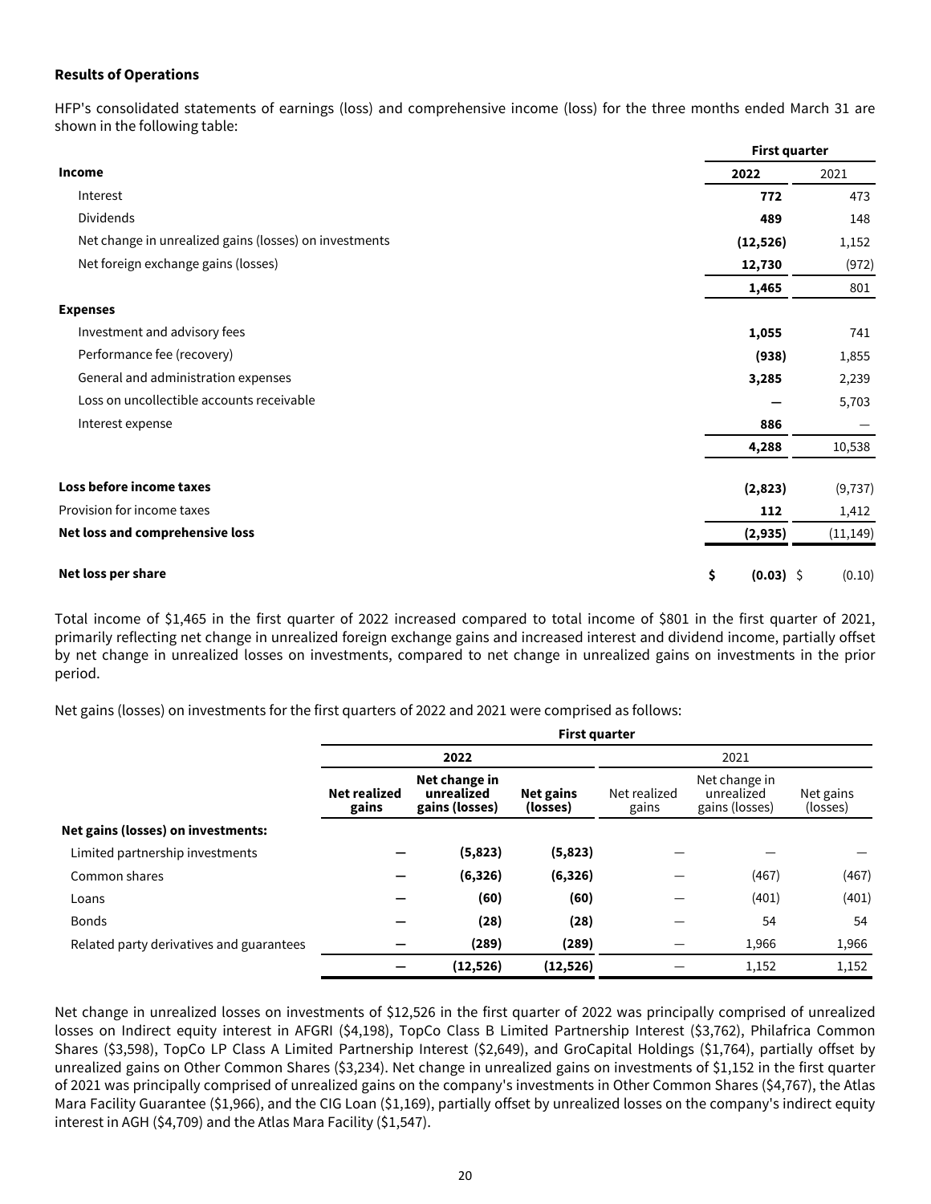**Results of Operations**

HFP's consolidated statements of earnings (loss) and comprehensive income (loss) for the three months ended March 31 are shown in the following table:

| | First quarter | |
|---|---|---|
| **Income** | **2022** | 2021 |
| Interest | **772** | 473 |
| Dividends | **489** | 148 |
| Net change in unrealized gains (losses) on investments | **(12,526)** | 1,152 |
| Net foreign exchange gains (losses) | **12,730** | (972) |
| | **1,465** | 801 |
| **Expenses** | | |
| Investment and advisory fees | **1,055** | 741 |
| Performance fee (recovery) | **(938)** | 1,855 |
| General and administration expenses | **3,285** | 2,239 |
| Loss on uncollectible accounts receivable | **—** | 5,703 |
| Interest expense | **886** | — |
| | **4,288** | 10,538 |
| **Loss before income taxes** | **(2,823)** | (9,737) |
| Provision for income taxes | **112** | 1,412 |
| **Net loss and comprehensive loss** | **(2,935)** | (11,149) |
| **Net loss per share** | **$ (0.03)** | $ (0.10) |

Total income of $1,465 in the first quarter of 2022 increased compared to total income of $801 in the first quarter of 2021, primarily reflecting net change in unrealized foreign exchange gains and increased interest and dividend income, partially offset by net change in unrealized losses on investments, compared to net change in unrealized gains on investments in the prior period.

Net gains (losses) on investments for the first quarters of 2022 and 2021 were comprised as follows:

| | First quarter | | | | | |
|---|---|---|---|---|---|---|
| | 2022 | | | 2021 | | |
| | **Net realized gains** | **Net change in unrealized gains (losses)** | **Net gains (losses)** | Net realized gains | Net change in unrealized gains (losses) | Net gains (losses) |
| **Net gains (losses) on investments:** | | | | | | |
| Limited partnership investments | **—** | **(5,823)** | **(5,823)** | — | — | — |
| Common shares | **—** | **(6,326)** | **(6,326)** | — | (467) | (467) |
| Loans | **—** | **(60)** | **(60)** | — | (401) | (401) |
| Bonds | **—** | **(28)** | **(28)** | — | 54 | 54 |
| Related party derivatives and guarantees | **—** | **(289)** | **(289)** | — | 1,966 | 1,966 |
| | **—** | **(12,526)** | **(12,526)** | — | 1,152 | 1,152 |

Net change in unrealized losses on investments of $12,526 in the first quarter of 2022 was principally comprised of unrealized losses on Indirect equity interest in AFGRI ($4,198), TopCo Class B Limited Partnership Interest ($3,762), Philafrica Common Shares ($3,598), TopCo LP Class A Limited Partnership Interest ($2,649), and GroCapital Holdings ($1,764), partially offset by unrealized gains on Other Common Shares ($3,234). Net change in unrealized gains on investments of $1,152 in the first quarter of 2021 was principally comprised of unrealized gains on the company's investments in Other Common Shares ($4,767), the Atlas Mara Facility Guarantee ($1,966), and the CIG Loan ($1,169), partially offset by unrealized losses on the company's indirect equity interest in AGH ($4,709) and the Atlas Mara Facility ($1,547).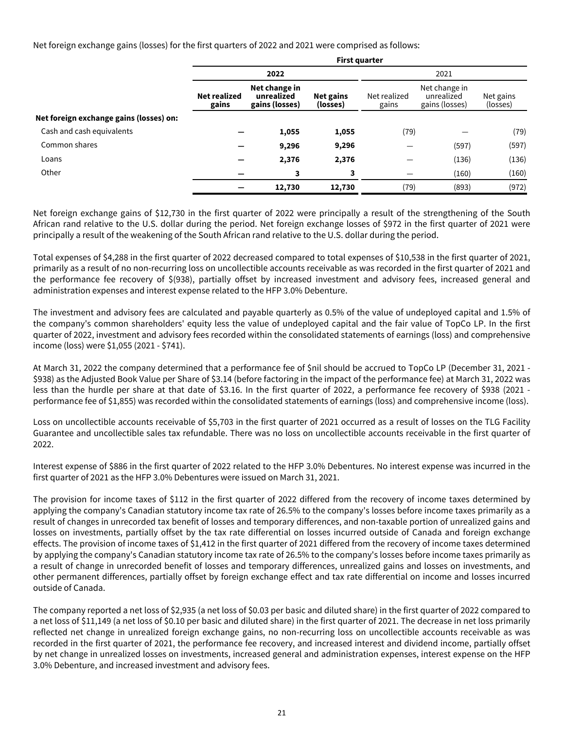Net foreign exchange gains (losses) for the first quarters of 2022 and 2021 were comprised as follows:

| | First quarter | | | | | |
|---|---|---|---|---|---|---|
| | **2022** | | | 2021 | | |
| | **Net realized gains** | **Net change in unrealized gains (losses)** | **Net gains (losses)** | Net realized gains | Net change in unrealized gains (losses) | Net gains (losses) |
| **Net foreign exchange gains (losses) on:** | | | | | | |
| Cash and cash equivalents | **—** | **1,055** | **1,055** | (79) | — | (79) |
| Common shares | **—** | **9,296** | **9,296** | — | (597) | (597) |
| Loans | **—** | **2,376** | **2,376** | — | (136) | (136) |
| Other | **—** | **3** | **3** | — | (160) | (160) |
| | **—** | **12,730** | **12,730** | (79) | (893) | (972) |

Net foreign exchange gains of $12,730 in the first quarter of 2022 were principally a result of the strengthening of the South African rand relative to the U.S. dollar during the period. Net foreign exchange losses of $972 in the first quarter of 2021 were principally a result of the weakening of the South African rand relative to the U.S. dollar during the period.

Total expenses of $4,288 in the first quarter of 2022 decreased compared to total expenses of $10,538 in the first quarter of 2021, primarily as a result of no non-recurring loss on uncollectible accounts receivable as was recorded in the first quarter of 2021 and the performance fee recovery of $(938), partially offset by increased investment and advisory fees, increased general and administration expenses and interest expense related to the HFP 3.0% Debenture.

The investment and advisory fees are calculated and payable quarterly as 0.5% of the value of undeployed capital and 1.5% of the company's common shareholders' equity less the value of undeployed capital and the fair value of TopCo LP. In the first quarter of 2022, investment and advisory fees recorded within the consolidated statements of earnings (loss) and comprehensive income (loss) were $1,055 (2021 - $741).

At March 31, 2022 the company determined that a performance fee of $nil should be accrued to TopCo LP (December 31, 2021 - $938) as the Adjusted Book Value per Share of $3.14 (before factoring in the impact of the performance fee) at March 31, 2022 was less than the hurdle per share at that date of $3.16. In the first quarter of 2022, a performance fee recovery of $938 (2021 - performance fee of $1,855) was recorded within the consolidated statements of earnings (loss) and comprehensive income (loss).

Loss on uncollectible accounts receivable of $5,703 in the first quarter of 2021 occurred as a result of losses on the TLG Facility Guarantee and uncollectible sales tax refundable. There was no loss on uncollectible accounts receivable in the first quarter of 2022.

Interest expense of $886 in the first quarter of 2022 related to the HFP 3.0% Debentures. No interest expense was incurred in the first quarter of 2021 as the HFP 3.0% Debentures were issued on March 31, 2021.

The provision for income taxes of $112 in the first quarter of 2022 differed from the recovery of income taxes determined by applying the company's Canadian statutory income tax rate of 26.5% to the company's losses before income taxes primarily as a result of changes in unrecorded tax benefit of losses and temporary differences, and non-taxable portion of unrealized gains and losses on investments, partially offset by the tax rate differential on losses incurred outside of Canada and foreign exchange effects. The provision of income taxes of $1,412 in the first quarter of 2021 differed from the recovery of income taxes determined by applying the company's Canadian statutory income tax rate of 26.5% to the company's losses before income taxes primarily as a result of change in unrecorded benefit of losses and temporary differences, unrealized gains and losses on investments, and other permanent differences, partially offset by foreign exchange effect and tax rate differential on income and losses incurred outside of Canada.

The company reported a net loss of $2,935 (a net loss of $0.03 per basic and diluted share) in the first quarter of 2022 compared to a net loss of $11,149 (a net loss of $0.10 per basic and diluted share) in the first quarter of 2021. The decrease in net loss primarily reflected net change in unrealized foreign exchange gains, no non-recurring loss on uncollectible accounts receivable as was recorded in the first quarter of 2021, the performance fee recovery, and increased interest and dividend income, partially offset by net change in unrealized losses on investments, increased general and administration expenses, interest expense on the HFP 3.0% Debenture, and increased investment and advisory fees.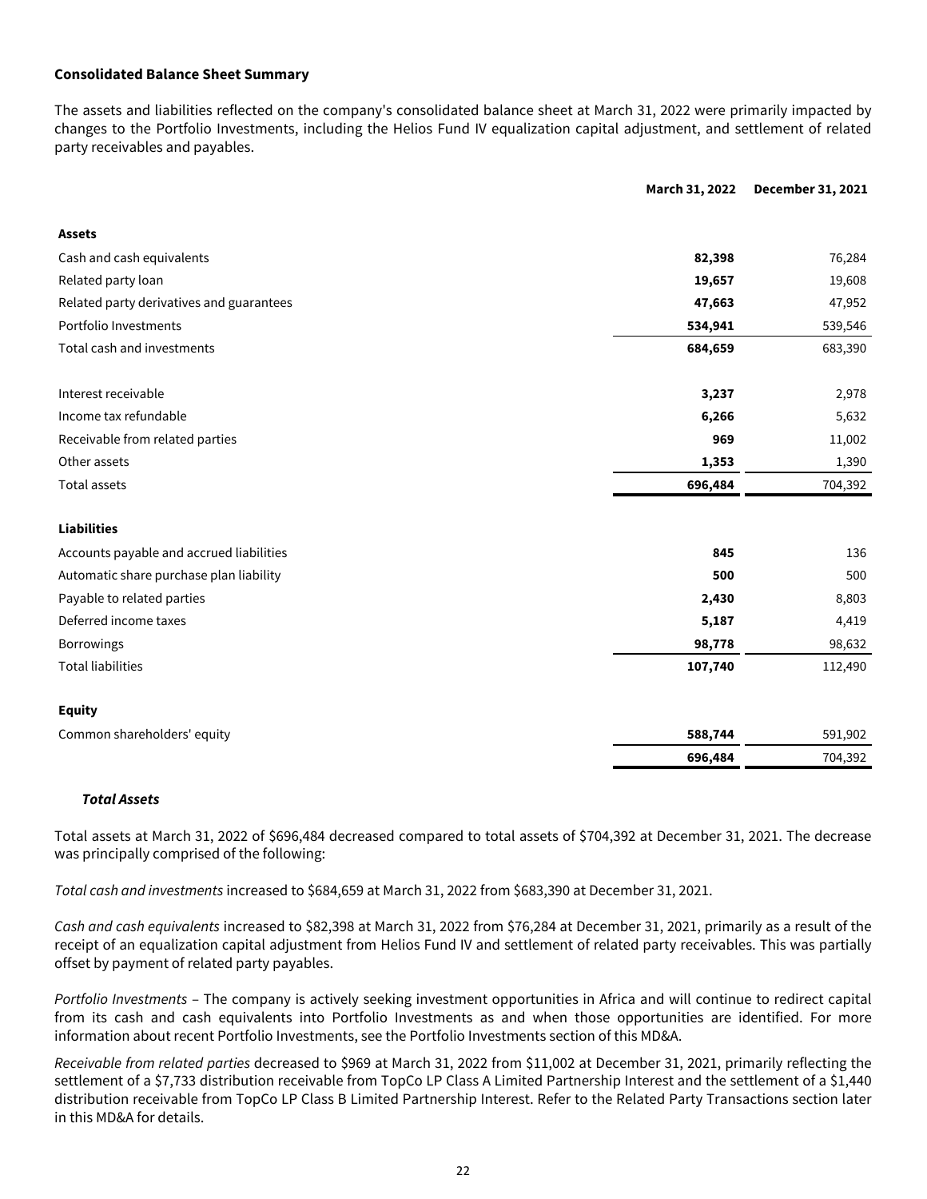**Consolidated Balance Sheet Summary**

The assets and liabilities reflected on the company's consolidated balance sheet at March 31, 2022 were primarily impacted by changes to the Portfolio Investments, including the Helios Fund IV equalization capital adjustment, and settlement of related party receivables and payables.

| | March 31, 2022 | December 31, 2021 |
|---|---|---|
| **Assets** | | |
| Cash and cash equivalents | **82,398** | 76,284 |
| Related party loan | **19,657** | 19,608 |
| Related party derivatives and guarantees | **47,663** | 47,952 |
| Portfolio Investments | **534,941** | 539,546 |
| Total cash and investments | **684,659** | 683,390 |
| | | |
| Interest receivable | **3,237** | 2,978 |
| Income tax refundable | **6,266** | 5,632 |
| Receivable from related parties | **969** | 11,002 |
| Other assets | **1,353** | 1,390 |
| Total assets | **696,484** | 704,392 |
| | | |
| **Liabilities** | | |
| Accounts payable and accrued liabilities | **845** | 136 |
| Automatic share purchase plan liability | **500** | 500 |
| Payable to related parties | **2,430** | 8,803 |
| Deferred income taxes | **5,187** | 4,419 |
| Borrowings | **98,778** | 98,632 |
| Total liabilities | **107,740** | 112,490 |
| | | |
| **Equity** | | |
| Common shareholders' equity | **588,744** | 591,902 |
| | **696,484** | 704,392 |

***Total Assets***

Total assets at March 31, 2022 of $696,484 decreased compared to total assets of $704,392 at December 31, 2021. The decrease was principally comprised of the following:

*Total cash and investments* increased to $684,659 at March 31, 2022 from $683,390 at December 31, 2021.

*Cash and cash equivalents* increased to $82,398 at March 31, 2022 from $76,284 at December 31, 2021, primarily as a result of the receipt of an equalization capital adjustment from Helios Fund IV and settlement of related party receivables. This was partially offset by payment of related party payables.

*Portfolio Investments* – The company is actively seeking investment opportunities in Africa and will continue to redirect capital from its cash and cash equivalents into Portfolio Investments as and when those opportunities are identified. For more information about recent Portfolio Investments, see the Portfolio Investments section of this MD&A.

*Receivable from related parties* decreased to $969 at March 31, 2022 from $11,002 at December 31, 2021, primarily reflecting the settlement of a $7,733 distribution receivable from TopCo LP Class A Limited Partnership Interest and the settlement of a $1,440 distribution receivable from TopCo LP Class B Limited Partnership Interest. Refer to the Related Party Transactions section later in this MD&A for details.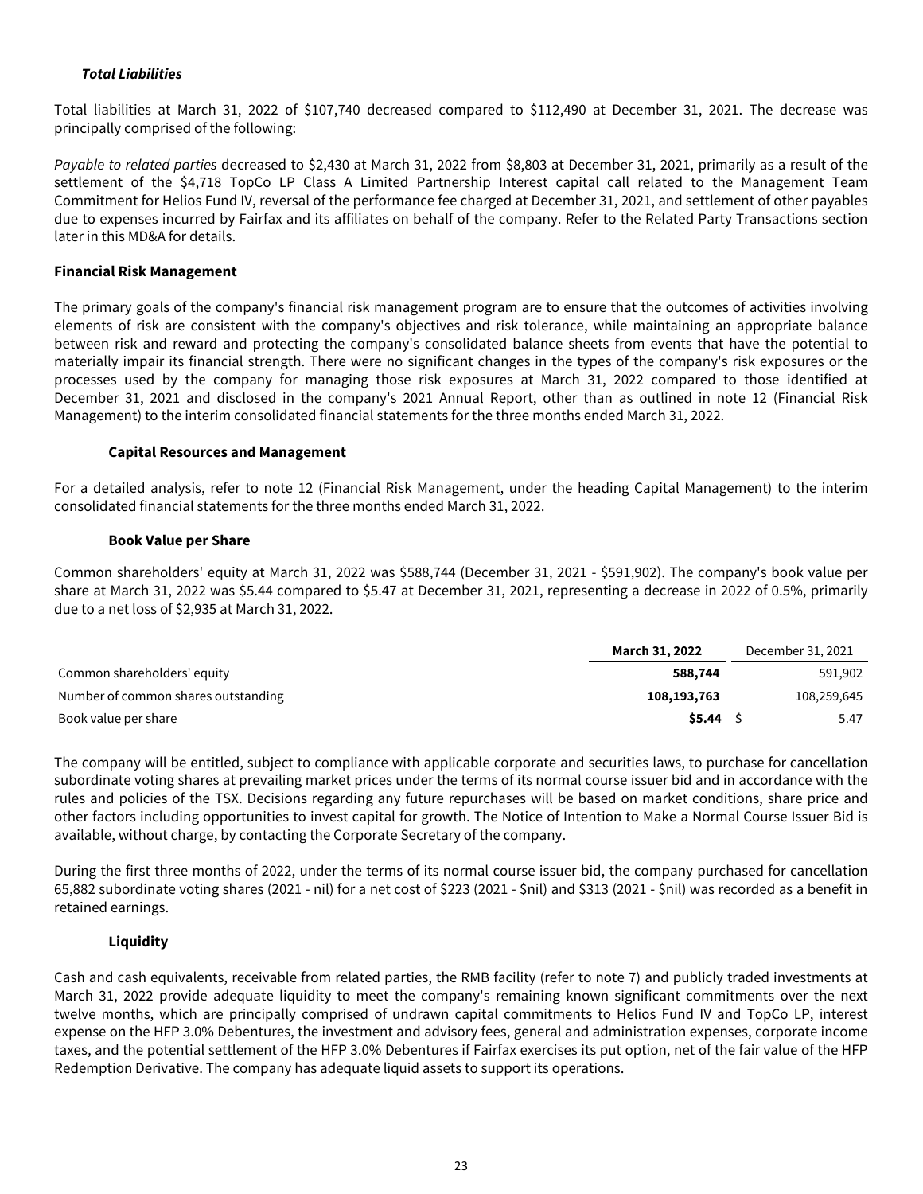***Total Liabilities***

Total liabilities at March 31, 2022 of $107,740 decreased compared to $112,490 at December 31, 2021. The decrease was principally comprised of the following:

*Payable to related parties* decreased to $2,430 at March 31, 2022 from $8,803 at December 31, 2021, primarily as a result of the settlement of the $4,718 TopCo LP Class A Limited Partnership Interest capital call related to the Management Team Commitment for Helios Fund IV, reversal of the performance fee charged at December 31, 2021, and settlement of other payables due to expenses incurred by Fairfax and its affiliates on behalf of the company. Refer to the Related Party Transactions section later in this MD&A for details.

## Financial Risk Management

The primary goals of the company's financial risk management program are to ensure that the outcomes of activities involving elements of risk are consistent with the company's objectives and risk tolerance, while maintaining an appropriate balance between risk and reward and protecting the company's consolidated balance sheets from events that have the potential to materially impair its financial strength. There were no significant changes in the types of the company's risk exposures or the processes used by the company for managing those risk exposures at March 31, 2022 compared to those identified at December 31, 2021 and disclosed in the company's 2021 Annual Report, other than as outlined in note 12 (Financial Risk Management) to the interim consolidated financial statements for the three months ended March 31, 2022.

### Capital Resources and Management

For a detailed analysis, refer to note 12 (Financial Risk Management, under the heading Capital Management) to the interim consolidated financial statements for the three months ended March 31, 2022.

### Book Value per Share

Common shareholders' equity at March 31, 2022 was $588,744 (December 31, 2021 - $591,902). The company's book value per share at March 31, 2022 was $5.44 compared to $5.47 at December 31, 2021, representing a decrease in 2022 of 0.5%, primarily due to a net loss of $2,935 at March 31, 2022.

| | **March 31, 2022** | December 31, 2021 |
|---|---|---|
| Common shareholders' equity | **588,744** | 591,902 |
| Number of common shares outstanding | **108,193,763** | 108,259,645 |
| Book value per share | **$5.44** | $ 5.47 |

The company will be entitled, subject to compliance with applicable corporate and securities laws, to purchase for cancellation subordinate voting shares at prevailing market prices under the terms of its normal course issuer bid and in accordance with the rules and policies of the TSX. Decisions regarding any future repurchases will be based on market conditions, share price and other factors including opportunities to invest capital for growth. The Notice of Intention to Make a Normal Course Issuer Bid is available, without charge, by contacting the Corporate Secretary of the company.

During the first three months of 2022, under the terms of its normal course issuer bid, the company purchased for cancellation 65,882 subordinate voting shares (2021 - nil) for a net cost of $223 (2021 - $nil) and $313 (2021 - $nil) was recorded as a benefit in retained earnings.

### Liquidity

Cash and cash equivalents, receivable from related parties, the RMB facility (refer to note 7) and publicly traded investments at March 31, 2022 provide adequate liquidity to meet the company's remaining known significant commitments over the next twelve months, which are principally comprised of undrawn capital commitments to Helios Fund IV and TopCo LP, interest expense on the HFP 3.0% Debentures, the investment and advisory fees, general and administration expenses, corporate income taxes, and the potential settlement of the HFP 3.0% Debentures if Fairfax exercises its put option, net of the fair value of the HFP Redemption Derivative. The company has adequate liquid assets to support its operations.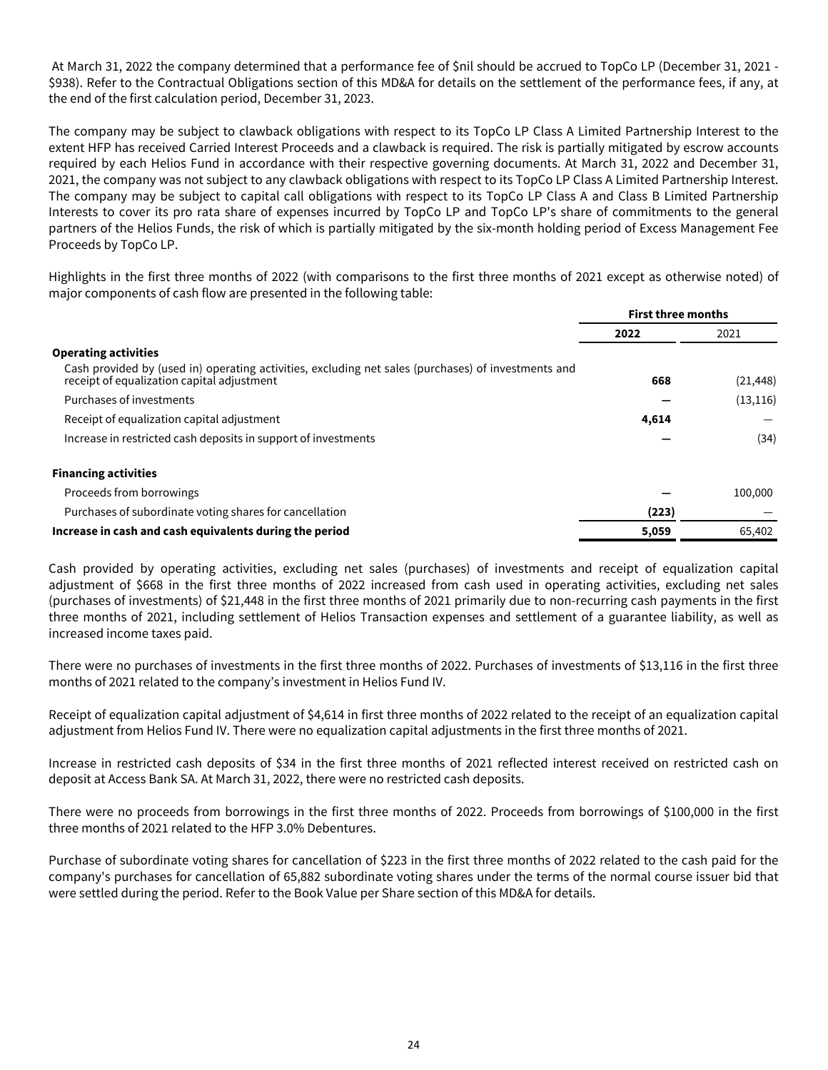At March 31, 2022 the company determined that a performance fee of $nil should be accrued to TopCo LP (December 31, 2021 - $938). Refer to the Contractual Obligations section of this MD&A for details on the settlement of the performance fees, if any, at the end of the first calculation period, December 31, 2023.

The company may be subject to clawback obligations with respect to its TopCo LP Class A Limited Partnership Interest to the extent HFP has received Carried Interest Proceeds and a clawback is required. The risk is partially mitigated by escrow accounts required by each Helios Fund in accordance with their respective governing documents. At March 31, 2022 and December 31, 2021, the company was not subject to any clawback obligations with respect to its TopCo LP Class A Limited Partnership Interest. The company may be subject to capital call obligations with respect to its TopCo LP Class A and Class B Limited Partnership Interests to cover its pro rata share of expenses incurred by TopCo LP and TopCo LP's share of commitments to the general partners of the Helios Funds, the risk of which is partially mitigated by the six-month holding period of Excess Management Fee Proceeds by TopCo LP.

Highlights in the first three months of 2022 (with comparisons to the first three months of 2021 except as otherwise noted) of major components of cash flow are presented in the following table:

| | First three months | |
|---|---|---|
| | **2022** | 2021 |
| **Operating activities** | | |
| Cash provided by (used in) operating activities, excluding net sales (purchases) of investments and receipt of equalization capital adjustment | **668** | (21,448) |
| Purchases of investments | **—** | (13,116) |
| Receipt of equalization capital adjustment | **4,614** | — |
| Increase in restricted cash deposits in support of investments | **—** | (34) |
| **Financing activities** | | |
| Proceeds from borrowings | **—** | 100,000 |
| Purchases of subordinate voting shares for cancellation | **(223)** | — |
| **Increase in cash and cash equivalents during the period** | **5,059** | 65,402 |

Cash provided by operating activities, excluding net sales (purchases) of investments and receipt of equalization capital adjustment of $668 in the first three months of 2022 increased from cash used in operating activities, excluding net sales (purchases of investments) of $21,448 in the first three months of 2021 primarily due to non-recurring cash payments in the first three months of 2021, including settlement of Helios Transaction expenses and settlement of a guarantee liability, as well as increased income taxes paid.

There were no purchases of investments in the first three months of 2022. Purchases of investments of $13,116 in the first three months of 2021 related to the company's investment in Helios Fund IV.

Receipt of equalization capital adjustment of $4,614 in first three months of 2022 related to the receipt of an equalization capital adjustment from Helios Fund IV. There were no equalization capital adjustments in the first three months of 2021.

Increase in restricted cash deposits of $34 in the first three months of 2021 reflected interest received on restricted cash on deposit at Access Bank SA. At March 31, 2022, there were no restricted cash deposits.

There were no proceeds from borrowings in the first three months of 2022. Proceeds from borrowings of $100,000 in the first three months of 2021 related to the HFP 3.0% Debentures.

Purchase of subordinate voting shares for cancellation of $223 in the first three months of 2022 related to the cash paid for the company's purchases for cancellation of 65,882 subordinate voting shares under the terms of the normal course issuer bid that were settled during the period. Refer to the Book Value per Share section of this MD&A for details.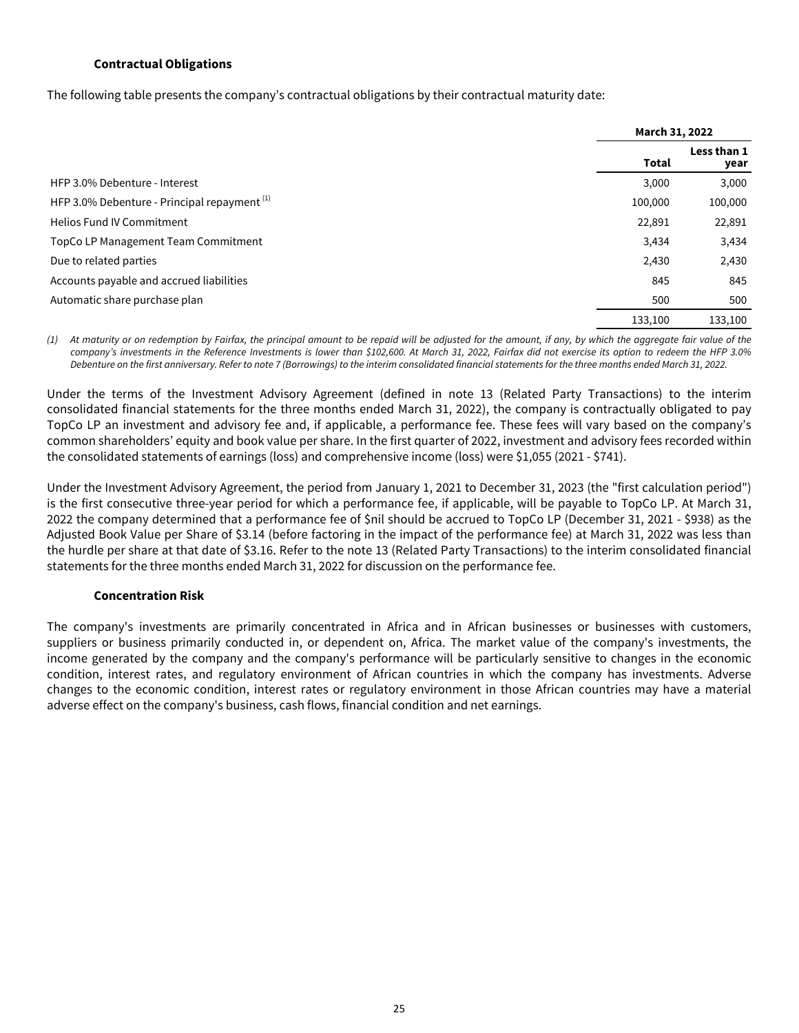### Contractual Obligations

The following table presents the company's contractual obligations by their contractual maturity date:

| | March 31, 2022 | |
|---|---|---|
| | Total | Less than 1 year |
| HFP 3.0% Debenture - Interest | 3,000 | 3,000 |
| HFP 3.0% Debenture - Principal repayment [(1)] | 100,000 | 100,000 |
| Helios Fund IV Commitment | 22,891 | 22,891 |
| TopCo LP Management Team Commitment | 3,434 | 3,434 |
| Due to related parties | 2,430 | 2,430 |
| Accounts payable and accrued liabilities | 845 | 845 |
| Automatic share purchase plan | 500 | 500 |
| | 133,100 | 133,100 |

*(1) At maturity or on redemption by Fairfax, the principal amount to be repaid will be adjusted for the amount, if any, by which the aggregate fair value of the company's investments in the Reference Investments is lower than $102,600. At March 31, 2022, Fairfax did not exercise its option to redeem the HFP 3.0% Debenture on the first anniversary. Refer to note 7 (Borrowings) to the interim consolidated financial statements for the three months ended March 31, 2022.*

Under the terms of the Investment Advisory Agreement (defined in note 13 (Related Party Transactions) to the interim consolidated financial statements for the three months ended March 31, 2022), the company is contractually obligated to pay TopCo LP an investment and advisory fee and, if applicable, a performance fee. These fees will vary based on the company's common shareholders' equity and book value per share. In the first quarter of 2022, investment and advisory fees recorded within the consolidated statements of earnings (loss) and comprehensive income (loss) were $1,055 (2021 - $741).

Under the Investment Advisory Agreement, the period from January 1, 2021 to December 31, 2023 (the "first calculation period") is the first consecutive three-year period for which a performance fee, if applicable, will be payable to TopCo LP. At March 31, 2022 the company determined that a performance fee of $nil should be accrued to TopCo LP (December 31, 2021 - $938) as the Adjusted Book Value per Share of $3.14 (before factoring in the impact of the performance fee) at March 31, 2022 was less than the hurdle per share at that date of $3.16. Refer to the note 13 (Related Party Transactions) to the interim consolidated financial statements for the three months ended March 31, 2022 for discussion on the performance fee.

### Concentration Risk

The company's investments are primarily concentrated in Africa and in African businesses or businesses with customers, suppliers or business primarily conducted in, or dependent on, Africa. The market value of the company's investments, the income generated by the company and the company's performance will be particularly sensitive to changes in the economic condition, interest rates, and regulatory environment of African countries in which the company has investments. Adverse changes to the economic condition, interest rates or regulatory environment in those African countries may have a material adverse effect on the company's business, cash flows, financial condition and net earnings.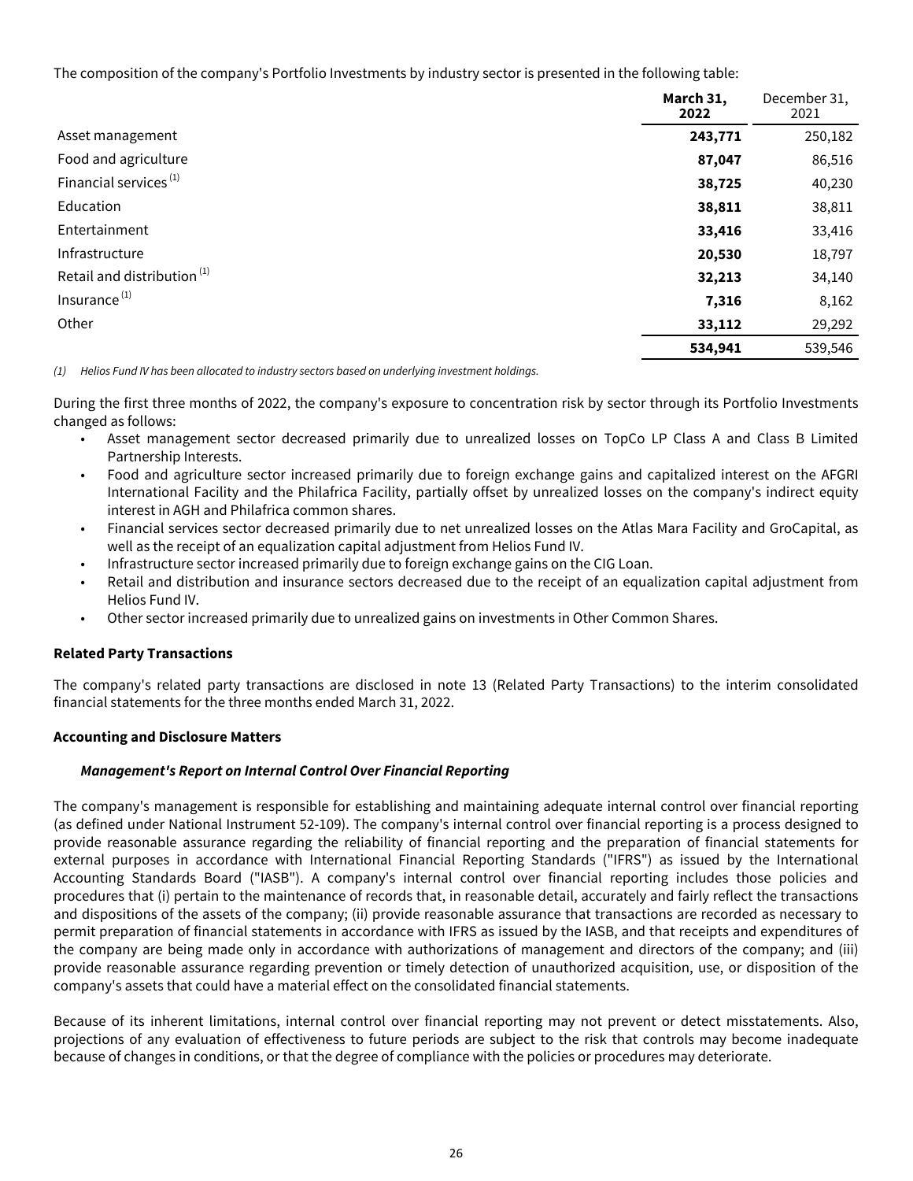The composition of the company's Portfolio Investments by industry sector is presented in the following table:

| | **March 31, 2022** | December 31, 2021 |
|---|---|---|
| Asset management | **243,771** | 250,182 |
| Food and agriculture | **87,047** | 86,516 |
| Financial services [(1)] | **38,725** | 40,230 |
| Education | **38,811** | 38,811 |
| Entertainment | **33,416** | 33,416 |
| Infrastructure | **20,530** | 18,797 |
| Retail and distribution [(1)] | **32,213** | 34,140 |
| Insurance [(1)] | **7,316** | 8,162 |
| Other | **33,112** | 29,292 |
| | **534,941** | 539,546 |

*(1) Helios Fund IV has been allocated to industry sectors based on underlying investment holdings.*

During the first three months of 2022, the company's exposure to concentration risk by sector through its Portfolio Investments changed as follows:

- Asset management sector decreased primarily due to unrealized losses on TopCo LP Class A and Class B Limited Partnership Interests.
- Food and agriculture sector increased primarily due to foreign exchange gains and capitalized interest on the AFGRI International Facility and the Philafrica Facility, partially offset by unrealized losses on the company's indirect equity interest in AGH and Philafrica common shares.
- Financial services sector decreased primarily due to net unrealized losses on the Atlas Mara Facility and GroCapital, as well as the receipt of an equalization capital adjustment from Helios Fund IV.
- Infrastructure sector increased primarily due to foreign exchange gains on the CIG Loan.
- Retail and distribution and insurance sectors decreased due to the receipt of an equalization capital adjustment from Helios Fund IV.
- Other sector increased primarily due to unrealized gains on investments in Other Common Shares.

## Related Party Transactions

The company's related party transactions are disclosed in note 13 (Related Party Transactions) to the interim consolidated financial statements for the three months ended March 31, 2022.

## Accounting and Disclosure Matters

### *Management's Report on Internal Control Over Financial Reporting*

The company's management is responsible for establishing and maintaining adequate internal control over financial reporting (as defined under National Instrument 52-109). The company's internal control over financial reporting is a process designed to provide reasonable assurance regarding the reliability of financial reporting and the preparation of financial statements for external purposes in accordance with International Financial Reporting Standards ("IFRS") as issued by the International Accounting Standards Board ("IASB"). A company's internal control over financial reporting includes those policies and procedures that (i) pertain to the maintenance of records that, in reasonable detail, accurately and fairly reflect the transactions and dispositions of the assets of the company; (ii) provide reasonable assurance that transactions are recorded as necessary to permit preparation of financial statements in accordance with IFRS as issued by the IASB, and that receipts and expenditures of the company are being made only in accordance with authorizations of management and directors of the company; and (iii) provide reasonable assurance regarding prevention or timely detection of unauthorized acquisition, use, or disposition of the company's assets that could have a material effect on the consolidated financial statements.

Because of its inherent limitations, internal control over financial reporting may not prevent or detect misstatements. Also, projections of any evaluation of effectiveness to future periods are subject to the risk that controls may become inadequate because of changes in conditions, or that the degree of compliance with the policies or procedures may deteriorate.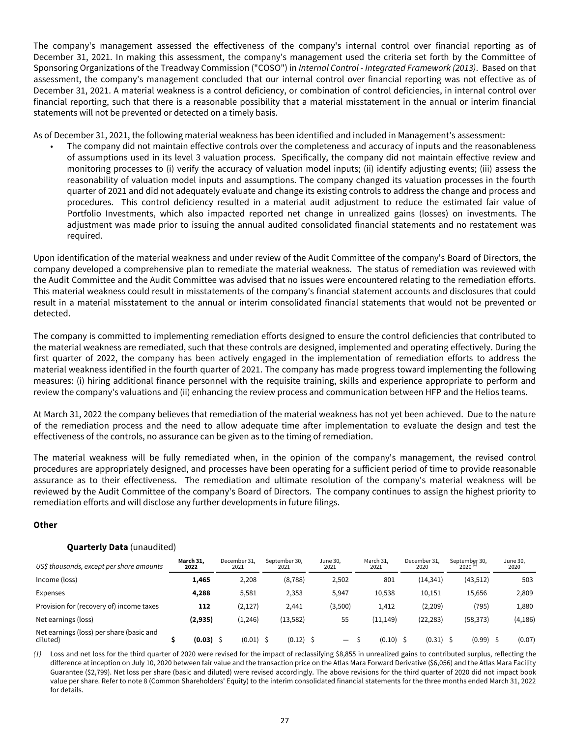The company's management assessed the effectiveness of the company's internal control over financial reporting as of December 31, 2021. In making this assessment, the company's management used the criteria set forth by the Committee of Sponsoring Organizations of the Treadway Commission ("COSO") in *Internal Control - Integrated Framework (2013)*. Based on that assessment, the company's management concluded that our internal control over financial reporting was not effective as of December 31, 2021. A material weakness is a control deficiency, or combination of control deficiencies, in internal control over financial reporting, such that there is a reasonable possibility that a material misstatement in the annual or interim financial statements will not be prevented or detected on a timely basis.

As of December 31, 2021, the following material weakness has been identified and included in Management's assessment:

- The company did not maintain effective controls over the completeness and accuracy of inputs and the reasonableness of assumptions used in its level 3 valuation process. Specifically, the company did not maintain effective review and monitoring processes to (i) verify the accuracy of valuation model inputs; (ii) identify adjusting events; (iii) assess the reasonability of valuation model inputs and assumptions. The company changed its valuation processes in the fourth quarter of 2021 and did not adequately evaluate and change its existing controls to address the change and process and procedures. This control deficiency resulted in a material audit adjustment to reduce the estimated fair value of Portfolio Investments, which also impacted reported net change in unrealized gains (losses) on investments. The adjustment was made prior to issuing the annual audited consolidated financial statements and no restatement was required.

Upon identification of the material weakness and under review of the Audit Committee of the company's Board of Directors, the company developed a comprehensive plan to remediate the material weakness. The status of remediation was reviewed with the Audit Committee and the Audit Committee was advised that no issues were encountered relating to the remediation efforts. This material weakness could result in misstatements of the company's financial statement accounts and disclosures that could result in a material misstatement to the annual or interim consolidated financial statements that would not be prevented or detected.

The company is committed to implementing remediation efforts designed to ensure the control deficiencies that contributed to the material weakness are remediated, such that these controls are designed, implemented and operating effectively. During the first quarter of 2022, the company has been actively engaged in the implementation of remediation efforts to address the material weakness identified in the fourth quarter of 2021. The company has made progress toward implementing the following measures: (i) hiring additional finance personnel with the requisite training, skills and experience appropriate to perform and review the company's valuations and (ii) enhancing the review process and communication between HFP and the Helios teams.

At March 31, 2022 the company believes that remediation of the material weakness has not yet been achieved. Due to the nature of the remediation process and the need to allow adequate time after implementation to evaluate the design and test the effectiveness of the controls, no assurance can be given as to the timing of remediation.

The material weakness will be fully remediated when, in the opinion of the company's management, the revised control procedures are appropriately designed, and processes have been operating for a sufficient period of time to provide reasonable assurance as to their effectiveness. The remediation and ultimate resolution of the company's material weakness will be reviewed by the Audit Committee of the company's Board of Directors. The company continues to assign the highest priority to remediation efforts and will disclose any further developments in future filings.

### Other

#### Quarterly Data (unaudited)

| *US$ thousands, except per share amounts* | **March 31, 2022** | December 31, 2021 | September 30, 2021 | June 30, 2021 | March 31, 2021 | December 31, 2020 | September 30, 2020 [(1)] | June 30, 2020 |
|---|---|---|---|---|---|---|---|---|
| Income (loss) | **1,465** | 2,208 | (8,788) | 2,502 | 801 | (14,341) | (43,512) | 503 |
| Expenses | **4,288** | 5,581 | 2,353 | 5,947 | 10,538 | 10,151 | 15,656 | 2,809 |
| Provision for (recovery of) income taxes | **112** | (2,127) | 2,441 | (3,500) | 1,412 | (2,209) | (795) | 1,880 |
| Net earnings (loss) | **(2,935)** | (1,246) | (13,582) | 55 | (11,149) | (22,283) | (58,373) | (4,186) |
| Net earnings (loss) per share (basic and diluted) | **$ (0.03)** | $ (0.01) | $ (0.12) | $ — | $ (0.10) | $ (0.31) | $ (0.99) | $ (0.07) |

*(1)* Loss and net loss for the third quarter of 2020 were revised for the impact of reclassifying $8,855 in unrealized gains to contributed surplus, reflecting the difference at inception on July 10, 2020 between fair value and the transaction price on the Atlas Mara Forward Derivative ($6,056) and the Atlas Mara Facility Guarantee ($2,799). Net loss per share (basic and diluted) were revised accordingly. The above revisions for the third quarter of 2020 did not impact book value per share. Refer to note 8 (Common Shareholders' Equity) to the interim consolidated financial statements for the three months ended March 31, 2022 for details.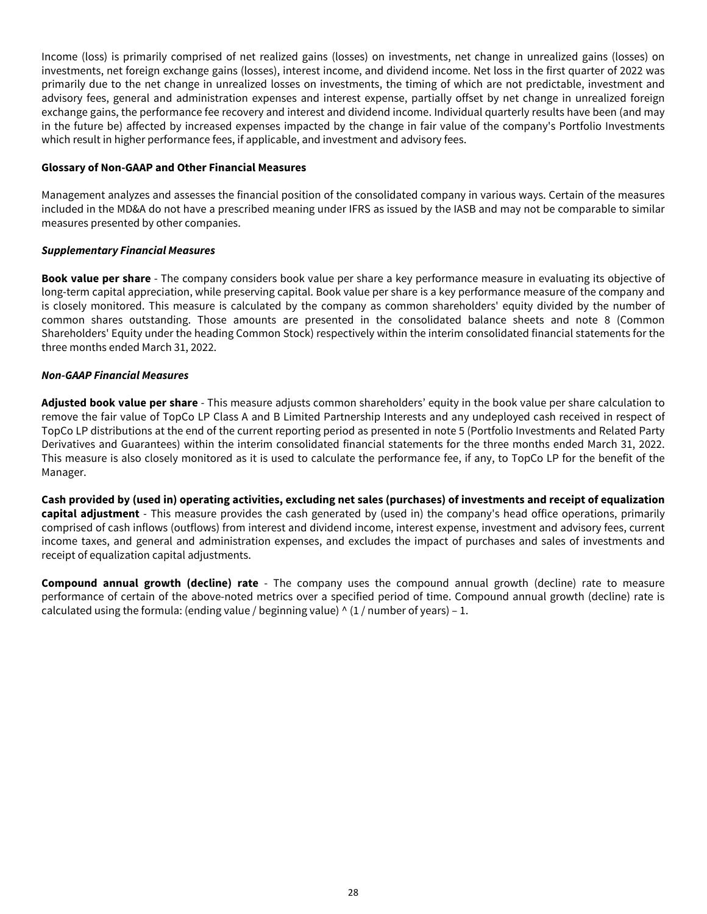Income (loss) is primarily comprised of net realized gains (losses) on investments, net change in unrealized gains (losses) on investments, net foreign exchange gains (losses), interest income, and dividend income. Net loss in the first quarter of 2022 was primarily due to the net change in unrealized losses on investments, the timing of which are not predictable, investment and advisory fees, general and administration expenses and interest expense, partially offset by net change in unrealized foreign exchange gains, the performance fee recovery and interest and dividend income. Individual quarterly results have been (and may in the future be) affected by increased expenses impacted by the change in fair value of the company's Portfolio Investments which result in higher performance fees, if applicable, and investment and advisory fees.

**Glossary of Non-GAAP and Other Financial Measures**

Management analyzes and assesses the financial position of the consolidated company in various ways. Certain of the measures included in the MD&A do not have a prescribed meaning under IFRS as issued by the IASB and may not be comparable to similar measures presented by other companies.

***Supplementary Financial Measures***

**Book value per share** - The company considers book value per share a key performance measure in evaluating its objective of long-term capital appreciation, while preserving capital. Book value per share is a key performance measure of the company and is closely monitored. This measure is calculated by the company as common shareholders' equity divided by the number of common shares outstanding. Those amounts are presented in the consolidated balance sheets and note 8 (Common Shareholders' Equity under the heading Common Stock) respectively within the interim consolidated financial statements for the three months ended March 31, 2022.

***Non-GAAP Financial Measures***

**Adjusted book value per share** - This measure adjusts common shareholders' equity in the book value per share calculation to remove the fair value of TopCo LP Class A and B Limited Partnership Interests and any undeployed cash received in respect of TopCo LP distributions at the end of the current reporting period as presented in note 5 (Portfolio Investments and Related Party Derivatives and Guarantees) within the interim consolidated financial statements for the three months ended March 31, 2022. This measure is also closely monitored as it is used to calculate the performance fee, if any, to TopCo LP for the benefit of the Manager.

**Cash provided by (used in) operating activities, excluding net sales (purchases) of investments and receipt of equalization capital adjustment** - This measure provides the cash generated by (used in) the company's head office operations, primarily comprised of cash inflows (outflows) from interest and dividend income, interest expense, investment and advisory fees, current income taxes, and general and administration expenses, and excludes the impact of purchases and sales of investments and receipt of equalization capital adjustments.

**Compound annual growth (decline) rate** - The company uses the compound annual growth (decline) rate to measure performance of certain of the above-noted metrics over a specified period of time. Compound annual growth (decline) rate is calculated using the formula: (ending value / beginning value) ^ (1 / number of years) – 1.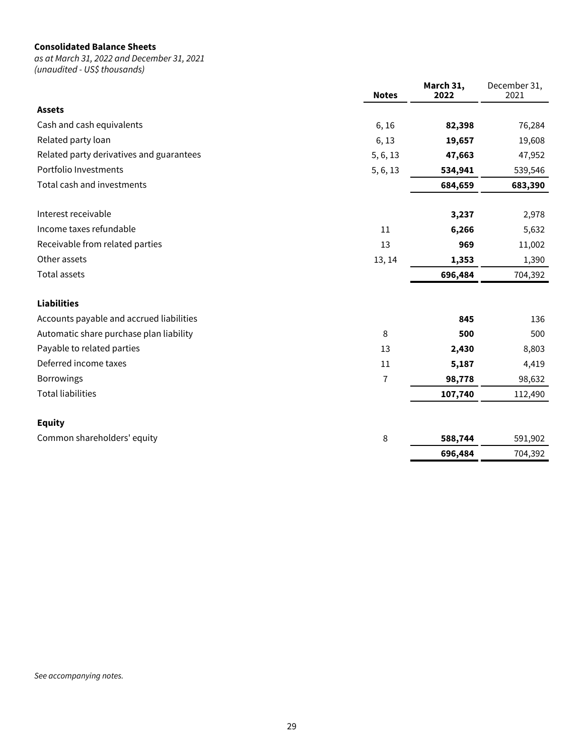**Consolidated Balance Sheets**

*as at March 31, 2022 and December 31, 2021*
*(unaudited - US$ thousands)*

| | Notes | March 31, 2022 | December 31, 2021 |
|---|---|---|---|
| **Assets** | | | |
| Cash and cash equivalents | 6, 16 | **82,398** | 76,284 |
| Related party loan | 6, 13 | **19,657** | 19,608 |
| Related party derivatives and guarantees | 5, 6, 13 | **47,663** | 47,952 |
| Portfolio Investments | 5, 6, 13 | **534,941** | 539,546 |
| Total cash and investments | | **684,659** | **683,390** |
| | | | |
| Interest receivable | | **3,237** | 2,978 |
| Income taxes refundable | 11 | **6,266** | 5,632 |
| Receivable from related parties | 13 | **969** | 11,002 |
| Other assets | 13, 14 | **1,353** | 1,390 |
| Total assets | | **696,484** | 704,392 |
| | | | |
| **Liabilities** | | | |
| Accounts payable and accrued liabilities | | **845** | 136 |
| Automatic share purchase plan liability | 8 | **500** | 500 |
| Payable to related parties | 13 | **2,430** | 8,803 |
| Deferred income taxes | 11 | **5,187** | 4,419 |
| Borrowings | 7 | **98,778** | 98,632 |
| Total liabilities | | **107,740** | 112,490 |
| | | | |
| **Equity** | | | |
| Common shareholders' equity | 8 | **588,744** | 591,902 |
| | | **696,484** | 704,392 |

*See accompanying notes.*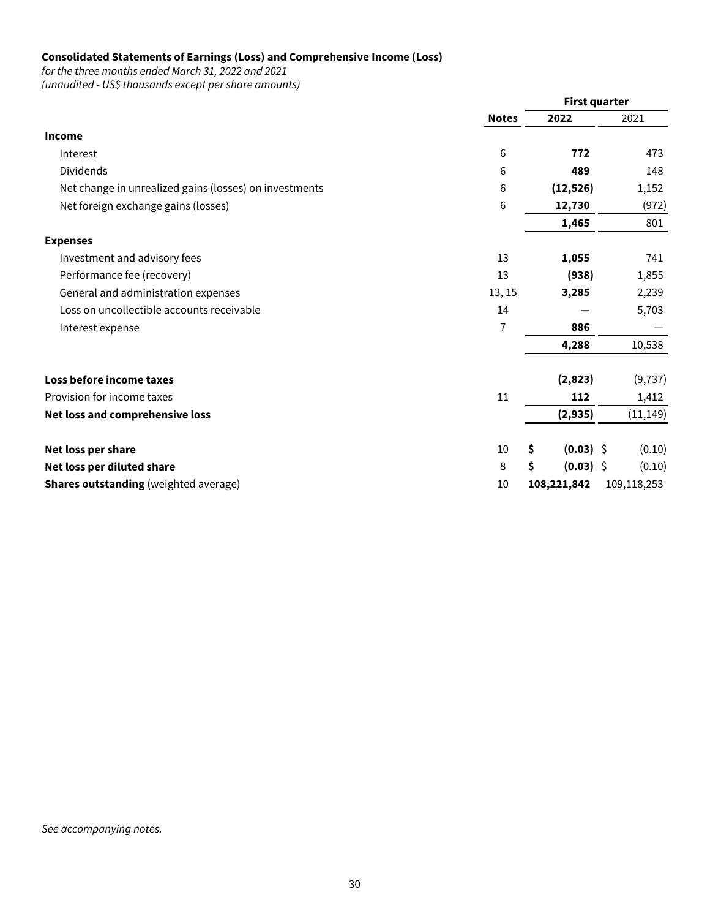**Consolidated Statements of Earnings (Loss) and Comprehensive Income (Loss)**

*for the three months ended March 31, 2022 and 2021*

*(unaudited - US$ thousands except per share amounts)*

| | | First quarter | |
|---|---|---|---|
| | **Notes** | **2022** | 2021 |
| **Income** | | | |
| Interest | 6 | **772** | 473 |
| Dividends | 6 | **489** | 148 |
| Net change in unrealized gains (losses) on investments | 6 | **(12,526)** | 1,152 |
| Net foreign exchange gains (losses) | 6 | **12,730** | (972) |
| | | **1,465** | 801 |
| **Expenses** | | | |
| Investment and advisory fees | 13 | **1,055** | 741 |
| Performance fee (recovery) | 13 | **(938)** | 1,855 |
| General and administration expenses | 13, 15 | **3,285** | 2,239 |
| Loss on uncollectible accounts receivable | 14 | **—** | 5,703 |
| Interest expense | 7 | **886** | — |
| | | **4,288** | 10,538 |
| **Loss before income taxes** | | **(2,823)** | (9,737) |
| Provision for income taxes | 11 | **112** | 1,412 |
| **Net loss and comprehensive loss** | | **(2,935)** | (11,149) |
| **Net loss per share** | 10 | **$ (0.03)** | $ (0.10) |
| **Net loss per diluted share** | 8 | **$ (0.03)** | $ (0.10) |
| **Shares outstanding** (weighted average) | 10 | **108,221,842** | 109,118,253 |

*See accompanying notes.*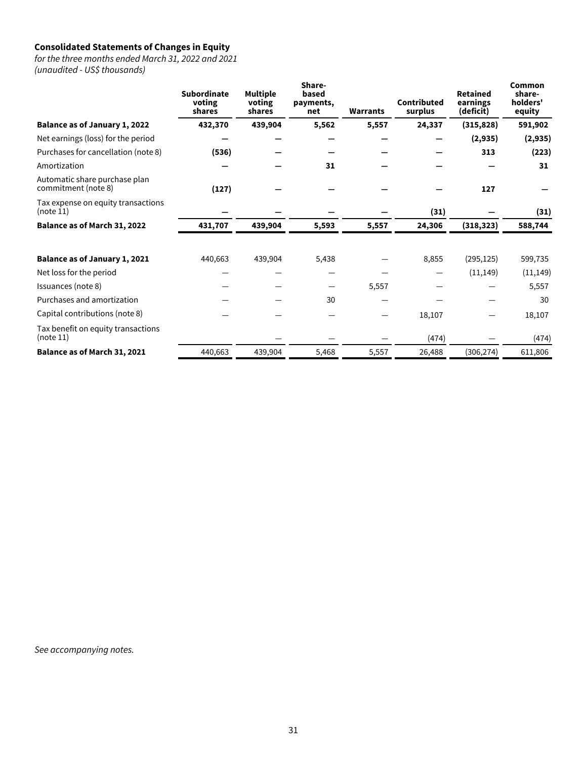**Consolidated Statements of Changes in Equity**

*for the three months ended March 31, 2022 and 2021*
*(unaudited - US$ thousands)*

| | Subordinate voting shares | Multiple voting shares | Share-based payments, net | Warrants | Contributed surplus | Retained earnings (deficit) | Common share-holders' equity |
|---|---|---|---|---|---|---|---|
| **Balance as of January 1, 2022** | **432,370** | **439,904** | **5,562** | **5,557** | **24,337** | **(315,828)** | **591,902** |
| Net earnings (loss) for the period | **—** | **—** | **—** | **—** | **—** | **(2,935)** | **(2,935)** |
| Purchases for cancellation (note 8) | **(536)** | **—** | **—** | **—** | **—** | **313** | **(223)** |
| Amortization | **—** | **—** | **31** | **—** | **—** | **—** | **31** |
| Automatic share purchase plan commitment (note 8) | **(127)** | **—** | **—** | **—** | **—** | **127** | **—** |
| Tax expense on equity transactions (note 11) | **—** | **—** | **—** | **—** | **(31)** | **—** | **(31)** |
| **Balance as of March 31, 2022** | **431,707** | **439,904** | **5,593** | **5,557** | **24,306** | **(318,323)** | **588,744** |
| | | | | | | | |
| **Balance as of January 1, 2021** | 440,663 | 439,904 | 5,438 | — | 8,855 | (295,125) | 599,735 |
| Net loss for the period | — | — | — | — | — | (11,149) | (11,149) |
| Issuances (note 8) | — | — | — | 5,557 | — | — | 5,557 |
| Purchases and amortization | — | — | 30 | — | — | — | 30 |
| Capital contributions (note 8) | — | — | — | — | 18,107 | — | 18,107 |
| Tax benefit on equity transactions (note 11) | | — | — | — | (474) | — | (474) |
| **Balance as of March 31, 2021** | 440,663 | 439,904 | 5,468 | 5,557 | 26,488 | (306,274) | 611,806 |

*See accompanying notes.*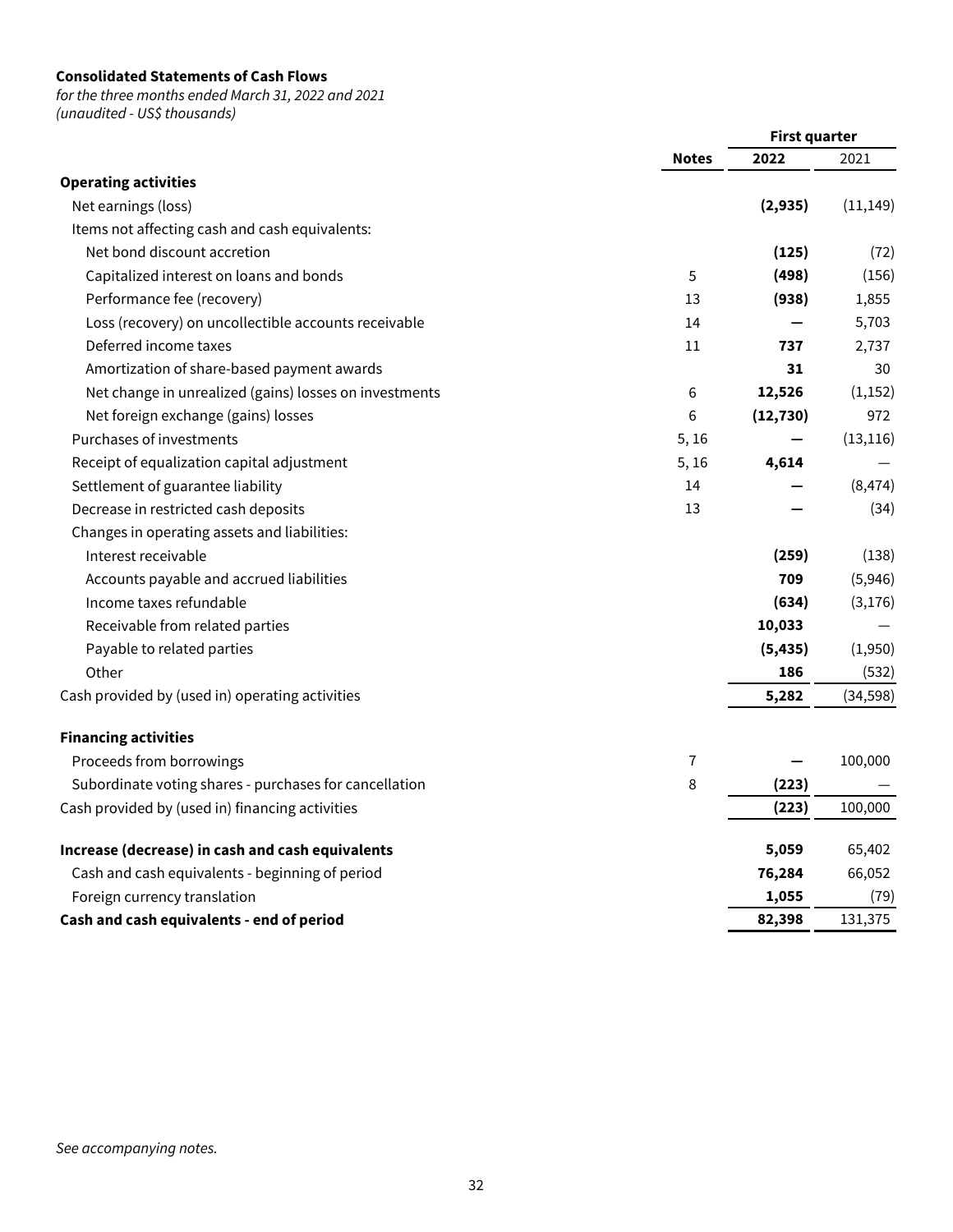**Consolidated Statements of Cash Flows**

*for the three months ended March 31, 2022 and 2021*

*(unaudited - US$ thousands)*

| | | First quarter | |
|---|---|---|---|
| | **Notes** | **2022** | 2021 |
| **Operating activities** | | | |
| Net earnings (loss) | | **(2,935)** | (11,149) |
| Items not affecting cash and cash equivalents: | | | |
| Net bond discount accretion | | **(125)** | (72) |
| Capitalized interest on loans and bonds | 5 | **(498)** | (156) |
| Performance fee (recovery) | 13 | **(938)** | 1,855 |
| Loss (recovery) on uncollectible accounts receivable | 14 | **—** | 5,703 |
| Deferred income taxes | 11 | **737** | 2,737 |
| Amortization of share-based payment awards | | **31** | 30 |
| Net change in unrealized (gains) losses on investments | 6 | **12,526** | (1,152) |
| Net foreign exchange (gains) losses | 6 | **(12,730)** | 972 |
| Purchases of investments | 5, 16 | **—** | (13,116) |
| Receipt of equalization capital adjustment | 5, 16 | **4,614** | — |
| Settlement of guarantee liability | 14 | **—** | (8,474) |
| Decrease in restricted cash deposits | 13 | **—** | (34) |
| Changes in operating assets and liabilities: | | | |
| Interest receivable | | **(259)** | (138) |
| Accounts payable and accrued liabilities | | **709** | (5,946) |
| Income taxes refundable | | **(634)** | (3,176) |
| Receivable from related parties | | **10,033** | — |
| Payable to related parties | | **(5,435)** | (1,950) |
| Other | | **186** | (532) |
| Cash provided by (used in) operating activities | | **5,282** | (34,598) |
| | | | |
| **Financing activities** | | | |
| Proceeds from borrowings | 7 | **—** | 100,000 |
| Subordinate voting shares - purchases for cancellation | 8 | **(223)** | — |
| Cash provided by (used in) financing activities | | **(223)** | 100,000 |
| | | | |
| **Increase (decrease) in cash and cash equivalents** | | **5,059** | 65,402 |
| Cash and cash equivalents - beginning of period | | **76,284** | 66,052 |
| Foreign currency translation | | **1,055** | (79) |
| **Cash and cash equivalents - end of period** | | **82,398** | 131,375 |

*See accompanying notes.*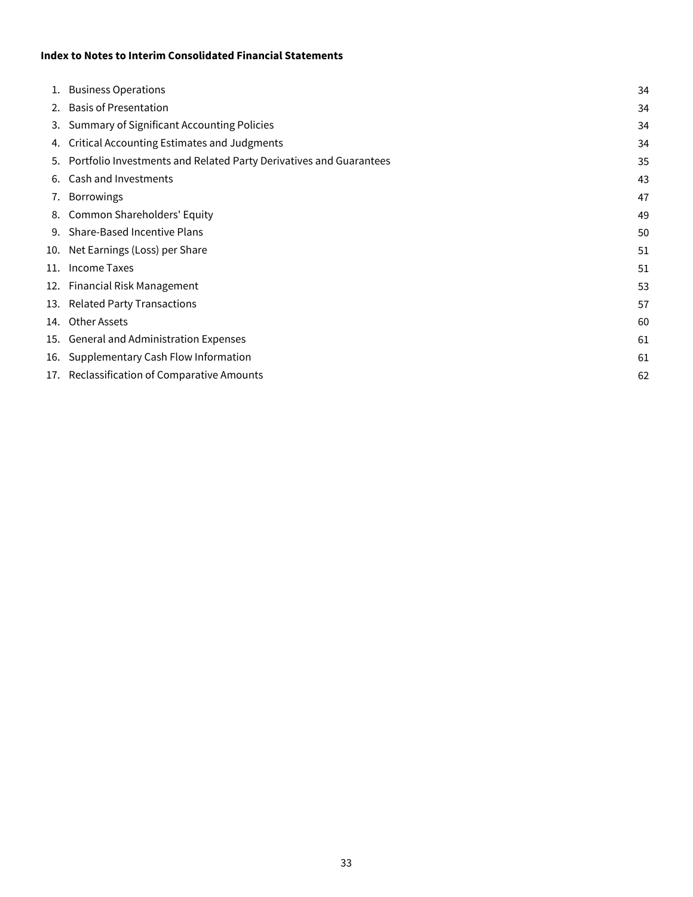**Index to Notes to Interim Consolidated Financial Statements**

| | | |
|---|---|---|
| 1. | Business Operations | 34 |
| 2. | Basis of Presentation | 34 |
| 3. | Summary of Significant Accounting Policies | 34 |
| 4. | Critical Accounting Estimates and Judgments | 34 |
| 5. | Portfolio Investments and Related Party Derivatives and Guarantees | 35 |
| 6. | Cash and Investments | 43 |
| 7. | Borrowings | 47 |
| 8. | Common Shareholders' Equity | 49 |
| 9. | Share-Based Incentive Plans | 50 |
| 10. | Net Earnings (Loss) per Share | 51 |
| 11. | Income Taxes | 51 |
| 12. | Financial Risk Management | 53 |
| 13. | Related Party Transactions | 57 |
| 14. | Other Assets | 60 |
| 15. | General and Administration Expenses | 61 |
| 16. | Supplementary Cash Flow Information | 61 |
| 17. | Reclassification of Comparative Amounts | 62 |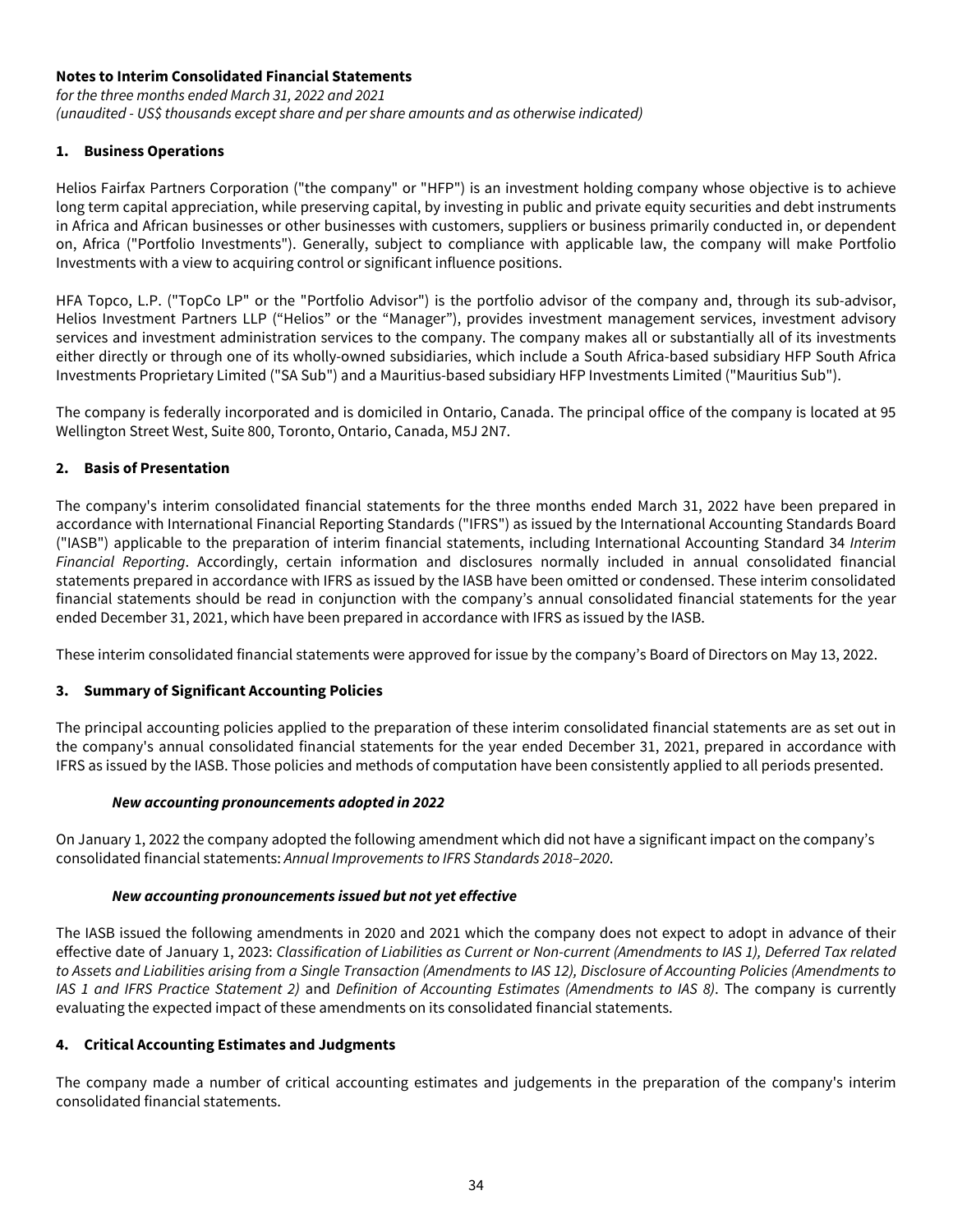**Notes to Interim Consolidated Financial Statements**

*for the three months ended March 31, 2022 and 2021*

*(unaudited - US$ thousands except share and per share amounts and as otherwise indicated)*

## 1. Business Operations

Helios Fairfax Partners Corporation ("the company" or "HFP") is an investment holding company whose objective is to achieve long term capital appreciation, while preserving capital, by investing in public and private equity securities and debt instruments in Africa and African businesses or other businesses with customers, suppliers or business primarily conducted in, or dependent on, Africa ("Portfolio Investments"). Generally, subject to compliance with applicable law, the company will make Portfolio Investments with a view to acquiring control or significant influence positions.

HFA Topco, L.P. ("TopCo LP" or the "Portfolio Advisor") is the portfolio advisor of the company and, through its sub-advisor, Helios Investment Partners LLP ("Helios" or the "Manager"), provides investment management services, investment advisory services and investment administration services to the company. The company makes all or substantially all of its investments either directly or through one of its wholly-owned subsidiaries, which include a South Africa-based subsidiary HFP South Africa Investments Proprietary Limited ("SA Sub") and a Mauritius-based subsidiary HFP Investments Limited ("Mauritius Sub").

The company is federally incorporated and is domiciled in Ontario, Canada. The principal office of the company is located at 95 Wellington Street West, Suite 800, Toronto, Ontario, Canada, M5J 2N7.

## 2. Basis of Presentation

The company's interim consolidated financial statements for the three months ended March 31, 2022 have been prepared in accordance with International Financial Reporting Standards ("IFRS") as issued by the International Accounting Standards Board ("IASB") applicable to the preparation of interim financial statements, including International Accounting Standard 34 *Interim Financial Reporting*. Accordingly, certain information and disclosures normally included in annual consolidated financial statements prepared in accordance with IFRS as issued by the IASB have been omitted or condensed. These interim consolidated financial statements should be read in conjunction with the company's annual consolidated financial statements for the year ended December 31, 2021, which have been prepared in accordance with IFRS as issued by the IASB.

These interim consolidated financial statements were approved for issue by the company's Board of Directors on May 13, 2022.

## 3. Summary of Significant Accounting Policies

The principal accounting policies applied to the preparation of these interim consolidated financial statements are as set out in the company's annual consolidated financial statements for the year ended December 31, 2021, prepared in accordance with IFRS as issued by the IASB. Those policies and methods of computation have been consistently applied to all periods presented.

***New accounting pronouncements adopted in 2022***

On January 1, 2022 the company adopted the following amendment which did not have a significant impact on the company's consolidated financial statements: *Annual Improvements to IFRS Standards 2018–2020*.

***New accounting pronouncements issued but not yet effective***

The IASB issued the following amendments in 2020 and 2021 which the company does not expect to adopt in advance of their effective date of January 1, 2023: *Classification of Liabilities as Current or Non-current (Amendments to IAS 1), Deferred Tax related to Assets and Liabilities arising from a Single Transaction (Amendments to IAS 12), Disclosure of Accounting Policies (Amendments to IAS 1 and IFRS Practice Statement 2)* and *Definition of Accounting Estimates (Amendments to IAS 8)*. The company is currently evaluating the expected impact of these amendments on its consolidated financial statements.

## 4. Critical Accounting Estimates and Judgments

The company made a number of critical accounting estimates and judgements in the preparation of the company's interim consolidated financial statements.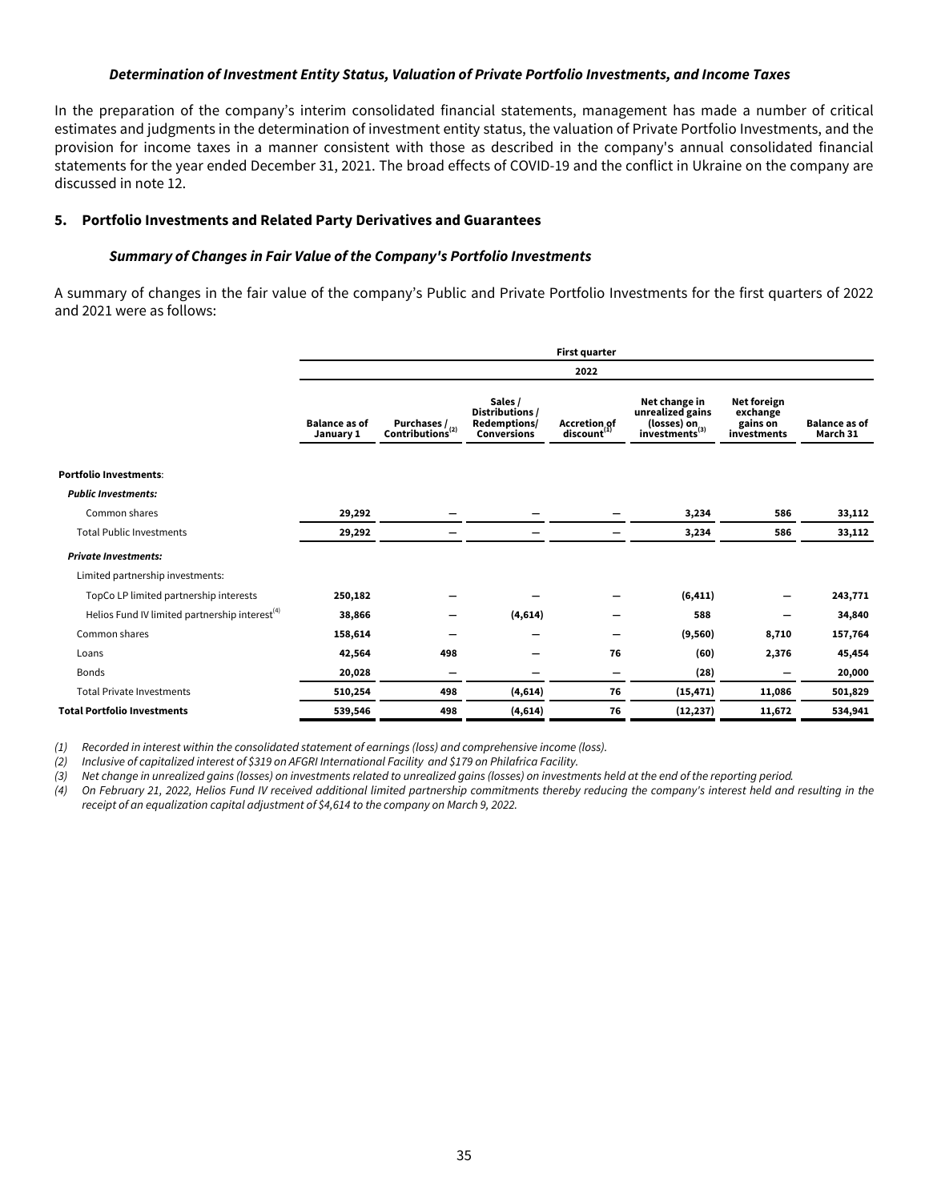***Determination of Investment Entity Status, Valuation of Private Portfolio Investments, and Income Taxes***

In the preparation of the company's interim consolidated financial statements, management has made a number of critical estimates and judgments in the determination of investment entity status, the valuation of Private Portfolio Investments, and the provision for income taxes in a manner consistent with those as described in the company's annual consolidated financial statements for the year ended December 31, 2021. The broad effects of COVID-19 and the conflict in Ukraine on the company are discussed in note 12.

## 5. Portfolio Investments and Related Party Derivatives and Guarantees

***Summary of Changes in Fair Value of the Company's Portfolio Investments***

A summary of changes in the fair value of the company's Public and Private Portfolio Investments for the first quarters of 2022 and 2021 were as follows:

| | First quarter | | | | | | |
|---|---|---|---|---|---|---|---|
| | 2022 | | | | | | |
| | Balance as of January 1 | Purchases / Contributions[(2)] | Sales / Distributions / Redemptions/ Conversions | Accretion of discount[(1)] | Net change in unrealized gains (losses) on investments[(3)] | Net foreign exchange gains on investments | Balance as of March 31 |
| **Portfolio Investments**: | | | | | | | |
| ***Public Investments:*** | | | | | | | |
| Common shares | **29,292** | **—** | **—** | **—** | **3,234** | **586** | **33,112** |
| Total Public Investments | **29,292** | **—** | **—** | **—** | **3,234** | **586** | **33,112** |
| ***Private Investments:*** | | | | | | | |
| Limited partnership investments: | | | | | | | |
| TopCo LP limited partnership interests | **250,182** | **—** | **—** | **—** | **(6,411)** | **—** | **243,771** |
| Helios Fund IV limited partnership interest[(4)] | **38,866** | **—** | **(4,614)** | **—** | **588** | **—** | **34,840** |
| Common shares | **158,614** | **—** | **—** | **—** | **(9,560)** | **8,710** | **157,764** |
| Loans | **42,564** | **498** | **—** | **76** | **(60)** | **2,376** | **45,454** |
| Bonds | **20,028** | **—** | **—** | **—** | **(28)** | **—** | **20,000** |
| Total Private Investments | **510,254** | **498** | **(4,614)** | **76** | **(15,471)** | **11,086** | **501,829** |
| **Total Portfolio Investments** | **539,546** | **498** | **(4,614)** | **76** | **(12,237)** | **11,672** | **534,941** |

*(1) Recorded in interest within the consolidated statement of earnings (loss) and comprehensive income (loss).*

*(2) Inclusive of capitalized interest of $319 on AFGRI International Facility and $179 on Philafrica Facility.*

*(3) Net change in unrealized gains (losses) on investments related to unrealized gains (losses) on investments held at the end of the reporting period.*

*(4) On February 21, 2022, Helios Fund IV received additional limited partnership commitments thereby reducing the company's interest held and resulting in the receipt of an equalization capital adjustment of $4,614 to the company on March 9, 2022.*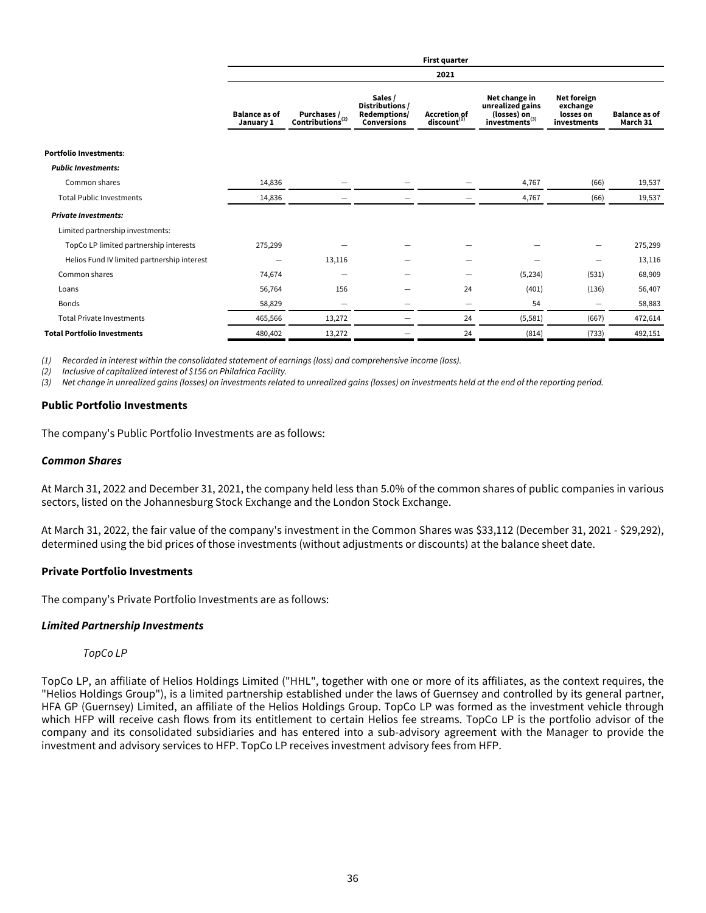| | First quarter | | | | | | |
|---|---|---|---|---|---|---|---|
| | 2021 | | | | | | |
| | Balance as of January 1 | Purchases / Contributions[(2)] | Sales / Distributions / Redemptions/ Conversions | Accretion of discount[(1)] | Net change in unrealized gains (losses) on investments[(3)] | Net foreign exchange losses on investments | Balance as of March 31 |
| **Portfolio Investments**: | | | | | | | |
| ***Public Investments:*** | | | | | | | |
| Common shares | 14,836 | — | — | — | 4,767 | (66) | 19,537 |
| Total Public Investments | 14,836 | — | — | — | 4,767 | (66) | 19,537 |
| ***Private Investments:*** | | | | | | | |
| Limited partnership investments: | | | | | | | |
| TopCo LP limited partnership interests | 275,299 | — | — | — | — | — | 275,299 |
| Helios Fund IV limited partnership interest | — | 13,116 | — | — | — | — | 13,116 |
| Common shares | 74,674 | — | — | — | (5,234) | (531) | 68,909 |
| Loans | 56,764 | 156 | — | 24 | (401) | (136) | 56,407 |
| Bonds | 58,829 | — | — | — | 54 | — | 58,883 |
| Total Private Investments | 465,566 | 13,272 | — | 24 | (5,581) | (667) | 472,614 |
| **Total Portfolio Investments** | 480,402 | 13,272 | — | 24 | (814) | (733) | 492,151 |

*(1) Recorded in interest within the consolidated statement of earnings (loss) and comprehensive income (loss).*

*(2) Inclusive of capitalized interest of $156 on Philafrica Facility.*

*(3) Net change in unrealized gains (losses) on investments related to unrealized gains (losses) on investments held at the end of the reporting period.*

### Public Portfolio Investments

The company's Public Portfolio Investments are as follows:

#### *Common Shares*

At March 31, 2022 and December 31, 2021, the company held less than 5.0% of the common shares of public companies in various sectors, listed on the Johannesburg Stock Exchange and the London Stock Exchange.

At March 31, 2022, the fair value of the company's investment in the Common Shares was $33,112 (December 31, 2021 - $29,292), determined using the bid prices of those investments (without adjustments or discounts) at the balance sheet date.

### Private Portfolio Investments

The company's Private Portfolio Investments are as follows:

#### *Limited Partnership Investments*

*TopCo LP*

TopCo LP, an affiliate of Helios Holdings Limited ("HHL", together with one or more of its affiliates, as the context requires, the "Helios Holdings Group"), is a limited partnership established under the laws of Guernsey and controlled by its general partner, HFA GP (Guernsey) Limited, an affiliate of the Helios Holdings Group. TopCo LP was formed as the investment vehicle through which HFP will receive cash flows from its entitlement to certain Helios fee streams. TopCo LP is the portfolio advisor of the company and its consolidated subsidiaries and has entered into a sub-advisory agreement with the Manager to provide the investment and advisory services to HFP. TopCo LP receives investment advisory fees from HFP.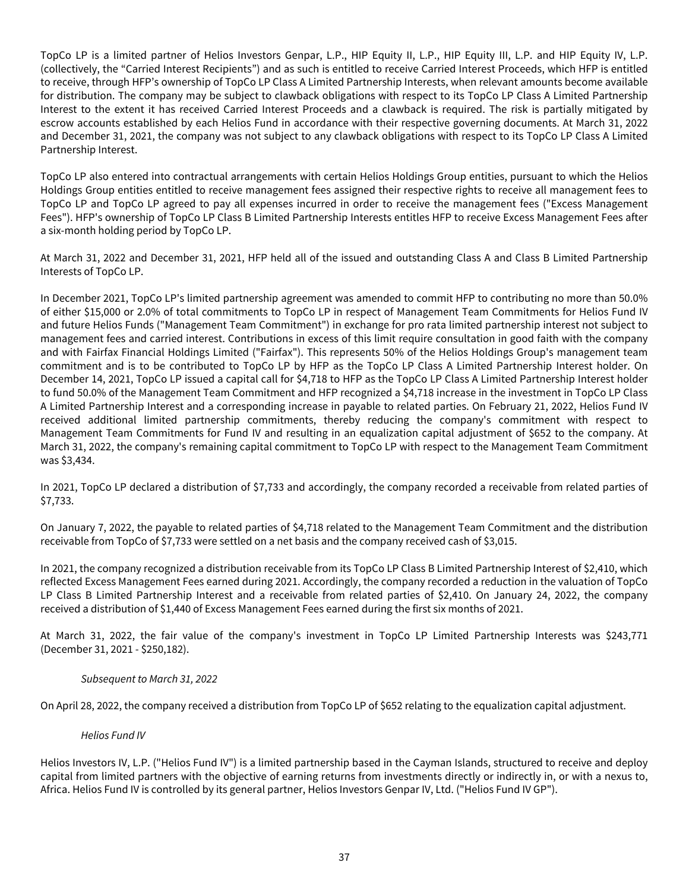TopCo LP is a limited partner of Helios Investors Genpar, L.P., HIP Equity II, L.P., HIP Equity III, L.P. and HIP Equity IV, L.P. (collectively, the "Carried Interest Recipients") and as such is entitled to receive Carried Interest Proceeds, which HFP is entitled to receive, through HFP's ownership of TopCo LP Class A Limited Partnership Interests, when relevant amounts become available for distribution. The company may be subject to clawback obligations with respect to its TopCo LP Class A Limited Partnership Interest to the extent it has received Carried Interest Proceeds and a clawback is required. The risk is partially mitigated by escrow accounts established by each Helios Fund in accordance with their respective governing documents. At March 31, 2022 and December 31, 2021, the company was not subject to any clawback obligations with respect to its TopCo LP Class A Limited Partnership Interest.

TopCo LP also entered into contractual arrangements with certain Helios Holdings Group entities, pursuant to which the Helios Holdings Group entities entitled to receive management fees assigned their respective rights to receive all management fees to TopCo LP and TopCo LP agreed to pay all expenses incurred in order to receive the management fees ("Excess Management Fees"). HFP's ownership of TopCo LP Class B Limited Partnership Interests entitles HFP to receive Excess Management Fees after a six-month holding period by TopCo LP.

At March 31, 2022 and December 31, 2021, HFP held all of the issued and outstanding Class A and Class B Limited Partnership Interests of TopCo LP.

In December 2021, TopCo LP's limited partnership agreement was amended to commit HFP to contributing no more than 50.0% of either $15,000 or 2.0% of total commitments to TopCo LP in respect of Management Team Commitments for Helios Fund IV and future Helios Funds ("Management Team Commitment") in exchange for pro rata limited partnership interest not subject to management fees and carried interest. Contributions in excess of this limit require consultation in good faith with the company and with Fairfax Financial Holdings Limited ("Fairfax"). This represents 50% of the Helios Holdings Group's management team commitment and is to be contributed to TopCo LP by HFP as the TopCo LP Class A Limited Partnership Interest holder. On December 14, 2021, TopCo LP issued a capital call for $4,718 to HFP as the TopCo LP Class A Limited Partnership Interest holder to fund 50.0% of the Management Team Commitment and HFP recognized a $4,718 increase in the investment in TopCo LP Class A Limited Partnership Interest and a corresponding increase in payable to related parties. On February 21, 2022, Helios Fund IV received additional limited partnership commitments, thereby reducing the company's commitment with respect to Management Team Commitments for Fund IV and resulting in an equalization capital adjustment of $652 to the company. At March 31, 2022, the company's remaining capital commitment to TopCo LP with respect to the Management Team Commitment was $3,434.

In 2021, TopCo LP declared a distribution of $7,733 and accordingly, the company recorded a receivable from related parties of $7,733.

On January 7, 2022, the payable to related parties of $4,718 related to the Management Team Commitment and the distribution receivable from TopCo of $7,733 were settled on a net basis and the company received cash of $3,015.

In 2021, the company recognized a distribution receivable from its TopCo LP Class B Limited Partnership Interest of $2,410, which reflected Excess Management Fees earned during 2021. Accordingly, the company recorded a reduction in the valuation of TopCo LP Class B Limited Partnership Interest and a receivable from related parties of $2,410. On January 24, 2022, the company received a distribution of $1,440 of Excess Management Fees earned during the first six months of 2021.

At March 31, 2022, the fair value of the company's investment in TopCo LP Limited Partnership Interests was $243,771 (December 31, 2021 - $250,182).

*Subsequent to March 31, 2022*

On April 28, 2022, the company received a distribution from TopCo LP of $652 relating to the equalization capital adjustment.

*Helios Fund IV*

Helios Investors IV, L.P. ("Helios Fund IV") is a limited partnership based in the Cayman Islands, structured to receive and deploy capital from limited partners with the objective of earning returns from investments directly or indirectly in, or with a nexus to, Africa. Helios Fund IV is controlled by its general partner, Helios Investors Genpar IV, Ltd. ("Helios Fund IV GP").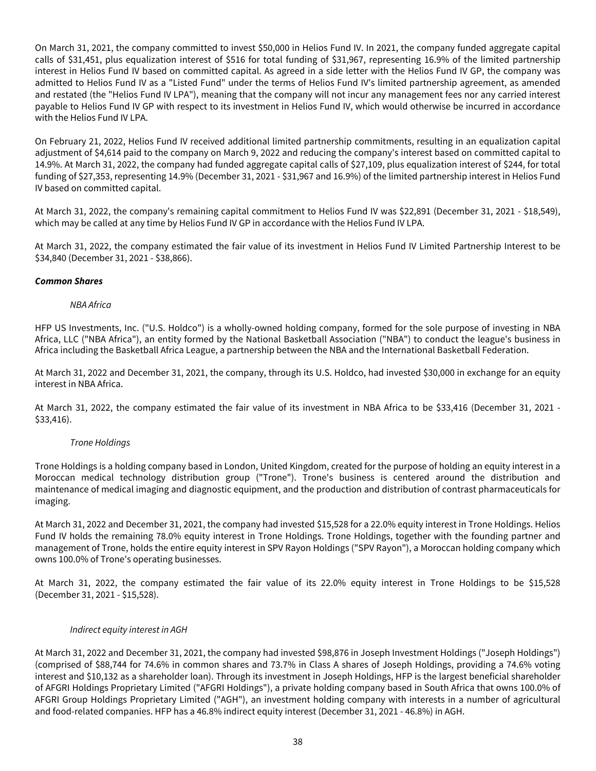On March 31, 2021, the company committed to invest $50,000 in Helios Fund IV. In 2021, the company funded aggregate capital calls of $31,451, plus equalization interest of $516 for total funding of $31,967, representing 16.9% of the limited partnership interest in Helios Fund IV based on committed capital. As agreed in a side letter with the Helios Fund IV GP, the company was admitted to Helios Fund IV as a "Listed Fund" under the terms of Helios Fund IV's limited partnership agreement, as amended and restated (the "Helios Fund IV LPA"), meaning that the company will not incur any management fees nor any carried interest payable to Helios Fund IV GP with respect to its investment in Helios Fund IV, which would otherwise be incurred in accordance with the Helios Fund IV LPA.

On February 21, 2022, Helios Fund IV received additional limited partnership commitments, resulting in an equalization capital adjustment of $4,614 paid to the company on March 9, 2022 and reducing the company's interest based on committed capital to 14.9%. At March 31, 2022, the company had funded aggregate capital calls of $27,109, plus equalization interest of $244, for total funding of $27,353, representing 14.9% (December 31, 2021 - $31,967 and 16.9%) of the limited partnership interest in Helios Fund IV based on committed capital.

At March 31, 2022, the company's remaining capital commitment to Helios Fund IV was $22,891 (December 31, 2021 - $18,549), which may be called at any time by Helios Fund IV GP in accordance with the Helios Fund IV LPA.

At March 31, 2022, the company estimated the fair value of its investment in Helios Fund IV Limited Partnership Interest to be $34,840 (December 31, 2021 - $38,866).

***Common Shares***

*NBA Africa*

HFP US Investments, Inc. ("U.S. Holdco") is a wholly-owned holding company, formed for the sole purpose of investing in NBA Africa, LLC ("NBA Africa"), an entity formed by the National Basketball Association ("NBA") to conduct the league's business in Africa including the Basketball Africa League, a partnership between the NBA and the International Basketball Federation.

At March 31, 2022 and December 31, 2021, the company, through its U.S. Holdco, had invested $30,000 in exchange for an equity interest in NBA Africa.

At March 31, 2022, the company estimated the fair value of its investment in NBA Africa to be $33,416 (December 31, 2021 - $33,416).

*Trone Holdings*

Trone Holdings is a holding company based in London, United Kingdom, created for the purpose of holding an equity interest in a Moroccan medical technology distribution group ("Trone"). Trone's business is centered around the distribution and maintenance of medical imaging and diagnostic equipment, and the production and distribution of contrast pharmaceuticals for imaging.

At March 31, 2022 and December 31, 2021, the company had invested $15,528 for a 22.0% equity interest in Trone Holdings. Helios Fund IV holds the remaining 78.0% equity interest in Trone Holdings. Trone Holdings, together with the founding partner and management of Trone, holds the entire equity interest in SPV Rayon Holdings ("SPV Rayon"), a Moroccan holding company which owns 100.0% of Trone's operating businesses.

At March 31, 2022, the company estimated the fair value of its 22.0% equity interest in Trone Holdings to be $15,528 (December 31, 2021 - $15,528).

*Indirect equity interest in AGH*

At March 31, 2022 and December 31, 2021, the company had invested $98,876 in Joseph Investment Holdings ("Joseph Holdings") (comprised of $88,744 for 74.6% in common shares and 73.7% in Class A shares of Joseph Holdings, providing a 74.6% voting interest and $10,132 as a shareholder loan). Through its investment in Joseph Holdings, HFP is the largest beneficial shareholder of AFGRI Holdings Proprietary Limited ("AFGRI Holdings"), a private holding company based in South Africa that owns 100.0% of AFGRI Group Holdings Proprietary Limited ("AGH"), an investment holding company with interests in a number of agricultural and food-related companies. HFP has a 46.8% indirect equity interest (December 31, 2021 - 46.8%) in AGH.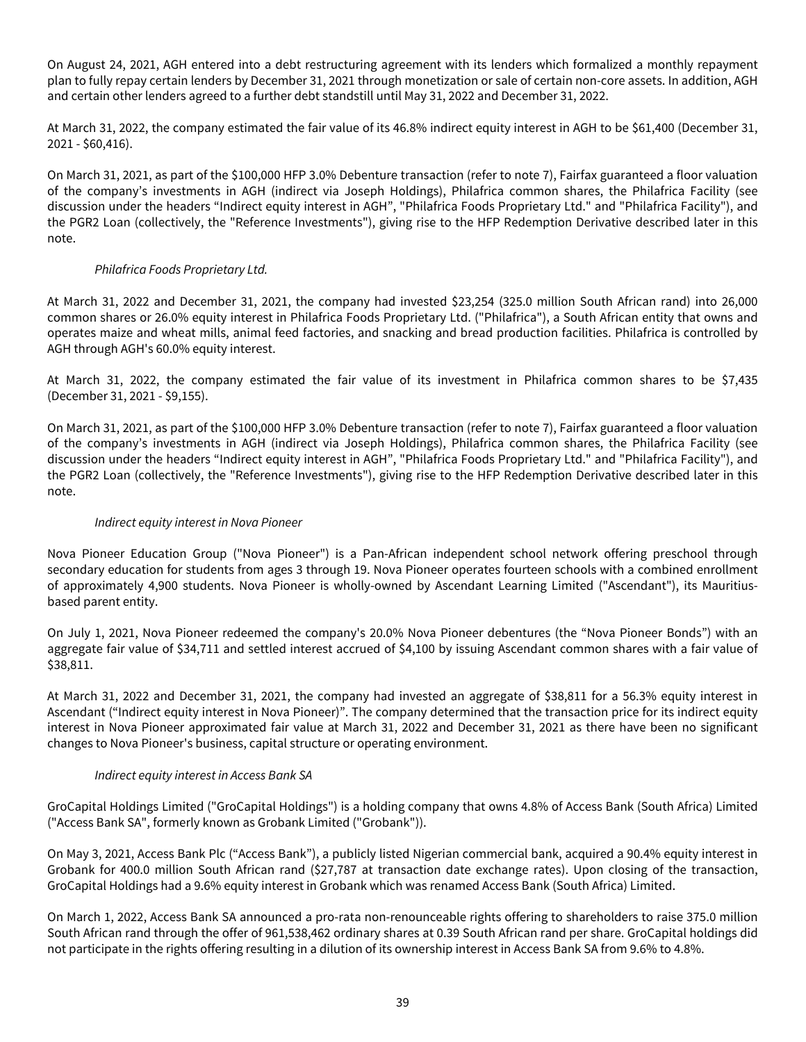On August 24, 2021, AGH entered into a debt restructuring agreement with its lenders which formalized a monthly repayment plan to fully repay certain lenders by December 31, 2021 through monetization or sale of certain non-core assets. In addition, AGH and certain other lenders agreed to a further debt standstill until May 31, 2022 and December 31, 2022.

At March 31, 2022, the company estimated the fair value of its 46.8% indirect equity interest in AGH to be $61,400 (December 31, 2021 - $60,416).

On March 31, 2021, as part of the $100,000 HFP 3.0% Debenture transaction (refer to note 7), Fairfax guaranteed a floor valuation of the company's investments in AGH (indirect via Joseph Holdings), Philafrica common shares, the Philafrica Facility (see discussion under the headers "Indirect equity interest in AGH", "Philafrica Foods Proprietary Ltd." and "Philafrica Facility"), and the PGR2 Loan (collectively, the "Reference Investments"), giving rise to the HFP Redemption Derivative described later in this note.

*Philafrica Foods Proprietary Ltd.*

At March 31, 2022 and December 31, 2021, the company had invested $23,254 (325.0 million South African rand) into 26,000 common shares or 26.0% equity interest in Philafrica Foods Proprietary Ltd. ("Philafrica"), a South African entity that owns and operates maize and wheat mills, animal feed factories, and snacking and bread production facilities. Philafrica is controlled by AGH through AGH's 60.0% equity interest.

At March 31, 2022, the company estimated the fair value of its investment in Philafrica common shares to be $7,435 (December 31, 2021 - $9,155).

On March 31, 2021, as part of the $100,000 HFP 3.0% Debenture transaction (refer to note 7), Fairfax guaranteed a floor valuation of the company's investments in AGH (indirect via Joseph Holdings), Philafrica common shares, the Philafrica Facility (see discussion under the headers "Indirect equity interest in AGH", "Philafrica Foods Proprietary Ltd." and "Philafrica Facility"), and the PGR2 Loan (collectively, the "Reference Investments"), giving rise to the HFP Redemption Derivative described later in this note.

*Indirect equity interest in Nova Pioneer*

Nova Pioneer Education Group ("Nova Pioneer") is a Pan-African independent school network offering preschool through secondary education for students from ages 3 through 19. Nova Pioneer operates fourteen schools with a combined enrollment of approximately 4,900 students. Nova Pioneer is wholly-owned by Ascendant Learning Limited ("Ascendant"), its Mauritius-based parent entity.

On July 1, 2021, Nova Pioneer redeemed the company's 20.0% Nova Pioneer debentures (the "Nova Pioneer Bonds") with an aggregate fair value of $34,711 and settled interest accrued of $4,100 by issuing Ascendant common shares with a fair value of $38,811.

At March 31, 2022 and December 31, 2021, the company had invested an aggregate of $38,811 for a 56.3% equity interest in Ascendant ("Indirect equity interest in Nova Pioneer)". The company determined that the transaction price for its indirect equity interest in Nova Pioneer approximated fair value at March 31, 2022 and December 31, 2021 as there have been no significant changes to Nova Pioneer's business, capital structure or operating environment.

*Indirect equity interest in Access Bank SA*

GroCapital Holdings Limited ("GroCapital Holdings") is a holding company that owns 4.8% of Access Bank (South Africa) Limited ("Access Bank SA", formerly known as Grobank Limited ("Grobank")).

On May 3, 2021, Access Bank Plc ("Access Bank"), a publicly listed Nigerian commercial bank, acquired a 90.4% equity interest in Grobank for 400.0 million South African rand ($27,787 at transaction date exchange rates). Upon closing of the transaction, GroCapital Holdings had a 9.6% equity interest in Grobank which was renamed Access Bank (South Africa) Limited.

On March 1, 2022, Access Bank SA announced a pro-rata non-renounceable rights offering to shareholders to raise 375.0 million South African rand through the offer of 961,538,462 ordinary shares at 0.39 South African rand per share. GroCapital holdings did not participate in the rights offering resulting in a dilution of its ownership interest in Access Bank SA from 9.6% to 4.8%.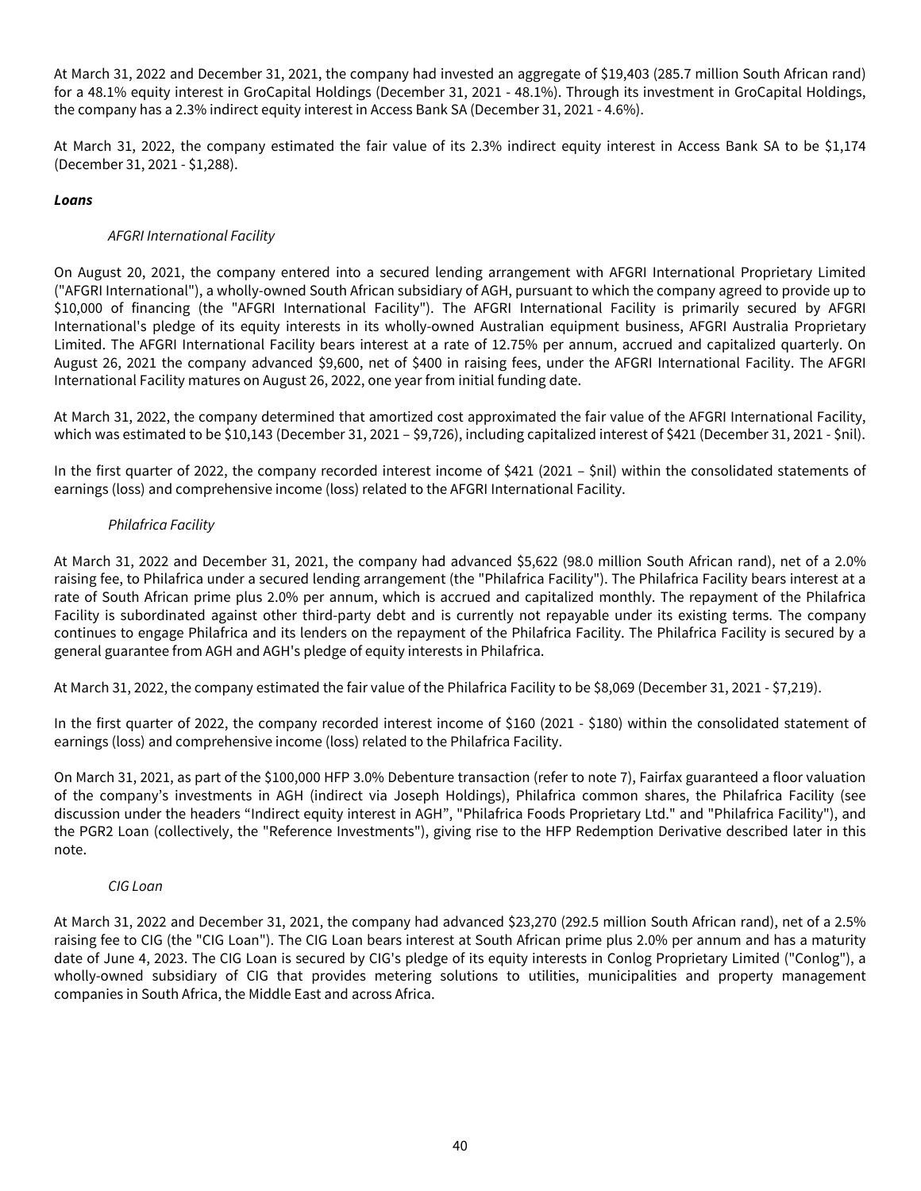At March 31, 2022 and December 31, 2021, the company had invested an aggregate of $19,403 (285.7 million South African rand) for a 48.1% equity interest in GroCapital Holdings (December 31, 2021 - 48.1%). Through its investment in GroCapital Holdings, the company has a 2.3% indirect equity interest in Access Bank SA (December 31, 2021 - 4.6%).

At March 31, 2022, the company estimated the fair value of its 2.3% indirect equity interest in Access Bank SA to be $1,174 (December 31, 2021 - $1,288).

***Loans***

*AFGRI International Facility*

On August 20, 2021, the company entered into a secured lending arrangement with AFGRI International Proprietary Limited ("AFGRI International"), a wholly-owned South African subsidiary of AGH, pursuant to which the company agreed to provide up to $10,000 of financing (the "AFGRI International Facility"). The AFGRI International Facility is primarily secured by AFGRI International's pledge of its equity interests in its wholly-owned Australian equipment business, AFGRI Australia Proprietary Limited. The AFGRI International Facility bears interest at a rate of 12.75% per annum, accrued and capitalized quarterly. On August 26, 2021 the company advanced $9,600, net of $400 in raising fees, under the AFGRI International Facility. The AFGRI International Facility matures on August 26, 2022, one year from initial funding date.

At March 31, 2022, the company determined that amortized cost approximated the fair value of the AFGRI International Facility, which was estimated to be $10,143 (December 31, 2021 – $9,726), including capitalized interest of $421 (December 31, 2021 - $nil).

In the first quarter of 2022, the company recorded interest income of $421 (2021 – $nil) within the consolidated statements of earnings (loss) and comprehensive income (loss) related to the AFGRI International Facility.

*Philafrica Facility*

At March 31, 2022 and December 31, 2021, the company had advanced $5,622 (98.0 million South African rand), net of a 2.0% raising fee, to Philafrica under a secured lending arrangement (the "Philafrica Facility"). The Philafrica Facility bears interest at a rate of South African prime plus 2.0% per annum, which is accrued and capitalized monthly. The repayment of the Philafrica Facility is subordinated against other third-party debt and is currently not repayable under its existing terms. The company continues to engage Philafrica and its lenders on the repayment of the Philafrica Facility. The Philafrica Facility is secured by a general guarantee from AGH and AGH's pledge of equity interests in Philafrica.

At March 31, 2022, the company estimated the fair value of the Philafrica Facility to be $8,069 (December 31, 2021 - $7,219).

In the first quarter of 2022, the company recorded interest income of $160 (2021 - $180) within the consolidated statement of earnings (loss) and comprehensive income (loss) related to the Philafrica Facility.

On March 31, 2021, as part of the $100,000 HFP 3.0% Debenture transaction (refer to note 7), Fairfax guaranteed a floor valuation of the company's investments in AGH (indirect via Joseph Holdings), Philafrica common shares, the Philafrica Facility (see discussion under the headers "Indirect equity interest in AGH", "Philafrica Foods Proprietary Ltd." and "Philafrica Facility"), and the PGR2 Loan (collectively, the "Reference Investments"), giving rise to the HFP Redemption Derivative described later in this note.

*CIG Loan*

At March 31, 2022 and December 31, 2021, the company had advanced $23,270 (292.5 million South African rand), net of a 2.5% raising fee to CIG (the "CIG Loan"). The CIG Loan bears interest at South African prime plus 2.0% per annum and has a maturity date of June 4, 2023. The CIG Loan is secured by CIG's pledge of its equity interests in Conlog Proprietary Limited ("Conlog"), a wholly-owned subsidiary of CIG that provides metering solutions to utilities, municipalities and property management companies in South Africa, the Middle East and across Africa.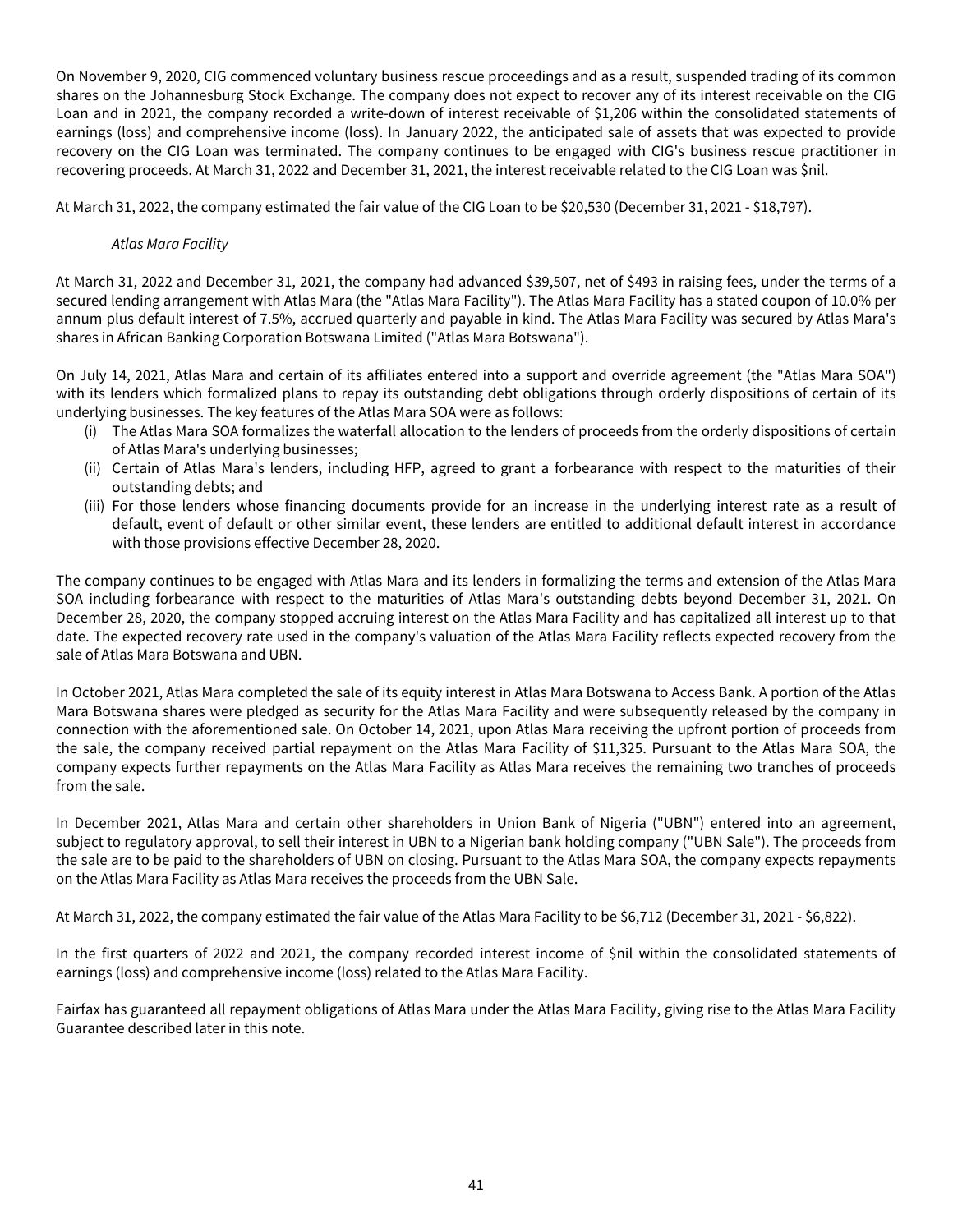On November 9, 2020, CIG commenced voluntary business rescue proceedings and as a result, suspended trading of its common shares on the Johannesburg Stock Exchange. The company does not expect to recover any of its interest receivable on the CIG Loan and in 2021, the company recorded a write-down of interest receivable of $1,206 within the consolidated statements of earnings (loss) and comprehensive income (loss). In January 2022, the anticipated sale of assets that was expected to provide recovery on the CIG Loan was terminated. The company continues to be engaged with CIG's business rescue practitioner in recovering proceeds. At March 31, 2022 and December 31, 2021, the interest receivable related to the CIG Loan was $nil.

At March 31, 2022, the company estimated the fair value of the CIG Loan to be $20,530 (December 31, 2021 - $18,797).

*Atlas Mara Facility*

At March 31, 2022 and December 31, 2021, the company had advanced $39,507, net of $493 in raising fees, under the terms of a secured lending arrangement with Atlas Mara (the "Atlas Mara Facility"). The Atlas Mara Facility has a stated coupon of 10.0% per annum plus default interest of 7.5%, accrued quarterly and payable in kind. The Atlas Mara Facility was secured by Atlas Mara's shares in African Banking Corporation Botswana Limited ("Atlas Mara Botswana").

On July 14, 2021, Atlas Mara and certain of its affiliates entered into a support and override agreement (the "Atlas Mara SOA") with its lenders which formalized plans to repay its outstanding debt obligations through orderly dispositions of certain of its underlying businesses. The key features of the Atlas Mara SOA were as follows:

(i) The Atlas Mara SOA formalizes the waterfall allocation to the lenders of proceeds from the orderly dispositions of certain of Atlas Mara's underlying businesses;
(ii) Certain of Atlas Mara's lenders, including HFP, agreed to grant a forbearance with respect to the maturities of their outstanding debts; and
(iii) For those lenders whose financing documents provide for an increase in the underlying interest rate as a result of default, event of default or other similar event, these lenders are entitled to additional default interest in accordance with those provisions effective December 28, 2020.

The company continues to be engaged with Atlas Mara and its lenders in formalizing the terms and extension of the Atlas Mara SOA including forbearance with respect to the maturities of Atlas Mara's outstanding debts beyond December 31, 2021. On December 28, 2020, the company stopped accruing interest on the Atlas Mara Facility and has capitalized all interest up to that date. The expected recovery rate used in the company's valuation of the Atlas Mara Facility reflects expected recovery from the sale of Atlas Mara Botswana and UBN.

In October 2021, Atlas Mara completed the sale of its equity interest in Atlas Mara Botswana to Access Bank. A portion of the Atlas Mara Botswana shares were pledged as security for the Atlas Mara Facility and were subsequently released by the company in connection with the aforementioned sale. On October 14, 2021, upon Atlas Mara receiving the upfront portion of proceeds from the sale, the company received partial repayment on the Atlas Mara Facility of $11,325. Pursuant to the Atlas Mara SOA, the company expects further repayments on the Atlas Mara Facility as Atlas Mara receives the remaining two tranches of proceeds from the sale.

In December 2021, Atlas Mara and certain other shareholders in Union Bank of Nigeria ("UBN") entered into an agreement, subject to regulatory approval, to sell their interest in UBN to a Nigerian bank holding company ("UBN Sale"). The proceeds from the sale are to be paid to the shareholders of UBN on closing. Pursuant to the Atlas Mara SOA, the company expects repayments on the Atlas Mara Facility as Atlas Mara receives the proceeds from the UBN Sale.

At March 31, 2022, the company estimated the fair value of the Atlas Mara Facility to be $6,712 (December 31, 2021 - $6,822).

In the first quarters of 2022 and 2021, the company recorded interest income of $nil within the consolidated statements of earnings (loss) and comprehensive income (loss) related to the Atlas Mara Facility.

Fairfax has guaranteed all repayment obligations of Atlas Mara under the Atlas Mara Facility, giving rise to the Atlas Mara Facility Guarantee described later in this note.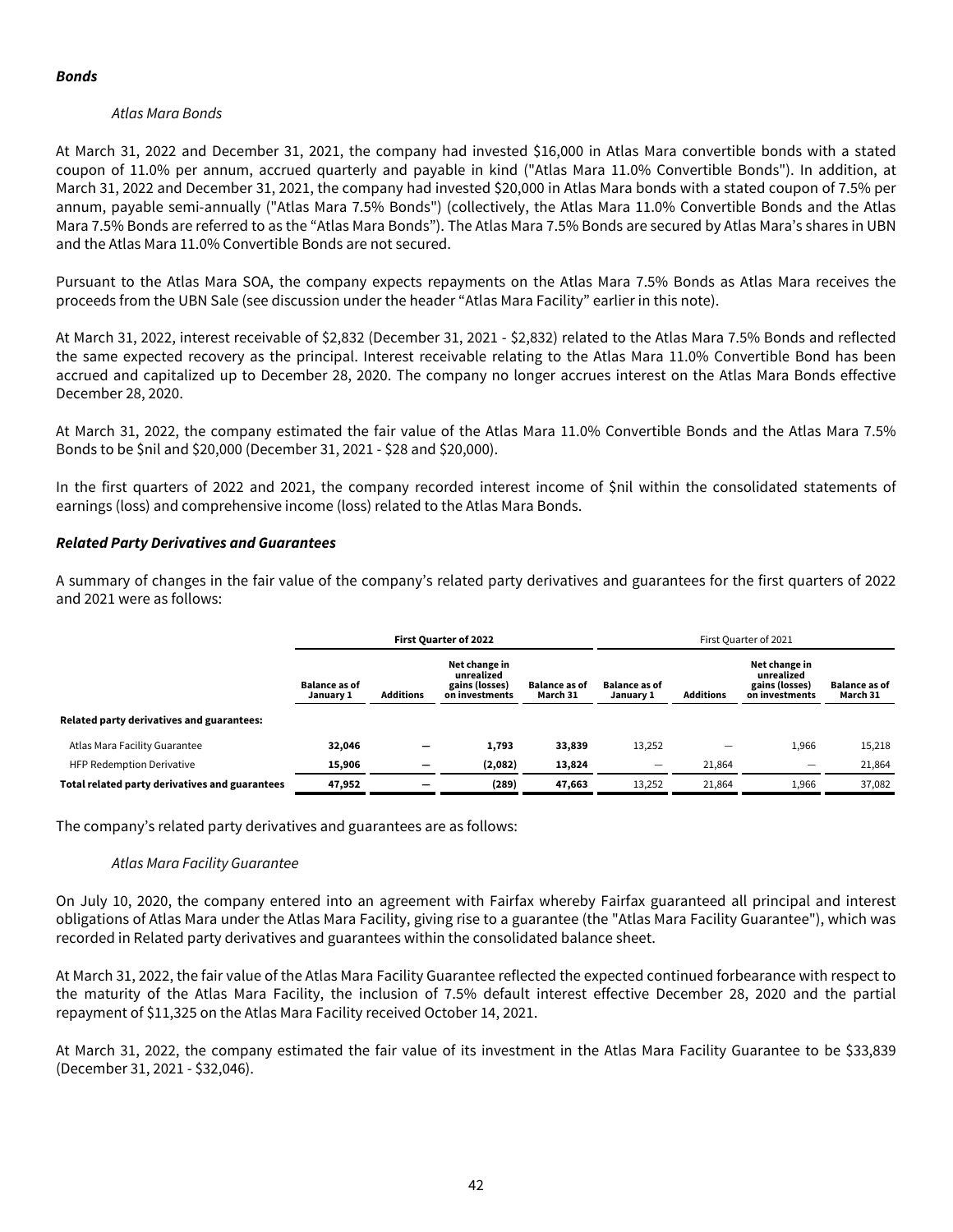***Bonds***

*Atlas Mara Bonds*

At March 31, 2022 and December 31, 2021, the company had invested $16,000 in Atlas Mara convertible bonds with a stated coupon of 11.0% per annum, accrued quarterly and payable in kind ("Atlas Mara 11.0% Convertible Bonds"). In addition, at March 31, 2022 and December 31, 2021, the company had invested $20,000 in Atlas Mara bonds with a stated coupon of 7.5% per annum, payable semi-annually ("Atlas Mara 7.5% Bonds") (collectively, the Atlas Mara 11.0% Convertible Bonds and the Atlas Mara 7.5% Bonds are referred to as the "Atlas Mara Bonds"). The Atlas Mara 7.5% Bonds are secured by Atlas Mara's shares in UBN and the Atlas Mara 11.0% Convertible Bonds are not secured.

Pursuant to the Atlas Mara SOA, the company expects repayments on the Atlas Mara 7.5% Bonds as Atlas Mara receives the proceeds from the UBN Sale (see discussion under the header "Atlas Mara Facility" earlier in this note).

At March 31, 2022, interest receivable of $2,832 (December 31, 2021 - $2,832) related to the Atlas Mara 7.5% Bonds and reflected the same expected recovery as the principal. Interest receivable relating to the Atlas Mara 11.0% Convertible Bond has been accrued and capitalized up to December 28, 2020. The company no longer accrues interest on the Atlas Mara Bonds effective December 28, 2020.

At March 31, 2022, the company estimated the fair value of the Atlas Mara 11.0% Convertible Bonds and the Atlas Mara 7.5% Bonds to be $nil and $20,000 (December 31, 2021 - $28 and $20,000).

In the first quarters of 2022 and 2021, the company recorded interest income of $nil within the consolidated statements of earnings (loss) and comprehensive income (loss) related to the Atlas Mara Bonds.

***Related Party Derivatives and Guarantees***

A summary of changes in the fair value of the company's related party derivatives and guarantees for the first quarters of 2022 and 2021 were as follows:

| | **First Quarter of 2022** | | | | First Quarter of 2021 | | | |
|---|---|---|---|---|---|---|---|---|
| | **Balance as of January 1** | **Additions** | **Net change in unrealized gains (losses) on investments** | **Balance as of March 31** | **Balance as of January 1** | **Additions** | **Net change in unrealized gains (losses) on investments** | **Balance as of March 31** |
| **Related party derivatives and guarantees:** | | | | | | | | |
| Atlas Mara Facility Guarantee | **32,046** | **—** | **1,793** | **33,839** | 13,252 | — | 1,966 | 15,218 |
| HFP Redemption Derivative | **15,906** | **—** | **(2,082)** | **13,824** | — | 21,864 | — | 21,864 |
| **Total related party derivatives and guarantees** | **47,952** | **—** | **(289)** | **47,663** | 13,252 | 21,864 | 1,966 | 37,082 |

The company's related party derivatives and guarantees are as follows:

*Atlas Mara Facility Guarantee*

On July 10, 2020, the company entered into an agreement with Fairfax whereby Fairfax guaranteed all principal and interest obligations of Atlas Mara under the Atlas Mara Facility, giving rise to a guarantee (the "Atlas Mara Facility Guarantee"), which was recorded in Related party derivatives and guarantees within the consolidated balance sheet.

At March 31, 2022, the fair value of the Atlas Mara Facility Guarantee reflected the expected continued forbearance with respect to the maturity of the Atlas Mara Facility, the inclusion of 7.5% default interest effective December 28, 2020 and the partial repayment of $11,325 on the Atlas Mara Facility received October 14, 2021.

At March 31, 2022, the company estimated the fair value of its investment in the Atlas Mara Facility Guarantee to be $33,839 (December 31, 2021 - $32,046).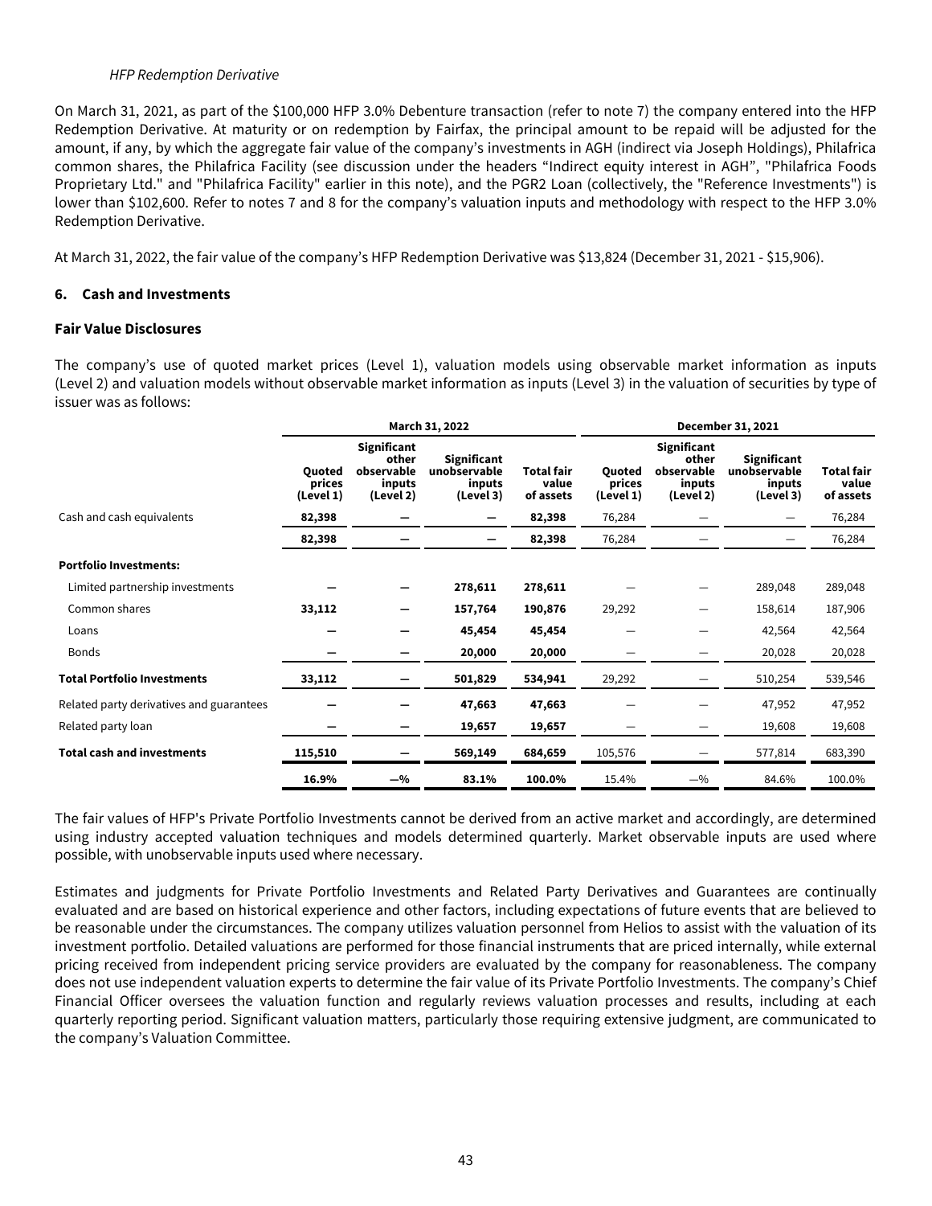*HFP Redemption Derivative*

On March 31, 2021, as part of the $100,000 HFP 3.0% Debenture transaction (refer to note 7) the company entered into the HFP Redemption Derivative. At maturity or on redemption by Fairfax, the principal amount to be repaid will be adjusted for the amount, if any, by which the aggregate fair value of the company's investments in AGH (indirect via Joseph Holdings), Philafrica common shares, the Philafrica Facility (see discussion under the headers "Indirect equity interest in AGH", "Philafrica Foods Proprietary Ltd." and "Philafrica Facility" earlier in this note), and the PGR2 Loan (collectively, the "Reference Investments") is lower than $102,600. Refer to notes 7 and 8 for the company's valuation inputs and methodology with respect to the HFP 3.0% Redemption Derivative.

At March 31, 2022, the fair value of the company's HFP Redemption Derivative was $13,824 (December 31, 2021 - $15,906).

## 6. Cash and Investments

### Fair Value Disclosures

The company's use of quoted market prices (Level 1), valuation models using observable market information as inputs (Level 2) and valuation models without observable market information as inputs (Level 3) in the valuation of securities by type of issuer was as follows:

| | March 31, 2022 | | | | December 31, 2021 | | | |
|---|---|---|---|---|---|---|---|---|
| | Quoted prices (Level 1) | Significant other observable inputs (Level 2) | Significant unobservable inputs (Level 3) | Total fair value of assets | Quoted prices (Level 1) | Significant other observable inputs (Level 2) | Significant unobservable inputs (Level 3) | Total fair value of assets |
| Cash and cash equivalents | **82,398** | **—** | **—** | **82,398** | 76,284 | — | — | 76,284 |
| | **82,398** | **—** | **—** | **82,398** | 76,284 | — | — | 76,284 |
| **Portfolio Investments:** | | | | | | | | |
| Limited partnership investments | **—** | **—** | **278,611** | **278,611** | — | — | 289,048 | 289,048 |
| Common shares | **33,112** | **—** | **157,764** | **190,876** | 29,292 | — | 158,614 | 187,906 |
| Loans | **—** | **—** | **45,454** | **45,454** | — | — | 42,564 | 42,564 |
| Bonds | **—** | **—** | **20,000** | **20,000** | — | — | 20,028 | 20,028 |
| **Total Portfolio Investments** | **33,112** | **—** | **501,829** | **534,941** | 29,292 | — | 510,254 | 539,546 |
| Related party derivatives and guarantees | **—** | **—** | **47,663** | **47,663** | — | — | 47,952 | 47,952 |
| Related party loan | **—** | **—** | **19,657** | **19,657** | — | — | 19,608 | 19,608 |
| **Total cash and investments** | **115,510** | **—** | **569,149** | **684,659** | 105,576 | — | 577,814 | 683,390 |
| | **16.9%** | **—%** | **83.1%** | **100.0%** | 15.4% | —% | 84.6% | 100.0% |

The fair values of HFP's Private Portfolio Investments cannot be derived from an active market and accordingly, are determined using industry accepted valuation techniques and models determined quarterly. Market observable inputs are used where possible, with unobservable inputs used where necessary.

Estimates and judgments for Private Portfolio Investments and Related Party Derivatives and Guarantees are continually evaluated and are based on historical experience and other factors, including expectations of future events that are believed to be reasonable under the circumstances. The company utilizes valuation personnel from Helios to assist with the valuation of its investment portfolio. Detailed valuations are performed for those financial instruments that are priced internally, while external pricing received from independent pricing service providers are evaluated by the company for reasonableness. The company does not use independent valuation experts to determine the fair value of its Private Portfolio Investments. The company's Chief Financial Officer oversees the valuation function and regularly reviews valuation processes and results, including at each quarterly reporting period. Significant valuation matters, particularly those requiring extensive judgment, are communicated to the company's Valuation Committee.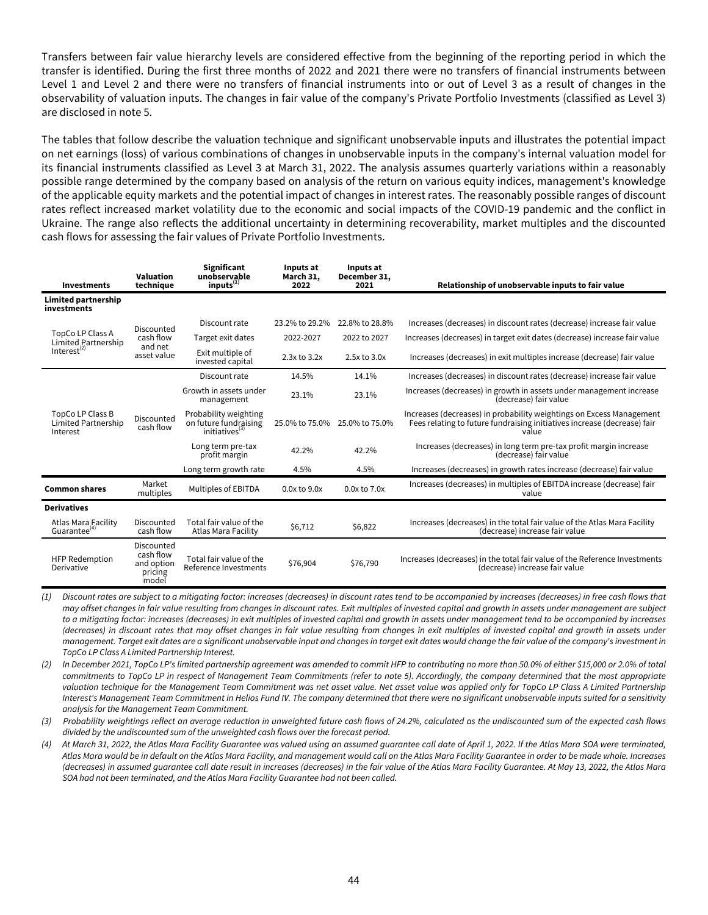Transfers between fair value hierarchy levels are considered effective from the beginning of the reporting period in which the transfer is identified. During the first three months of 2022 and 2021 there were no transfers of financial instruments between Level 1 and Level 2 and there were no transfers of financial instruments into or out of Level 3 as a result of changes in the observability of valuation inputs. The changes in fair value of the company's Private Portfolio Investments (classified as Level 3) are disclosed in note 5.

The tables that follow describe the valuation technique and significant unobservable inputs and illustrates the potential impact on net earnings (loss) of various combinations of changes in unobservable inputs in the company's internal valuation model for its financial instruments classified as Level 3 at March 31, 2022. The analysis assumes quarterly variations within a reasonably possible range determined by the company based on analysis of the return on various equity indices, management's knowledge of the applicable equity markets and the potential impact of changes in interest rates. The reasonably possible ranges of discount rates reflect increased market volatility due to the economic and social impacts of the COVID-19 pandemic and the conflict in Ukraine. The range also reflects the additional uncertainty in determining recoverability, market multiples and the discounted cash flows for assessing the fair values of Private Portfolio Investments.

| Investments | Valuation technique | Significant unobservable inputs[1] | Inputs at March 31, 2022 | Inputs at December 31, 2021 | Relationship of unobservable inputs to fair value |
|---|---|---|---|---|---|
| **Limited partnership investments** | | | | | |
| TopCo LP Class A Limited Partnership Interest[2] | Discounted cash flow and net asset value | Discount rate | 23.2% to 29.2% | 22.8% to 28.8% | Increases (decreases) in discount rates (decrease) increase fair value |
| | | Target exit dates | 2022-2027 | 2022 to 2027 | Increases (decreases) in target exit dates (decrease) increase fair value |
| | | Exit multiple of invested capital | 2.3x to 3.2x | 2.5x to 3.0x | Increases (decreases) in exit multiples increase (decrease) fair value |
| TopCo LP Class B Limited Partnership Interest | Discounted cash flow | Discount rate | 14.5% | 14.1% | Increases (decreases) in discount rates (decrease) increase fair value |
| | | Growth in assets under management | 23.1% | 23.1% | Increases (decreases) in growth in assets under management increase (decrease) fair value |
| | | Probability weighting on future fundraising initiatives[3] | 25.0% to 75.0% | 25.0% to 75.0% | Increases (decreases) in probability weightings on Excess Management Fees relating to future fundraising initiatives increase (decrease) fair value |
| | | Long term pre-tax profit margin | 42.2% | 42.2% | Increases (decreases) in long term pre-tax profit margin increase (decrease) fair value |
| | | Long term growth rate | 4.5% | 4.5% | Increases (decreases) in growth rates increase (decrease) fair value |
| **Common shares** | Market multiples | Multiples of EBITDA | 0.0x to 9.0x | 0.0x to 7.0x | Increases (decreases) in multiples of EBITDA increase (decrease) fair value |
| **Derivatives** | | | | | |
| Atlas Mara Facility Guarantee[4] | Discounted cash flow | Total fair value of the Atlas Mara Facility | \$6,712 | \$6,822 | Increases (decreases) in the total fair value of the Atlas Mara Facility (decrease) increase fair value |
| HFP Redemption Derivative | Discounted cash flow and option pricing model | Total fair value of the Reference Investments | \$76,904 | \$76,790 | Increases (decreases) in the total fair value of the Reference Investments (decrease) increase fair value |

*(1) Discount rates are subject to a mitigating factor: increases (decreases) in discount rates tend to be accompanied by increases (decreases) in free cash flows that may offset changes in fair value resulting from changes in discount rates. Exit multiples of invested capital and growth in assets under management are subject to a mitigating factor: increases (decreases) in exit multiples of invested capital and growth in assets under management tend to be accompanied by increases (decreases) in discount rates that may offset changes in fair value resulting from changes in exit multiples of invested capital and growth in assets under management. Target exit dates are a significant unobservable input and changes in target exit dates would change the fair value of the company's investment in TopCo LP Class A Limited Partnership Interest.*

*(2) In December 2021, TopCo LP's limited partnership agreement was amended to commit HFP to contributing no more than 50.0% of either \$15,000 or 2.0% of total commitments to TopCo LP in respect of Management Team Commitments (refer to note 5). Accordingly, the company determined that the most appropriate valuation technique for the Management Team Commitment was net asset value. Net asset value was applied only for TopCo LP Class A Limited Partnership Interest's Management Team Commitment in Helios Fund IV. The company determined that there were no significant unobservable inputs suited for a sensitivity analysis for the Management Team Commitment.*

*(3) Probability weightings reflect an average reduction in unweighted future cash flows of 24.2%, calculated as the undiscounted sum of the expected cash flows divided by the undiscounted sum of the unweighted cash flows over the forecast period.*

*(4) At March 31, 2022, the Atlas Mara Facility Guarantee was valued using an assumed guarantee call date of April 1, 2022. If the Atlas Mara SOA were terminated, Atlas Mara would be in default on the Atlas Mara Facility, and management would call on the Atlas Mara Facility Guarantee in order to be made whole. Increases (decreases) in assumed guarantee call date result in increases (decreases) in the fair value of the Atlas Mara Facility Guarantee. At May 13, 2022, the Atlas Mara SOA had not been terminated, and the Atlas Mara Facility Guarantee had not been called.*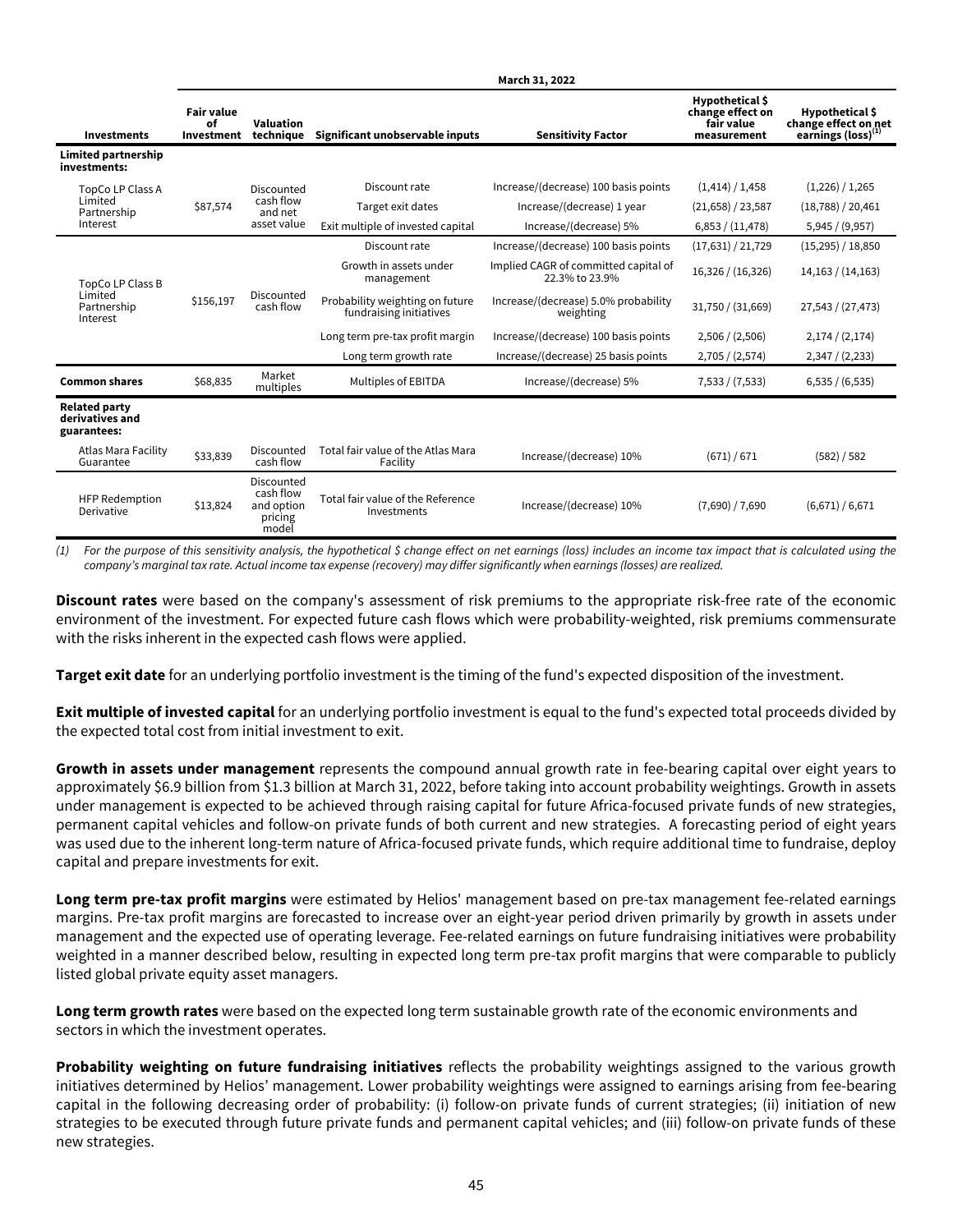| Investments | March 31, 2022 | | | | | |
|---|---|---|---|---|---|---|
| | Fair value of Investment | Valuation technique | Significant unobservable inputs | Sensitivity Factor | Hypothetical $ change effect on fair value measurement | Hypothetical $ change effect on net earnings (loss)[(1)] |
| **Limited partnership investments:** | | | | | | |
| TopCo LP Class A Limited Partnership Interest | $87,574 | Discounted cash flow and net asset value | Discount rate | Increase/(decrease) 100 basis points | (1,414) / 1,458 | (1,226) / 1,265 |
| | | | Target exit dates | Increase/(decrease) 1 year | (21,658) / 23,587 | (18,788) / 20,461 |
| | | | Exit multiple of invested capital | Increase/(decrease) 5% | 6,853 / (11,478) | 5,945 / (9,957) |
| TopCo LP Class B Limited Partnership Interest | $156,197 | Discounted cash flow | Discount rate | Increase/(decrease) 100 basis points | (17,631) / 21,729 | (15,295) / 18,850 |
| | | | Growth in assets under management | Implied CAGR of committed capital of 22.3% to 23.9% | 16,326 / (16,326) | 14,163 / (14,163) |
| | | | Probability weighting on future fundraising initiatives | Increase/(decrease) 5.0% probability weighting | 31,750 / (31,669) | 27,543 / (27,473) |
| | | | Long term pre-tax profit margin | Increase/(decrease) 100 basis points | 2,506 / (2,506) | 2,174 / (2,174) |
| | | | Long term growth rate | Increase/(decrease) 25 basis points | 2,705 / (2,574) | 2,347 / (2,233) |
| **Common shares** | $68,835 | Market multiples | Multiples of EBITDA | Increase/(decrease) 5% | 7,533 / (7,533) | 6,535 / (6,535) |
| **Related party derivatives and guarantees:** | | | | | | |
| Atlas Mara Facility Guarantee | $33,839 | Discounted cash flow | Total fair value of the Atlas Mara Facility | Increase/(decrease) 10% | (671) / 671 | (582) / 582 |
| HFP Redemption Derivative | $13,824 | Discounted cash flow and option pricing model | Total fair value of the Reference Investments | Increase/(decrease) 10% | (7,690) / 7,690 | (6,671) / 6,671 |

*(1) For the purpose of this sensitivity analysis, the hypothetical $ change effect on net earnings (loss) includes an income tax impact that is calculated using the company's marginal tax rate. Actual income tax expense (recovery) may differ significantly when earnings (losses) are realized.*

**Discount rates** were based on the company's assessment of risk premiums to the appropriate risk-free rate of the economic environment of the investment. For expected future cash flows which were probability-weighted, risk premiums commensurate with the risks inherent in the expected cash flows were applied.

**Target exit date** for an underlying portfolio investment is the timing of the fund's expected disposition of the investment.

**Exit multiple of invested capital** for an underlying portfolio investment is equal to the fund's expected total proceeds divided by the expected total cost from initial investment to exit.

**Growth in assets under management** represents the compound annual growth rate in fee-bearing capital over eight years to approximately $6.9 billion from $1.3 billion at March 31, 2022, before taking into account probability weightings. Growth in assets under management is expected to be achieved through raising capital for future Africa-focused private funds of new strategies, permanent capital vehicles and follow-on private funds of both current and new strategies. A forecasting period of eight years was used due to the inherent long-term nature of Africa-focused private funds, which require additional time to fundraise, deploy capital and prepare investments for exit.

**Long term pre-tax profit margins** were estimated by Helios' management based on pre-tax management fee-related earnings margins. Pre-tax profit margins are forecasted to increase over an eight-year period driven primarily by growth in assets under management and the expected use of operating leverage. Fee-related earnings on future fundraising initiatives were probability weighted in a manner described below, resulting in expected long term pre-tax profit margins that were comparable to publicly listed global private equity asset managers.

**Long term growth rates** were based on the expected long term sustainable growth rate of the economic environments and sectors in which the investment operates.

**Probability weighting on future fundraising initiatives** reflects the probability weightings assigned to the various growth initiatives determined by Helios' management. Lower probability weightings were assigned to earnings arising from fee-bearing capital in the following decreasing order of probability: (i) follow-on private funds of current strategies; (ii) initiation of new strategies to be executed through future private funds and permanent capital vehicles; and (iii) follow-on private funds of these new strategies.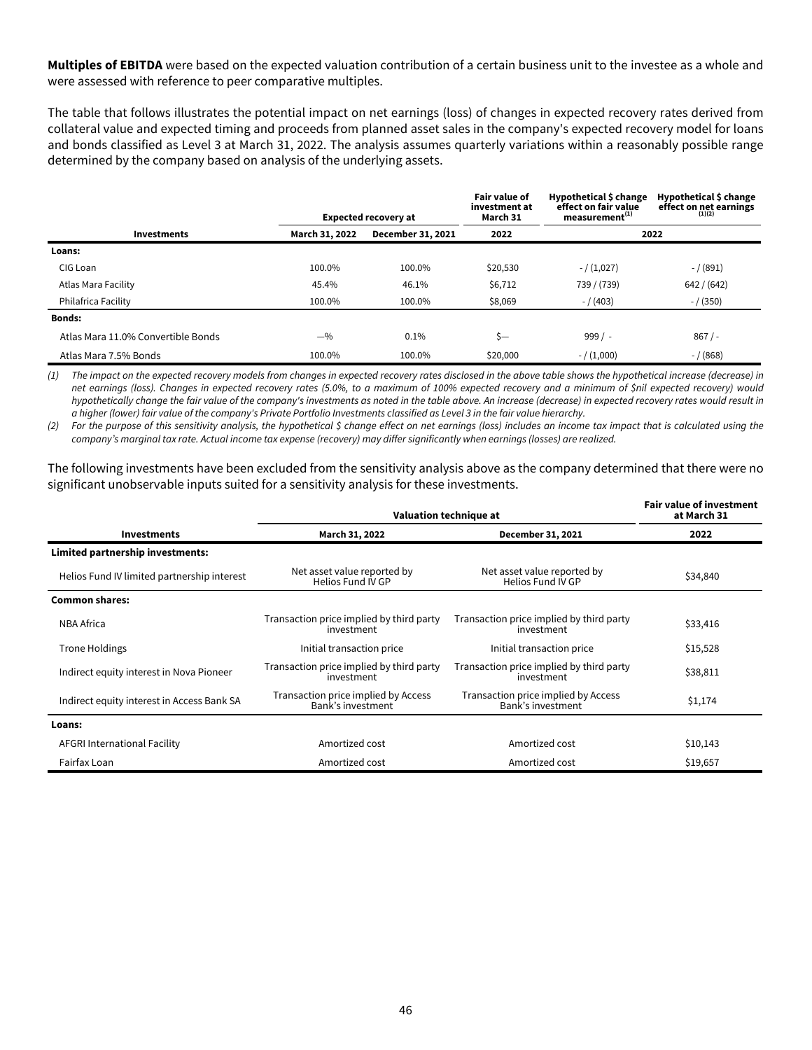**Multiples of EBITDA** were based on the expected valuation contribution of a certain business unit to the investee as a whole and were assessed with reference to peer comparative multiples.

The table that follows illustrates the potential impact on net earnings (loss) of changes in expected recovery rates derived from collateral value and expected timing and proceeds from planned asset sales in the company's expected recovery model for loans and bonds classified as Level 3 at March 31, 2022. The analysis assumes quarterly variations within a reasonably possible range determined by the company based on analysis of the underlying assets.

| | Expected recovery at | | Fair value of investment at March 31 | Hypothetical $ change effect on fair value measurement[1] | Hypothetical $ change effect on net earnings[1][2] |
|---|---|---|---|---|---|
| **Investments** | **March 31, 2022** | **December 31, 2021** | **2022** | **2022** | |
| **Loans:** | | | | | |
| CIG Loan | 100.0% | 100.0% | $20,530 | - / (1,027) | - / (891) |
| Atlas Mara Facility | 45.4% | 46.1% | $6,712 | 739 / (739) | 642 / (642) |
| Philafrica Facility | 100.0% | 100.0% | $8,069 | - / (403) | - / (350) |
| **Bonds:** | | | | | |
| Atlas Mara 11.0% Convertible Bonds | —% | 0.1% | $— | 999 / - | 867 / - |
| Atlas Mara 7.5% Bonds | 100.0% | 100.0% | $20,000 | - / (1,000) | - / (868) |

*(1) The impact on the expected recovery models from changes in expected recovery rates disclosed in the above table shows the hypothetical increase (decrease) in net earnings (loss). Changes in expected recovery rates (5.0%, to a maximum of 100% expected recovery and a minimum of $nil expected recovery) would hypothetically change the fair value of the company's investments as noted in the table above. An increase (decrease) in expected recovery rates would result in a higher (lower) fair value of the company's Private Portfolio Investments classified as Level 3 in the fair value hierarchy.*

*(2) For the purpose of this sensitivity analysis, the hypothetical $ change effect on net earnings (loss) includes an income tax impact that is calculated using the company's marginal tax rate. Actual income tax expense (recovery) may differ significantly when earnings (losses) are realized.*

The following investments have been excluded from the sensitivity analysis above as the company determined that there were no significant unobservable inputs suited for a sensitivity analysis for these investments.

| | Valuation technique at | | Fair value of investment at March 31 |
|---|---|---|---|
| **Investments** | **March 31, 2022** | **December 31, 2021** | **2022** |
| **Limited partnership investments:** | | | |
| Helios Fund IV limited partnership interest | Net asset value reported by Helios Fund IV GP | Net asset value reported by Helios Fund IV GP | $34,840 |
| **Common shares:** | | | |
| NBA Africa | Transaction price implied by third party investment | Transaction price implied by third party investment | $33,416 |
| Trone Holdings | Initial transaction price | Initial transaction price | $15,528 |
| Indirect equity interest in Nova Pioneer | Transaction price implied by third party investment | Transaction price implied by third party investment | $38,811 |
| Indirect equity interest in Access Bank SA | Transaction price implied by Access Bank's investment | Transaction price implied by Access Bank's investment | $1,174 |
| **Loans:** | | | |
| AFGRI International Facility | Amortized cost | Amortized cost | $10,143 |
| Fairfax Loan | Amortized cost | Amortized cost | $19,657 |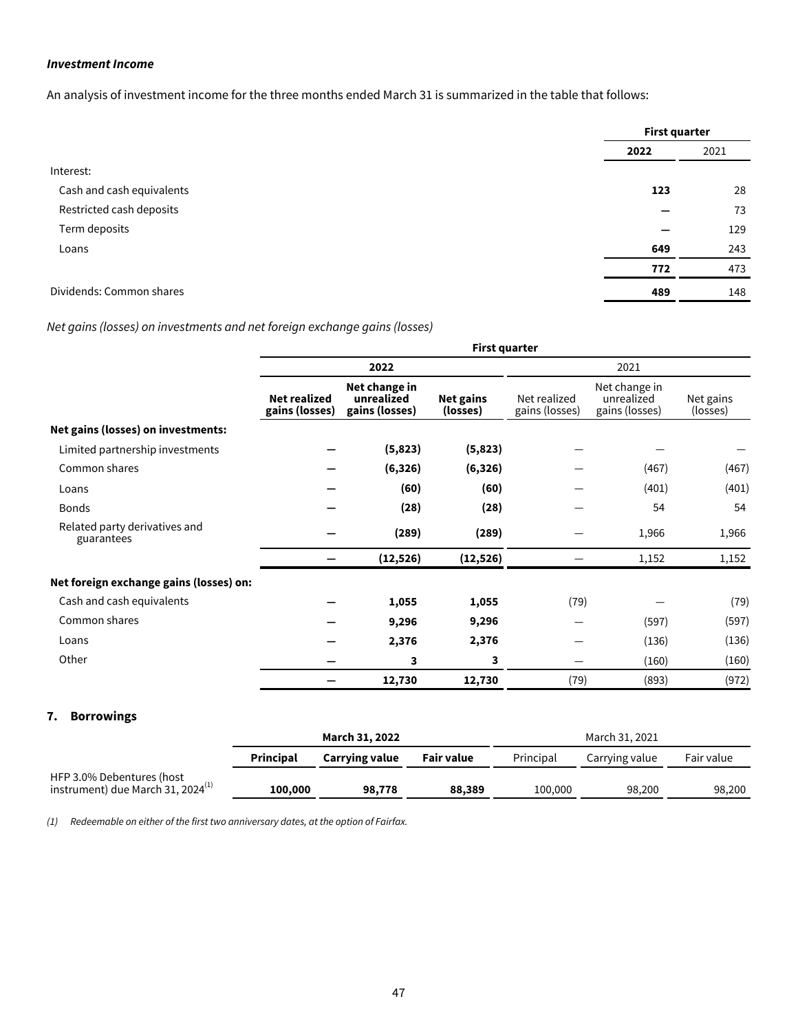***Investment Income***

An analysis of investment income for the three months ended March 31 is summarized in the table that follows:

| | First quarter | |
|---|---|---|
| | **2022** | 2021 |
| Interest: | | |
| Cash and cash equivalents | **123** | 28 |
| Restricted cash deposits | **—** | 73 |
| Term deposits | **—** | 129 |
| Loans | **649** | 243 |
| | **772** | 473 |
| Dividends: Common shares | **489** | 148 |

*Net gains (losses) on investments and net foreign exchange gains (losses)*

| | First quarter | | | | | |
|---|---|---|---|---|---|---|
| | **2022** | | | 2021 | | |
| | **Net realized gains (losses)** | **Net change in unrealized gains (losses)** | **Net gains (losses)** | Net realized gains (losses) | Net change in unrealized gains (losses) | Net gains (losses) |
| **Net gains (losses) on investments:** | | | | | | |
| Limited partnership investments | **—** | **(5,823)** | **(5,823)** | — | — | — |
| Common shares | **—** | **(6,326)** | **(6,326)** | — | (467) | (467) |
| Loans | **—** | **(60)** | **(60)** | — | (401) | (401) |
| Bonds | **—** | **(28)** | **(28)** | — | 54 | 54 |
| Related party derivatives and guarantees | **—** | **(289)** | **(289)** | — | 1,966 | 1,966 |
| | **—** | **(12,526)** | **(12,526)** | — | 1,152 | 1,152 |
| **Net foreign exchange gains (losses) on:** | | | | | | |
| Cash and cash equivalents | **—** | **1,055** | **1,055** | (79) | — | (79) |
| Common shares | **—** | **9,296** | **9,296** | — | (597) | (597) |
| Loans | **—** | **2,376** | **2,376** | — | (136) | (136) |
| Other | **—** | **3** | **3** | — | (160) | (160) |
| | **—** | **12,730** | **12,730** | (79) | (893) | (972) |

## 7. Borrowings

| | **March 31, 2022** | | | March 31, 2021 | | |
|---|---|---|---|---|---|---|
| | **Principal** | **Carrying value** | **Fair value** | Principal | Carrying value | Fair value |
| HFP 3.0% Debentures (host instrument) due March 31, 2024[(1)] | **100,000** | **98,778** | **88,389** | 100,000 | 98,200 | 98,200 |

*(1) Redeemable on either of the first two anniversary dates, at the option of Fairfax.*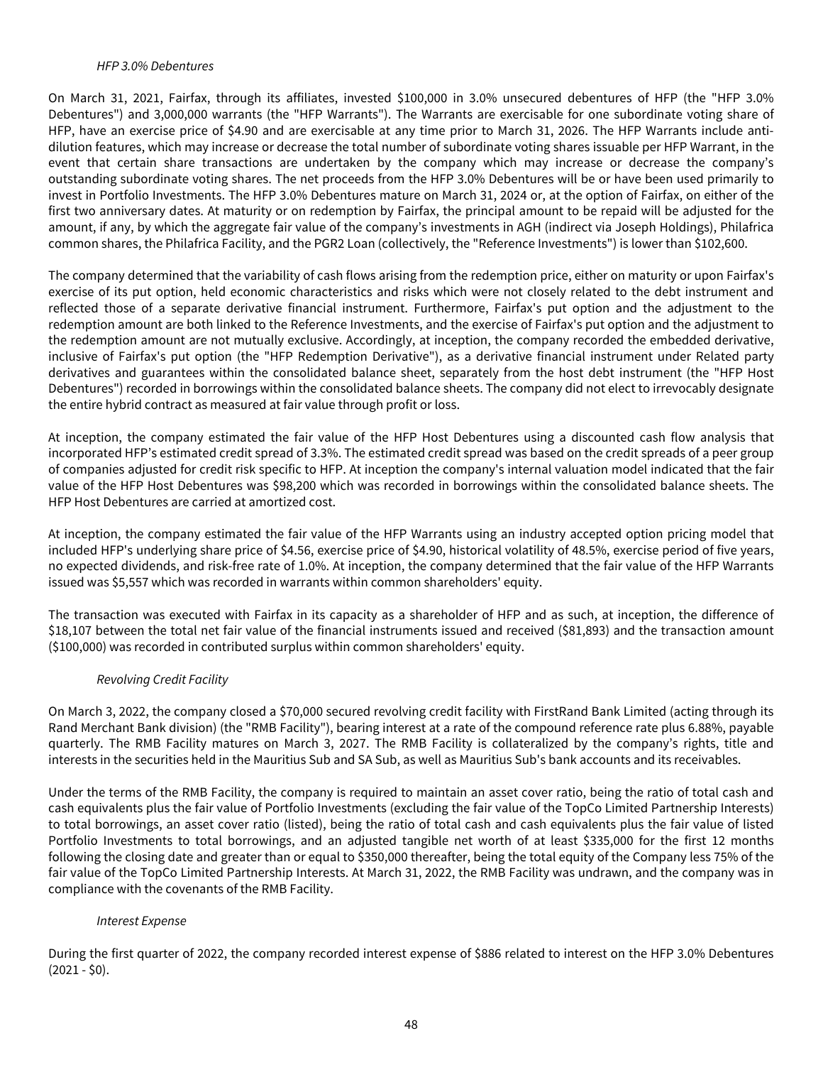*HFP 3.0% Debentures*

On March 31, 2021, Fairfax, through its affiliates, invested $100,000 in 3.0% unsecured debentures of HFP (the "HFP 3.0% Debentures") and 3,000,000 warrants (the "HFP Warrants"). The Warrants are exercisable for one subordinate voting share of HFP, have an exercise price of $4.90 and are exercisable at any time prior to March 31, 2026. The HFP Warrants include anti-dilution features, which may increase or decrease the total number of subordinate voting shares issuable per HFP Warrant, in the event that certain share transactions are undertaken by the company which may increase or decrease the company's outstanding subordinate voting shares. The net proceeds from the HFP 3.0% Debentures will be or have been used primarily to invest in Portfolio Investments. The HFP 3.0% Debentures mature on March 31, 2024 or, at the option of Fairfax, on either of the first two anniversary dates. At maturity or on redemption by Fairfax, the principal amount to be repaid will be adjusted for the amount, if any, by which the aggregate fair value of the company's investments in AGH (indirect via Joseph Holdings), Philafrica common shares, the Philafrica Facility, and the PGR2 Loan (collectively, the "Reference Investments") is lower than $102,600.

The company determined that the variability of cash flows arising from the redemption price, either on maturity or upon Fairfax's exercise of its put option, held economic characteristics and risks which were not closely related to the debt instrument and reflected those of a separate derivative financial instrument. Furthermore, Fairfax's put option and the adjustment to the redemption amount are both linked to the Reference Investments, and the exercise of Fairfax's put option and the adjustment to the redemption amount are not mutually exclusive. Accordingly, at inception, the company recorded the embedded derivative, inclusive of Fairfax's put option (the "HFP Redemption Derivative"), as a derivative financial instrument under Related party derivatives and guarantees within the consolidated balance sheet, separately from the host debt instrument (the "HFP Host Debentures") recorded in borrowings within the consolidated balance sheets. The company did not elect to irrevocably designate the entire hybrid contract as measured at fair value through profit or loss.

At inception, the company estimated the fair value of the HFP Host Debentures using a discounted cash flow analysis that incorporated HFP's estimated credit spread of 3.3%. The estimated credit spread was based on the credit spreads of a peer group of companies adjusted for credit risk specific to HFP. At inception the company's internal valuation model indicated that the fair value of the HFP Host Debentures was $98,200 which was recorded in borrowings within the consolidated balance sheets. The HFP Host Debentures are carried at amortized cost.

At inception, the company estimated the fair value of the HFP Warrants using an industry accepted option pricing model that included HFP's underlying share price of $4.56, exercise price of $4.90, historical volatility of 48.5%, exercise period of five years, no expected dividends, and risk-free rate of 1.0%. At inception, the company determined that the fair value of the HFP Warrants issued was $5,557 which was recorded in warrants within common shareholders' equity.

The transaction was executed with Fairfax in its capacity as a shareholder of HFP and as such, at inception, the difference of $18,107 between the total net fair value of the financial instruments issued and received ($81,893) and the transaction amount ($100,000) was recorded in contributed surplus within common shareholders' equity.

*Revolving Credit Facility*

On March 3, 2022, the company closed a $70,000 secured revolving credit facility with FirstRand Bank Limited (acting through its Rand Merchant Bank division) (the "RMB Facility"), bearing interest at a rate of the compound reference rate plus 6.88%, payable quarterly. The RMB Facility matures on March 3, 2027. The RMB Facility is collateralized by the company's rights, title and interests in the securities held in the Mauritius Sub and SA Sub, as well as Mauritius Sub's bank accounts and its receivables.

Under the terms of the RMB Facility, the company is required to maintain an asset cover ratio, being the ratio of total cash and cash equivalents plus the fair value of Portfolio Investments (excluding the fair value of the TopCo Limited Partnership Interests) to total borrowings, an asset cover ratio (listed), being the ratio of total cash and cash equivalents plus the fair value of listed Portfolio Investments to total borrowings, and an adjusted tangible net worth of at least $335,000 for the first 12 months following the closing date and greater than or equal to $350,000 thereafter, being the total equity of the Company less 75% of the fair value of the TopCo Limited Partnership Interests. At March 31, 2022, the RMB Facility was undrawn, and the company was in compliance with the covenants of the RMB Facility.

*Interest Expense*

During the first quarter of 2022, the company recorded interest expense of $886 related to interest on the HFP 3.0% Debentures (2021 - $0).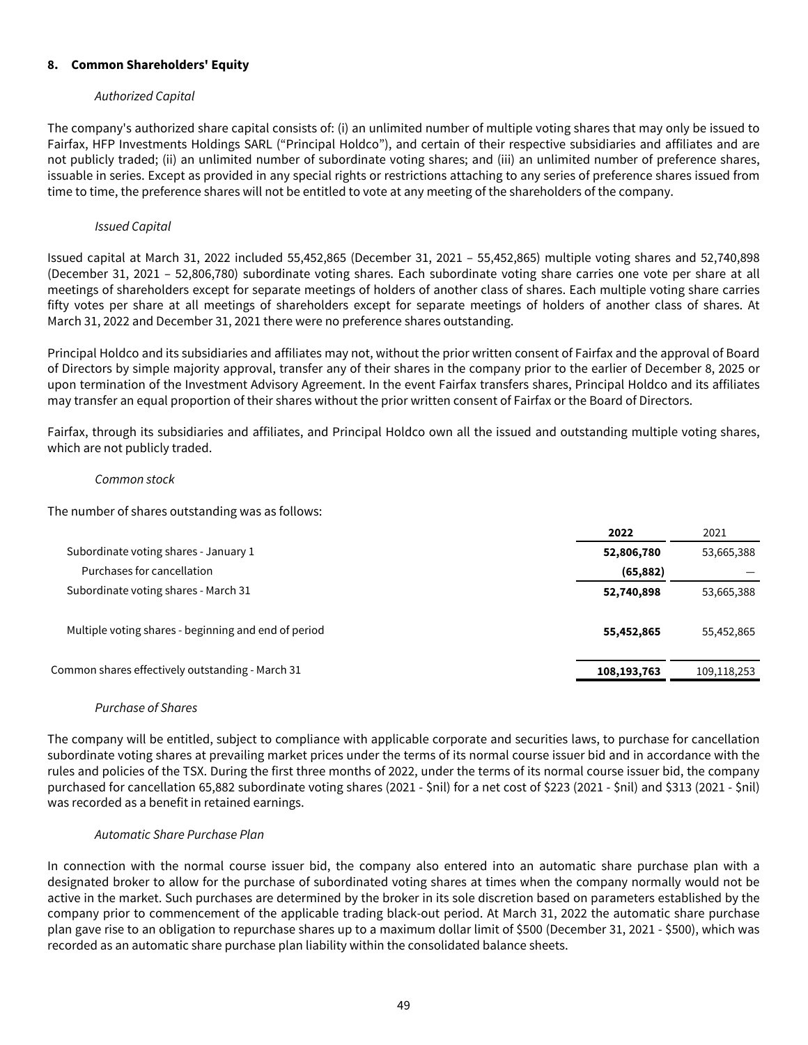## 8. Common Shareholders' Equity

*Authorized Capital*

The company's authorized share capital consists of: (i) an unlimited number of multiple voting shares that may only be issued to Fairfax, HFP Investments Holdings SARL ("Principal Holdco"), and certain of their respective subsidiaries and affiliates and are not publicly traded; (ii) an unlimited number of subordinate voting shares; and (iii) an unlimited number of preference shares, issuable in series. Except as provided in any special rights or restrictions attaching to any series of preference shares issued from time to time, the preference shares will not be entitled to vote at any meeting of the shareholders of the company.

*Issued Capital*

Issued capital at March 31, 2022 included 55,452,865 (December 31, 2021 – 55,452,865) multiple voting shares and 52,740,898 (December 31, 2021 – 52,806,780) subordinate voting shares. Each subordinate voting share carries one vote per share at all meetings of shareholders except for separate meetings of holders of another class of shares. Each multiple voting share carries fifty votes per share at all meetings of shareholders except for separate meetings of holders of another class of shares. At March 31, 2022 and December 31, 2021 there were no preference shares outstanding.

Principal Holdco and its subsidiaries and affiliates may not, without the prior written consent of Fairfax and the approval of Board of Directors by simple majority approval, transfer any of their shares in the company prior to the earlier of December 8, 2025 or upon termination of the Investment Advisory Agreement. In the event Fairfax transfers shares, Principal Holdco and its affiliates may transfer an equal proportion of their shares without the prior written consent of Fairfax or the Board of Directors.

Fairfax, through its subsidiaries and affiliates, and Principal Holdco own all the issued and outstanding multiple voting shares, which are not publicly traded.

*Common stock*

The number of shares outstanding was as follows:

| | **2022** | 2021 |
|---|---|---|
| Subordinate voting shares - January 1 | **52,806,780** | 53,665,388 |
| Purchases for cancellation | **(65,882)** | — |
| Subordinate voting shares - March 31 | **52,740,898** | 53,665,388 |
| Multiple voting shares - beginning and end of period | **55,452,865** | 55,452,865 |
| Common shares effectively outstanding - March 31 | **108,193,763** | 109,118,253 |

*Purchase of Shares*

The company will be entitled, subject to compliance with applicable corporate and securities laws, to purchase for cancellation subordinate voting shares at prevailing market prices under the terms of its normal course issuer bid and in accordance with the rules and policies of the TSX. During the first three months of 2022, under the terms of its normal course issuer bid, the company purchased for cancellation 65,882 subordinate voting shares (2021 - $nil) for a net cost of $223 (2021 - $nil) and $313 (2021 - $nil) was recorded as a benefit in retained earnings.

*Automatic Share Purchase Plan*

In connection with the normal course issuer bid, the company also entered into an automatic share purchase plan with a designated broker to allow for the purchase of subordinated voting shares at times when the company normally would not be active in the market. Such purchases are determined by the broker in its sole discretion based on parameters established by the company prior to commencement of the applicable trading black-out period. At March 31, 2022 the automatic share purchase plan gave rise to an obligation to repurchase shares up to a maximum dollar limit of $500 (December 31, 2021 - $500), which was recorded as an automatic share purchase plan liability within the consolidated balance sheets.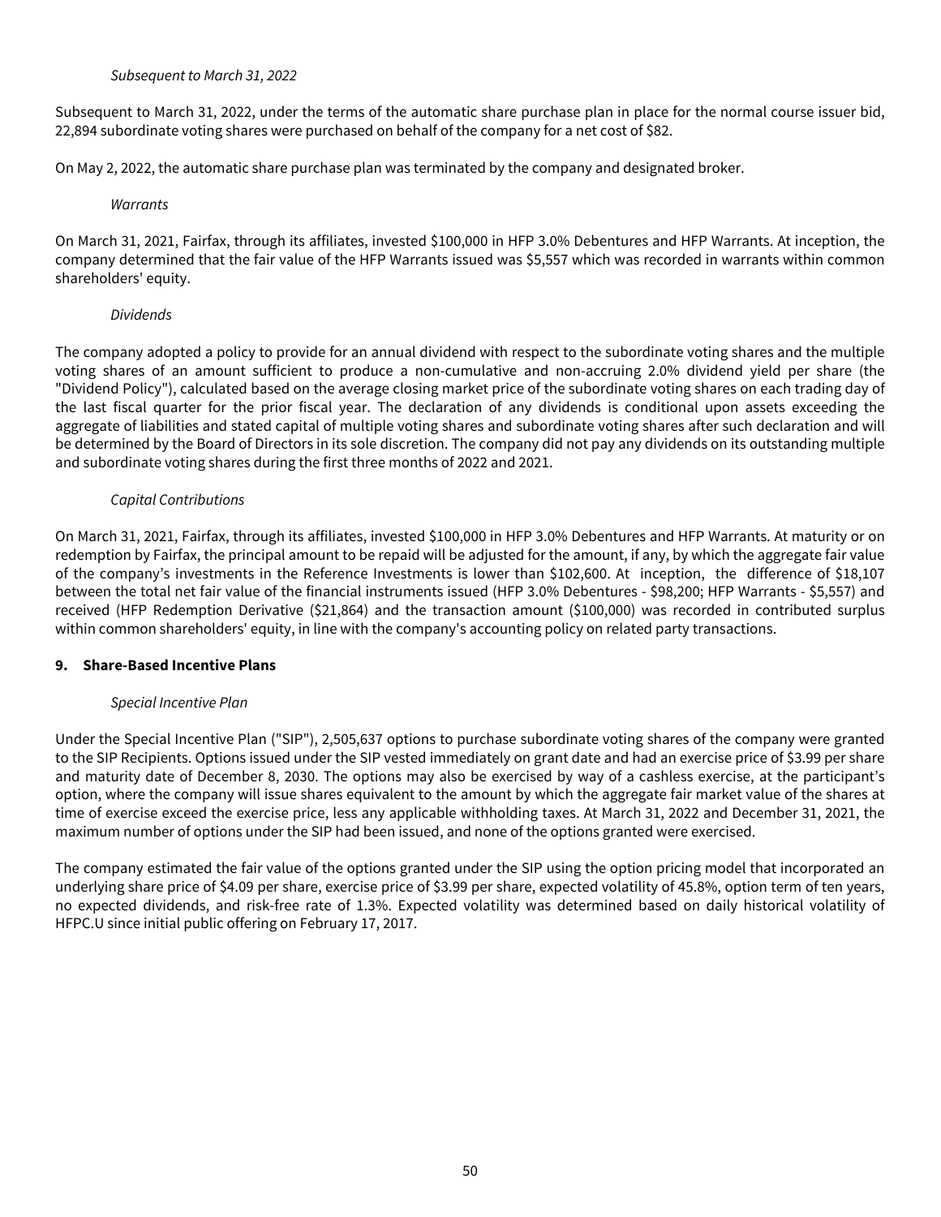*Subsequent to March 31, 2022*

Subsequent to March 31, 2022, under the terms of the automatic share purchase plan in place for the normal course issuer bid, 22,894 subordinate voting shares were purchased on behalf of the company for a net cost of $82.

On May 2, 2022, the automatic share purchase plan was terminated by the company and designated broker.

*Warrants*

On March 31, 2021, Fairfax, through its affiliates, invested $100,000 in HFP 3.0% Debentures and HFP Warrants. At inception, the company determined that the fair value of the HFP Warrants issued was $5,557 which was recorded in warrants within common shareholders' equity.

*Dividends*

The company adopted a policy to provide for an annual dividend with respect to the subordinate voting shares and the multiple voting shares of an amount sufficient to produce a non-cumulative and non-accruing 2.0% dividend yield per share (the "Dividend Policy"), calculated based on the average closing market price of the subordinate voting shares on each trading day of the last fiscal quarter for the prior fiscal year. The declaration of any dividends is conditional upon assets exceeding the aggregate of liabilities and stated capital of multiple voting shares and subordinate voting shares after such declaration and will be determined by the Board of Directors in its sole discretion. The company did not pay any dividends on its outstanding multiple and subordinate voting shares during the first three months of 2022 and 2021.

*Capital Contributions*

On March 31, 2021, Fairfax, through its affiliates, invested $100,000 in HFP 3.0% Debentures and HFP Warrants. At maturity or on redemption by Fairfax, the principal amount to be repaid will be adjusted for the amount, if any, by which the aggregate fair value of the company's investments in the Reference Investments is lower than $102,600. At inception, the difference of $18,107 between the total net fair value of the financial instruments issued (HFP 3.0% Debentures - $98,200; HFP Warrants - $5,557) and received (HFP Redemption Derivative ($21,864) and the transaction amount ($100,000) was recorded in contributed surplus within common shareholders' equity, in line with the company's accounting policy on related party transactions.

## 9. Share-Based Incentive Plans

*Special Incentive Plan*

Under the Special Incentive Plan ("SIP"), 2,505,637 options to purchase subordinate voting shares of the company were granted to the SIP Recipients. Options issued under the SIP vested immediately on grant date and had an exercise price of $3.99 per share and maturity date of December 8, 2030. The options may also be exercised by way of a cashless exercise, at the participant's option, where the company will issue shares equivalent to the amount by which the aggregate fair market value of the shares at time of exercise exceed the exercise price, less any applicable withholding taxes. At March 31, 2022 and December 31, 2021, the maximum number of options under the SIP had been issued, and none of the options granted were exercised.

The company estimated the fair value of the options granted under the SIP using the option pricing model that incorporated an underlying share price of $4.09 per share, exercise price of $3.99 per share, expected volatility of 45.8%, option term of ten years, no expected dividends, and risk-free rate of 1.3%. Expected volatility was determined based on daily historical volatility of HFPC.U since initial public offering on February 17, 2017.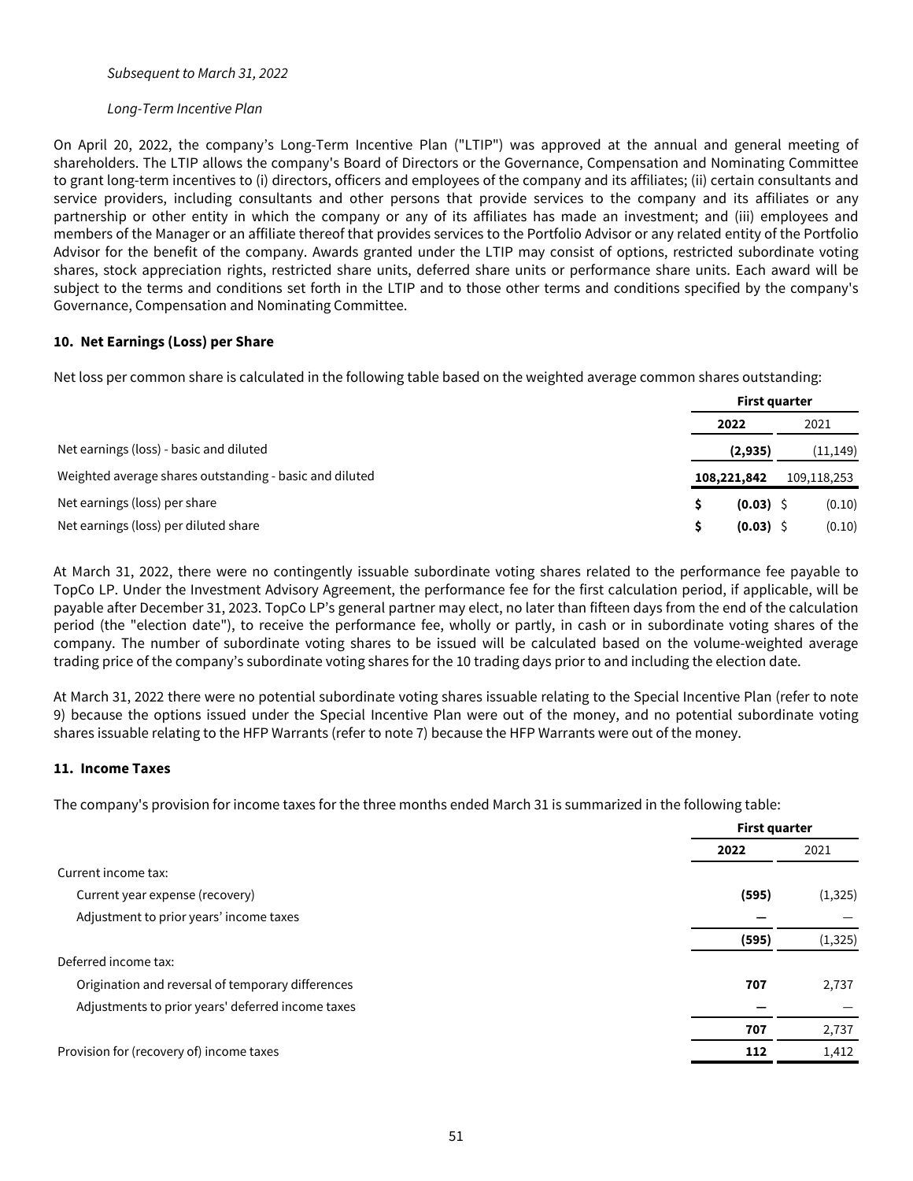*Subsequent to March 31, 2022*

*Long-Term Incentive Plan*

On April 20, 2022, the company's Long-Term Incentive Plan ("LTIP") was approved at the annual and general meeting of shareholders. The LTIP allows the company's Board of Directors or the Governance, Compensation and Nominating Committee to grant long-term incentives to (i) directors, officers and employees of the company and its affiliates; (ii) certain consultants and service providers, including consultants and other persons that provide services to the company and its affiliates or any partnership or other entity in which the company or any of its affiliates has made an investment; and (iii) employees and members of the Manager or an affiliate thereof that provides services to the Portfolio Advisor or any related entity of the Portfolio Advisor for the benefit of the company. Awards granted under the LTIP may consist of options, restricted subordinate voting shares, stock appreciation rights, restricted share units, deferred share units or performance share units. Each award will be subject to the terms and conditions set forth in the LTIP and to those other terms and conditions specified by the company's Governance, Compensation and Nominating Committee.

### 10. Net Earnings (Loss) per Share

Net loss per common share is calculated in the following table based on the weighted average common shares outstanding:

| | First quarter | |
|---|---|---|
| | **2022** | 2021 |
| Net earnings (loss) - basic and diluted | **(2,935)** | (11,149) |
| Weighted average shares outstanding - basic and diluted | **108,221,842** | 109,118,253 |
| Net earnings (loss) per share | **$ (0.03)** | $ (0.10) |
| Net earnings (loss) per diluted share | **$ (0.03)** | $ (0.10) |

At March 31, 2022, there were no contingently issuable subordinate voting shares related to the performance fee payable to TopCo LP. Under the Investment Advisory Agreement, the performance fee for the first calculation period, if applicable, will be payable after December 31, 2023. TopCo LP's general partner may elect, no later than fifteen days from the end of the calculation period (the "election date"), to receive the performance fee, wholly or partly, in cash or in subordinate voting shares of the company. The number of subordinate voting shares to be issued will be calculated based on the volume-weighted average trading price of the company's subordinate voting shares for the 10 trading days prior to and including the election date.

At March 31, 2022 there were no potential subordinate voting shares issuable relating to the Special Incentive Plan (refer to note 9) because the options issued under the Special Incentive Plan were out of the money, and no potential subordinate voting shares issuable relating to the HFP Warrants (refer to note 7) because the HFP Warrants were out of the money.

### 11. Income Taxes

The company's provision for income taxes for the three months ended March 31 is summarized in the following table:

| | First quarter | |
|---|---|---|
| | **2022** | 2021 |
| Current income tax: | | |
| Current year expense (recovery) | **(595)** | (1,325) |
| Adjustment to prior years' income taxes | **—** | — |
| | **(595)** | (1,325) |
| Deferred income tax: | | |
| Origination and reversal of temporary differences | **707** | 2,737 |
| Adjustments to prior years' deferred income taxes | **—** | — |
| | **707** | 2,737 |
| Provision for (recovery of) income taxes | **112** | 1,412 |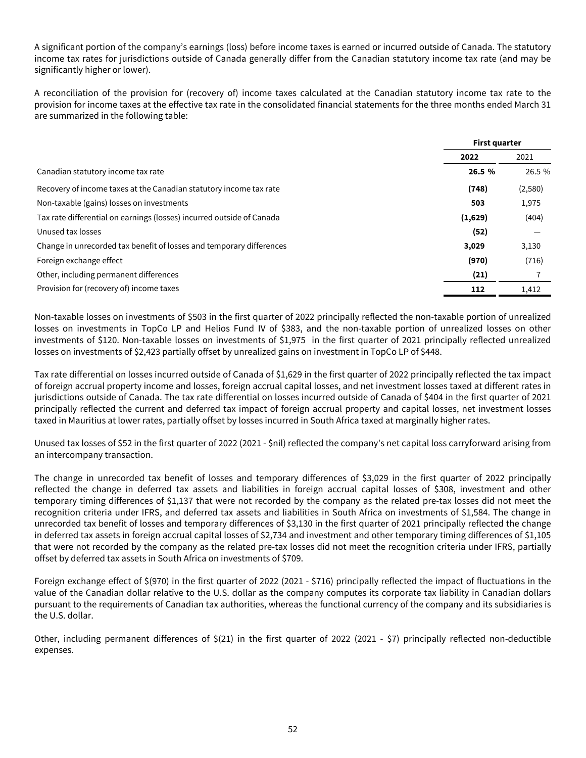A significant portion of the company's earnings (loss) before income taxes is earned or incurred outside of Canada. The statutory income tax rates for jurisdictions outside of Canada generally differ from the Canadian statutory income tax rate (and may be significantly higher or lower).

A reconciliation of the provision for (recovery of) income taxes calculated at the Canadian statutory income tax rate to the provision for income taxes at the effective tax rate in the consolidated financial statements for the three months ended March 31 are summarized in the following table:

| | **First quarter** | |
|---|---|---|
| | **2022** | 2021 |
| Canadian statutory income tax rate | **26.5 %** | 26.5 % |
| Recovery of income taxes at the Canadian statutory income tax rate | **(748)** | (2,580) |
| Non-taxable (gains) losses on investments | **503** | 1,975 |
| Tax rate differential on earnings (losses) incurred outside of Canada | **(1,629)** | (404) |
| Unused tax losses | **(52)** | — |
| Change in unrecorded tax benefit of losses and temporary differences | **3,029** | 3,130 |
| Foreign exchange effect | **(970)** | (716) |
| Other, including permanent differences | **(21)** | 7 |
| Provision for (recovery of) income taxes | **112** | 1,412 |

Non-taxable losses on investments of $503 in the first quarter of 2022 principally reflected the non-taxable portion of unrealized losses on investments in TopCo LP and Helios Fund IV of $383, and the non-taxable portion of unrealized losses on other investments of $120. Non-taxable losses on investments of $1,975 in the first quarter of 2021 principally reflected unrealized losses on investments of $2,423 partially offset by unrealized gains on investment in TopCo LP of $448.

Tax rate differential on losses incurred outside of Canada of $1,629 in the first quarter of 2022 principally reflected the tax impact of foreign accrual property income and losses, foreign accrual capital losses, and net investment losses taxed at different rates in jurisdictions outside of Canada. The tax rate differential on losses incurred outside of Canada of $404 in the first quarter of 2021 principally reflected the current and deferred tax impact of foreign accrual property and capital losses, net investment losses taxed in Mauritius at lower rates, partially offset by losses incurred in South Africa taxed at marginally higher rates.

Unused tax losses of $52 in the first quarter of 2022 (2021 - $nil) reflected the company's net capital loss carryforward arising from an intercompany transaction.

The change in unrecorded tax benefit of losses and temporary differences of $3,029 in the first quarter of 2022 principally reflected the change in deferred tax assets and liabilities in foreign accrual capital losses of $308, investment and other temporary timing differences of $1,137 that were not recorded by the company as the related pre-tax losses did not meet the recognition criteria under IFRS, and deferred tax assets and liabilities in South Africa on investments of $1,584. The change in unrecorded tax benefit of losses and temporary differences of $3,130 in the first quarter of 2021 principally reflected the change in deferred tax assets in foreign accrual capital losses of $2,734 and investment and other temporary timing differences of $1,105 that were not recorded by the company as the related pre-tax losses did not meet the recognition criteria under IFRS, partially offset by deferred tax assets in South Africa on investments of $709.

Foreign exchange effect of $(970) in the first quarter of 2022 (2021 - $716) principally reflected the impact of fluctuations in the value of the Canadian dollar relative to the U.S. dollar as the company computes its corporate tax liability in Canadian dollars pursuant to the requirements of Canadian tax authorities, whereas the functional currency of the company and its subsidiaries is the U.S. dollar.

Other, including permanent differences of $(21) in the first quarter of 2022 (2021 - $7) principally reflected non-deductible expenses.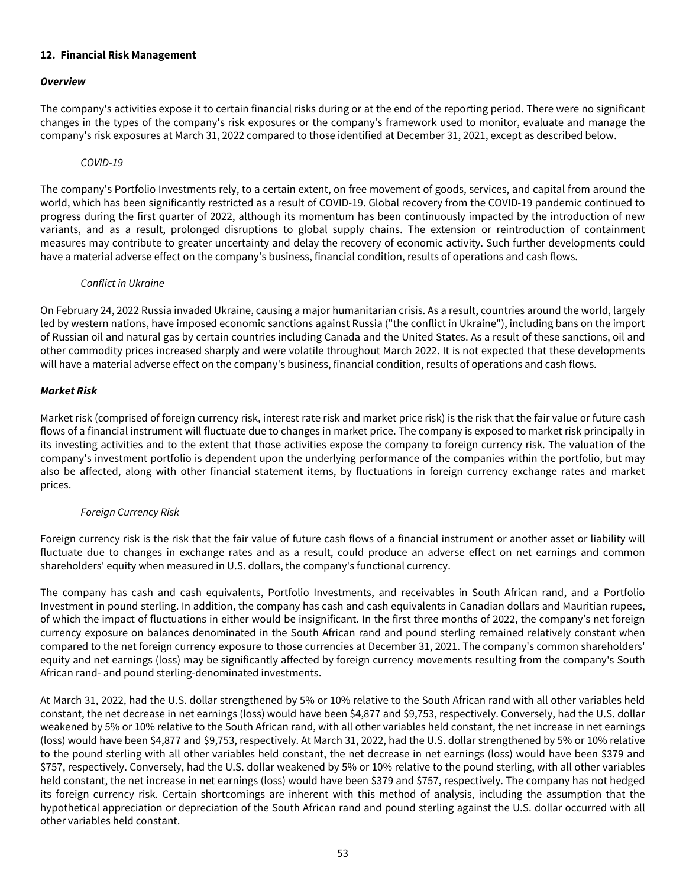### 12. Financial Risk Management

***Overview***

The company's activities expose it to certain financial risks during or at the end of the reporting period. There were no significant changes in the types of the company's risk exposures or the company's framework used to monitor, evaluate and manage the company's risk exposures at March 31, 2022 compared to those identified at December 31, 2021, except as described below.

*COVID-19*

The company's Portfolio Investments rely, to a certain extent, on free movement of goods, services, and capital from around the world, which has been significantly restricted as a result of COVID-19. Global recovery from the COVID-19 pandemic continued to progress during the first quarter of 2022, although its momentum has been continuously impacted by the introduction of new variants, and as a result, prolonged disruptions to global supply chains. The extension or reintroduction of containment measures may contribute to greater uncertainty and delay the recovery of economic activity. Such further developments could have a material adverse effect on the company's business, financial condition, results of operations and cash flows.

*Conflict in Ukraine*

On February 24, 2022 Russia invaded Ukraine, causing a major humanitarian crisis. As a result, countries around the world, largely led by western nations, have imposed economic sanctions against Russia ("the conflict in Ukraine"), including bans on the import of Russian oil and natural gas by certain countries including Canada and the United States. As a result of these sanctions, oil and other commodity prices increased sharply and were volatile throughout March 2022. It is not expected that these developments will have a material adverse effect on the company's business, financial condition, results of operations and cash flows.

***Market Risk***

Market risk (comprised of foreign currency risk, interest rate risk and market price risk) is the risk that the fair value or future cash flows of a financial instrument will fluctuate due to changes in market price. The company is exposed to market risk principally in its investing activities and to the extent that those activities expose the company to foreign currency risk. The valuation of the company's investment portfolio is dependent upon the underlying performance of the companies within the portfolio, but may also be affected, along with other financial statement items, by fluctuations in foreign currency exchange rates and market prices.

*Foreign Currency Risk*

Foreign currency risk is the risk that the fair value of future cash flows of a financial instrument or another asset or liability will fluctuate due to changes in exchange rates and as a result, could produce an adverse effect on net earnings and common shareholders' equity when measured in U.S. dollars, the company's functional currency.

The company has cash and cash equivalents, Portfolio Investments, and receivables in South African rand, and a Portfolio Investment in pound sterling. In addition, the company has cash and cash equivalents in Canadian dollars and Mauritian rupees, of which the impact of fluctuations in either would be insignificant. In the first three months of 2022, the company's net foreign currency exposure on balances denominated in the South African rand and pound sterling remained relatively constant when compared to the net foreign currency exposure to those currencies at December 31, 2021. The company's common shareholders' equity and net earnings (loss) may be significantly affected by foreign currency movements resulting from the company's South African rand- and pound sterling-denominated investments.

At March 31, 2022, had the U.S. dollar strengthened by 5% or 10% relative to the South African rand with all other variables held constant, the net decrease in net earnings (loss) would have been $4,877 and $9,753, respectively. Conversely, had the U.S. dollar weakened by 5% or 10% relative to the South African rand, with all other variables held constant, the net increase in net earnings (loss) would have been $4,877 and $9,753, respectively. At March 31, 2022, had the U.S. dollar strengthened by 5% or 10% relative to the pound sterling with all other variables held constant, the net decrease in net earnings (loss) would have been $379 and $757, respectively. Conversely, had the U.S. dollar weakened by 5% or 10% relative to the pound sterling, with all other variables held constant, the net increase in net earnings (loss) would have been $379 and $757, respectively. The company has not hedged its foreign currency risk. Certain shortcomings are inherent with this method of analysis, including the assumption that the hypothetical appreciation or depreciation of the South African rand and pound sterling against the U.S. dollar occurred with all other variables held constant.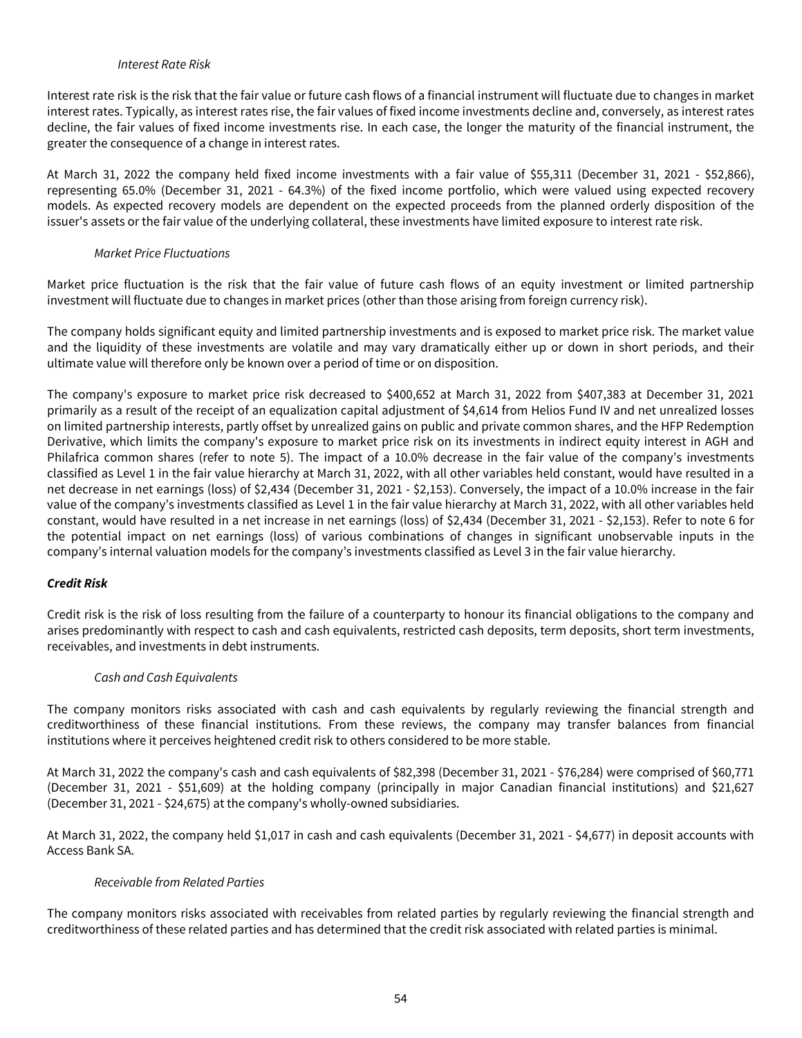*Interest Rate Risk*

Interest rate risk is the risk that the fair value or future cash flows of a financial instrument will fluctuate due to changes in market interest rates. Typically, as interest rates rise, the fair values of fixed income investments decline and, conversely, as interest rates decline, the fair values of fixed income investments rise. In each case, the longer the maturity of the financial instrument, the greater the consequence of a change in interest rates.

At March 31, 2022 the company held fixed income investments with a fair value of $55,311 (December 31, 2021 - $52,866), representing 65.0% (December 31, 2021 - 64.3%) of the fixed income portfolio, which were valued using expected recovery models. As expected recovery models are dependent on the expected proceeds from the planned orderly disposition of the issuer's assets or the fair value of the underlying collateral, these investments have limited exposure to interest rate risk.

*Market Price Fluctuations*

Market price fluctuation is the risk that the fair value of future cash flows of an equity investment or limited partnership investment will fluctuate due to changes in market prices (other than those arising from foreign currency risk).

The company holds significant equity and limited partnership investments and is exposed to market price risk. The market value and the liquidity of these investments are volatile and may vary dramatically either up or down in short periods, and their ultimate value will therefore only be known over a period of time or on disposition.

The company's exposure to market price risk decreased to $400,652 at March 31, 2022 from $407,383 at December 31, 2021 primarily as a result of the receipt of an equalization capital adjustment of $4,614 from Helios Fund IV and net unrealized losses on limited partnership interests, partly offset by unrealized gains on public and private common shares, and the HFP Redemption Derivative, which limits the company's exposure to market price risk on its investments in indirect equity interest in AGH and Philafrica common shares (refer to note 5). The impact of a 10.0% decrease in the fair value of the company's investments classified as Level 1 in the fair value hierarchy at March 31, 2022, with all other variables held constant, would have resulted in a net decrease in net earnings (loss) of $2,434 (December 31, 2021 - $2,153). Conversely, the impact of a 10.0% increase in the fair value of the company's investments classified as Level 1 in the fair value hierarchy at March 31, 2022, with all other variables held constant, would have resulted in a net increase in net earnings (loss) of $2,434 (December 31, 2021 - $2,153). Refer to note 6 for the potential impact on net earnings (loss) of various combinations of changes in significant unobservable inputs in the company's internal valuation models for the company's investments classified as Level 3 in the fair value hierarchy.

***Credit Risk***

Credit risk is the risk of loss resulting from the failure of a counterparty to honour its financial obligations to the company and arises predominantly with respect to cash and cash equivalents, restricted cash deposits, term deposits, short term investments, receivables, and investments in debt instruments.

*Cash and Cash Equivalents*

The company monitors risks associated with cash and cash equivalents by regularly reviewing the financial strength and creditworthiness of these financial institutions. From these reviews, the company may transfer balances from financial institutions where it perceives heightened credit risk to others considered to be more stable.

At March 31, 2022 the company's cash and cash equivalents of $82,398 (December 31, 2021 - $76,284) were comprised of $60,771 (December 31, 2021 - $51,609) at the holding company (principally in major Canadian financial institutions) and $21,627 (December 31, 2021 - $24,675) at the company's wholly-owned subsidiaries.

At March 31, 2022, the company held $1,017 in cash and cash equivalents (December 31, 2021 - $4,677) in deposit accounts with Access Bank SA.

*Receivable from Related Parties*

The company monitors risks associated with receivables from related parties by regularly reviewing the financial strength and creditworthiness of these related parties and has determined that the credit risk associated with related parties is minimal.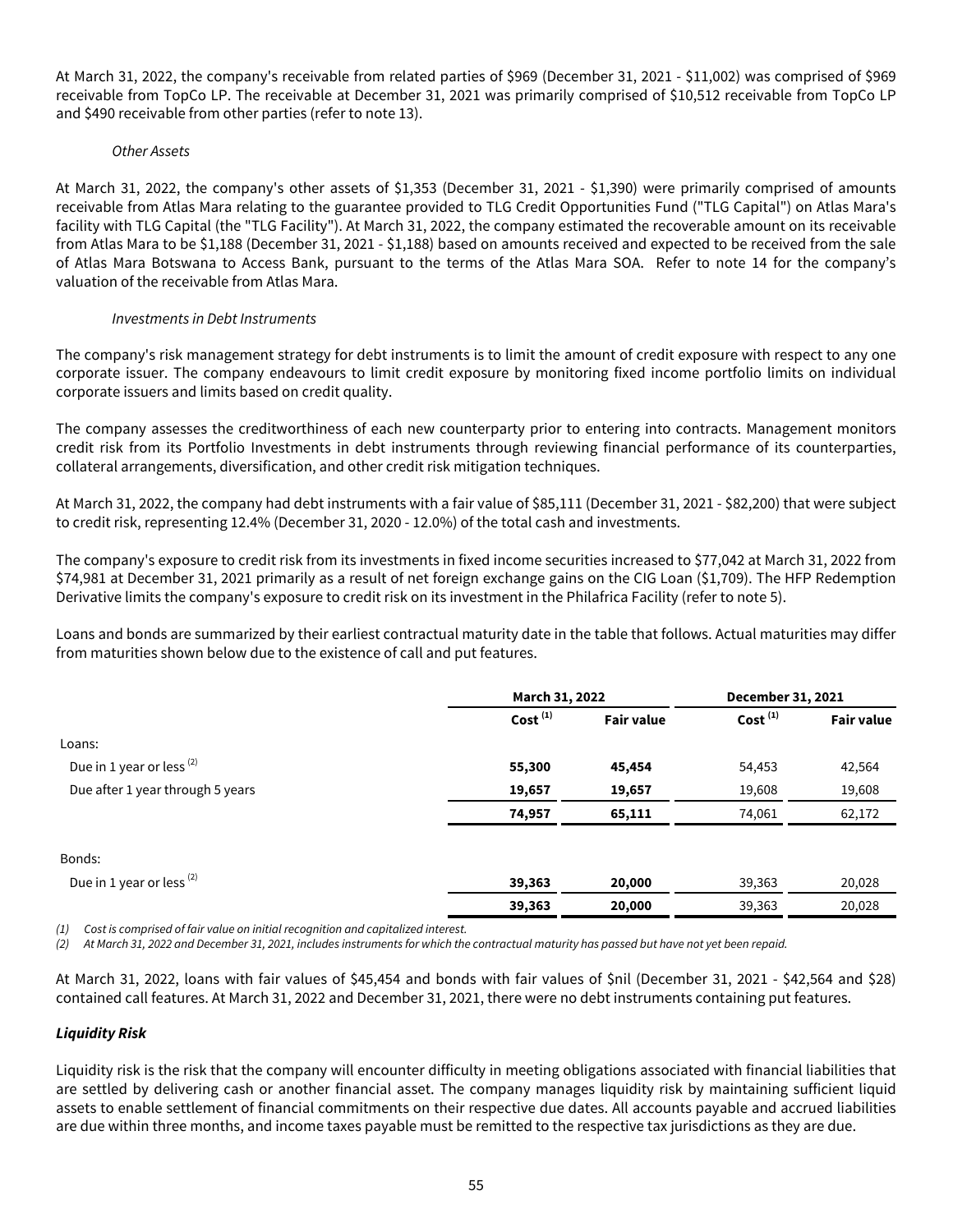At March 31, 2022, the company's receivable from related parties of $969 (December 31, 2021 - $11,002) was comprised of $969 receivable from TopCo LP. The receivable at December 31, 2021 was primarily comprised of $10,512 receivable from TopCo LP and $490 receivable from other parties (refer to note 13).

*Other Assets*

At March 31, 2022, the company's other assets of $1,353 (December 31, 2021 - $1,390) were primarily comprised of amounts receivable from Atlas Mara relating to the guarantee provided to TLG Credit Opportunities Fund ("TLG Capital") on Atlas Mara's facility with TLG Capital (the "TLG Facility"). At March 31, 2022, the company estimated the recoverable amount on its receivable from Atlas Mara to be $1,188 (December 31, 2021 - $1,188) based on amounts received and expected to be received from the sale of Atlas Mara Botswana to Access Bank, pursuant to the terms of the Atlas Mara SOA. Refer to note 14 for the company's valuation of the receivable from Atlas Mara.

*Investments in Debt Instruments*

The company's risk management strategy for debt instruments is to limit the amount of credit exposure with respect to any one corporate issuer. The company endeavours to limit credit exposure by monitoring fixed income portfolio limits on individual corporate issuers and limits based on credit quality.

The company assesses the creditworthiness of each new counterparty prior to entering into contracts. Management monitors credit risk from its Portfolio Investments in debt instruments through reviewing financial performance of its counterparties, collateral arrangements, diversification, and other credit risk mitigation techniques.

At March 31, 2022, the company had debt instruments with a fair value of $85,111 (December 31, 2021 - $82,200) that were subject to credit risk, representing 12.4% (December 31, 2020 - 12.0%) of the total cash and investments.

The company's exposure to credit risk from its investments in fixed income securities increased to $77,042 at March 31, 2022 from $74,981 at December 31, 2021 primarily as a result of net foreign exchange gains on the CIG Loan ($1,709). The HFP Redemption Derivative limits the company's exposure to credit risk on its investment in the Philafrica Facility (refer to note 5).

Loans and bonds are summarized by their earliest contractual maturity date in the table that follows. Actual maturities may differ from maturities shown below due to the existence of call and put features.

| | March 31, 2022 | | December 31, 2021 | |
|---|---|---|---|---|
| | Cost [(1)] | Fair value | Cost [(1)] | Fair value |
| Loans: | | | | |
| Due in 1 year or less [(2)] | **55,300** | **45,454** | 54,453 | 42,564 |
| Due after 1 year through 5 years | **19,657** | **19,657** | 19,608 | 19,608 |
| | **74,957** | **65,111** | 74,061 | 62,172 |
| Bonds: | | | | |
| Due in 1 year or less [(2)] | **39,363** | **20,000** | 39,363 | 20,028 |
| | **39,363** | **20,000** | 39,363 | 20,028 |

*(1) Cost is comprised of fair value on initial recognition and capitalized interest.*

*(2) At March 31, 2022 and December 31, 2021, includes instruments for which the contractual maturity has passed but have not yet been repaid.*

At March 31, 2022, loans with fair values of $45,454 and bonds with fair values of $nil (December 31, 2021 - $42,564 and $28) contained call features. At March 31, 2022 and December 31, 2021, there were no debt instruments containing put features.

***Liquidity Risk***

Liquidity risk is the risk that the company will encounter difficulty in meeting obligations associated with financial liabilities that are settled by delivering cash or another financial asset. The company manages liquidity risk by maintaining sufficient liquid assets to enable settlement of financial commitments on their respective due dates. All accounts payable and accrued liabilities are due within three months, and income taxes payable must be remitted to the respective tax jurisdictions as they are due.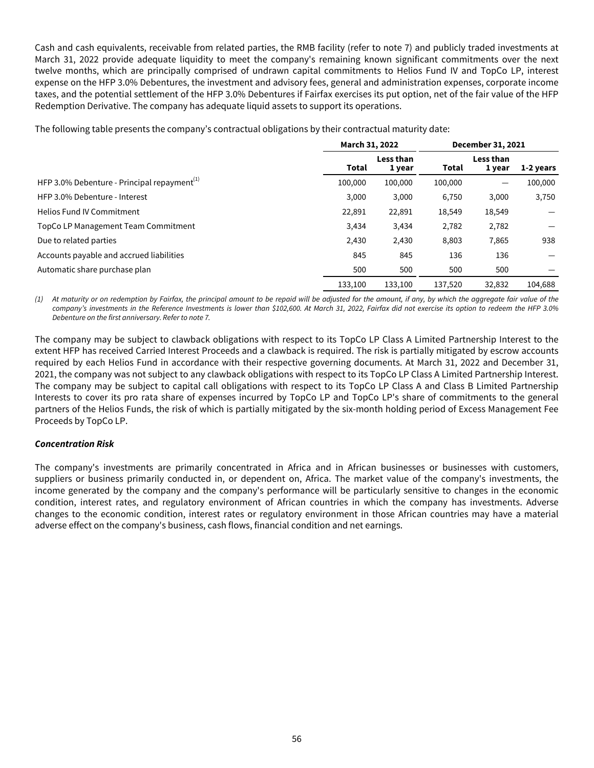Cash and cash equivalents, receivable from related parties, the RMB facility (refer to note 7) and publicly traded investments at March 31, 2022 provide adequate liquidity to meet the company's remaining known significant commitments over the next twelve months, which are principally comprised of undrawn capital commitments to Helios Fund IV and TopCo LP, interest expense on the HFP 3.0% Debentures, the investment and advisory fees, general and administration expenses, corporate income taxes, and the potential settlement of the HFP 3.0% Debentures if Fairfax exercises its put option, net of the fair value of the HFP Redemption Derivative. The company has adequate liquid assets to support its operations.

The following table presents the company's contractual obligations by their contractual maturity date:

| | March 31, 2022 | | December 31, 2021 | | |
|---|---|---|---|---|---|
| | Total | Less than 1 year | Total | Less than 1 year | 1-2 years |
| HFP 3.0% Debenture - Principal repayment[1] | 100,000 | 100,000 | 100,000 | — | 100,000 |
| HFP 3.0% Debenture - Interest | 3,000 | 3,000 | 6,750 | 3,000 | 3,750 |
| Helios Fund IV Commitment | 22,891 | 22,891 | 18,549 | 18,549 | — |
| TopCo LP Management Team Commitment | 3,434 | 3,434 | 2,782 | 2,782 | — |
| Due to related parties | 2,430 | 2,430 | 8,803 | 7,865 | 938 |
| Accounts payable and accrued liabilities | 845 | 845 | 136 | 136 | — |
| Automatic share purchase plan | 500 | 500 | 500 | 500 | — |
| | 133,100 | 133,100 | 137,520 | 32,832 | 104,688 |

*(1) At maturity or on redemption by Fairfax, the principal amount to be repaid will be adjusted for the amount, if any, by which the aggregate fair value of the company's investments in the Reference Investments is lower than $102,600. At March 31, 2022, Fairfax did not exercise its option to redeem the HFP 3.0% Debenture on the first anniversary. Refer to note 7.*

The company may be subject to clawback obligations with respect to its TopCo LP Class A Limited Partnership Interest to the extent HFP has received Carried Interest Proceeds and a clawback is required. The risk is partially mitigated by escrow accounts required by each Helios Fund in accordance with their respective governing documents. At March 31, 2022 and December 31, 2021, the company was not subject to any clawback obligations with respect to its TopCo LP Class A Limited Partnership Interest. The company may be subject to capital call obligations with respect to its TopCo LP Class A and Class B Limited Partnership Interests to cover its pro rata share of expenses incurred by TopCo LP and TopCo LP's share of commitments to the general partners of the Helios Funds, the risk of which is partially mitigated by the six-month holding period of Excess Management Fee Proceeds by TopCo LP.

***Concentration Risk***

The company's investments are primarily concentrated in Africa and in African businesses or businesses with customers, suppliers or business primarily conducted in, or dependent on, Africa. The market value of the company's investments, the income generated by the company and the company's performance will be particularly sensitive to changes in the economic condition, interest rates, and regulatory environment of African countries in which the company has investments. Adverse changes to the economic condition, interest rates or regulatory environment in those African countries may have a material adverse effect on the company's business, cash flows, financial condition and net earnings.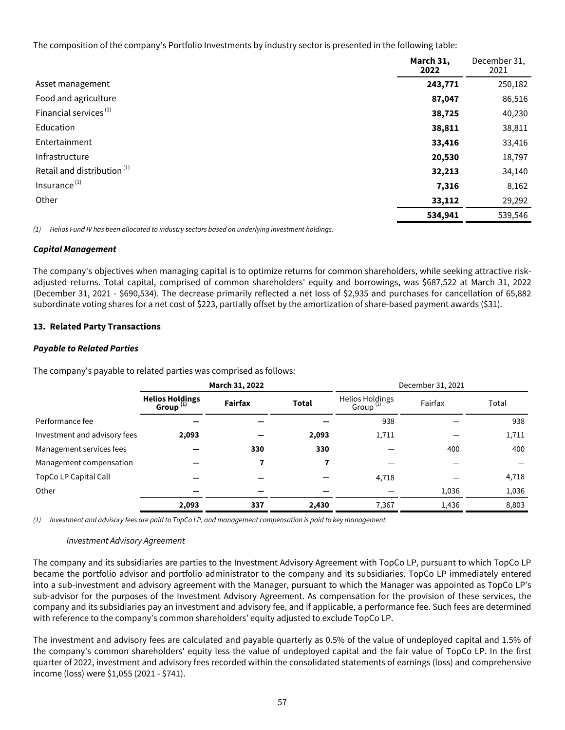The composition of the company's Portfolio Investments by industry sector is presented in the following table:

| | March 31, 2022 | December 31, 2021 |
|---|---|---|
| Asset management | **243,771** | 250,182 |
| Food and agriculture | **87,047** | 86,516 |
| Financial services [(1)] | **38,725** | 40,230 |
| Education | **38,811** | 38,811 |
| Entertainment | **33,416** | 33,416 |
| Infrastructure | **20,530** | 18,797 |
| Retail and distribution [(1)] | **32,213** | 34,140 |
| Insurance [(1)] | **7,316** | 8,162 |
| Other | **33,112** | 29,292 |
| | **534,941** | 539,546 |

*(1) Helios Fund IV has been allocated to industry sectors based on underlying investment holdings.*

***Capital Management***

The company's objectives when managing capital is to optimize returns for common shareholders, while seeking attractive risk-adjusted returns. Total capital, comprised of common shareholders' equity and borrowings, was $687,522 at March 31, 2022 (December 31, 2021 - $690,534). The decrease primarily reflected a net loss of $2,935 and purchases for cancellation of 65,882 subordinate voting shares for a net cost of $223, partially offset by the amortization of share-based payment awards ($31).

## 13. Related Party Transactions

***Payable to Related Parties***

The company's payable to related parties was comprised as follows:

| | March 31, 2022 | | | December 31, 2021 | | |
|---|---|---|---|---|---|---|
| | Helios Holdings Group [(1)] | Fairfax | Total | Helios Holdings Group [(1)] | Fairfax | Total |
| Performance fee | — | — | — | 938 | — | 938 |
| Investment and advisory fees | **2,093** | — | **2,093** | 1,711 | — | 1,711 |
| Management services fees | — | **330** | **330** | — | 400 | 400 |
| Management compensation | — | **7** | **7** | — | — | — |
| TopCo LP Capital Call | — | — | — | 4,718 | — | 4,718 |
| Other | — | — | — | — | 1,036 | 1,036 |
| | **2,093** | **337** | **2,430** | 7,367 | 1,436 | 8,803 |

*(1) Investment and advisory fees are paid to TopCo LP, and management compensation is paid to key management.*

*Investment Advisory Agreement*

The company and its subsidiaries are parties to the Investment Advisory Agreement with TopCo LP, pursuant to which TopCo LP became the portfolio advisor and portfolio administrator to the company and its subsidiaries. TopCo LP immediately entered into a sub-investment and advisory agreement with the Manager, pursuant to which the Manager was appointed as TopCo LP's sub-advisor for the purposes of the Investment Advisory Agreement. As compensation for the provision of these services, the company and its subsidiaries pay an investment and advisory fee, and if applicable, a performance fee. Such fees are determined with reference to the company's common shareholders' equity adjusted to exclude TopCo LP.

The investment and advisory fees are calculated and payable quarterly as 0.5% of the value of undeployed capital and 1.5% of the company's common shareholders' equity less the value of undeployed capital and the fair value of TopCo LP. In the first quarter of 2022, investment and advisory fees recorded within the consolidated statements of earnings (loss) and comprehensive income (loss) were $1,055 (2021 - $741).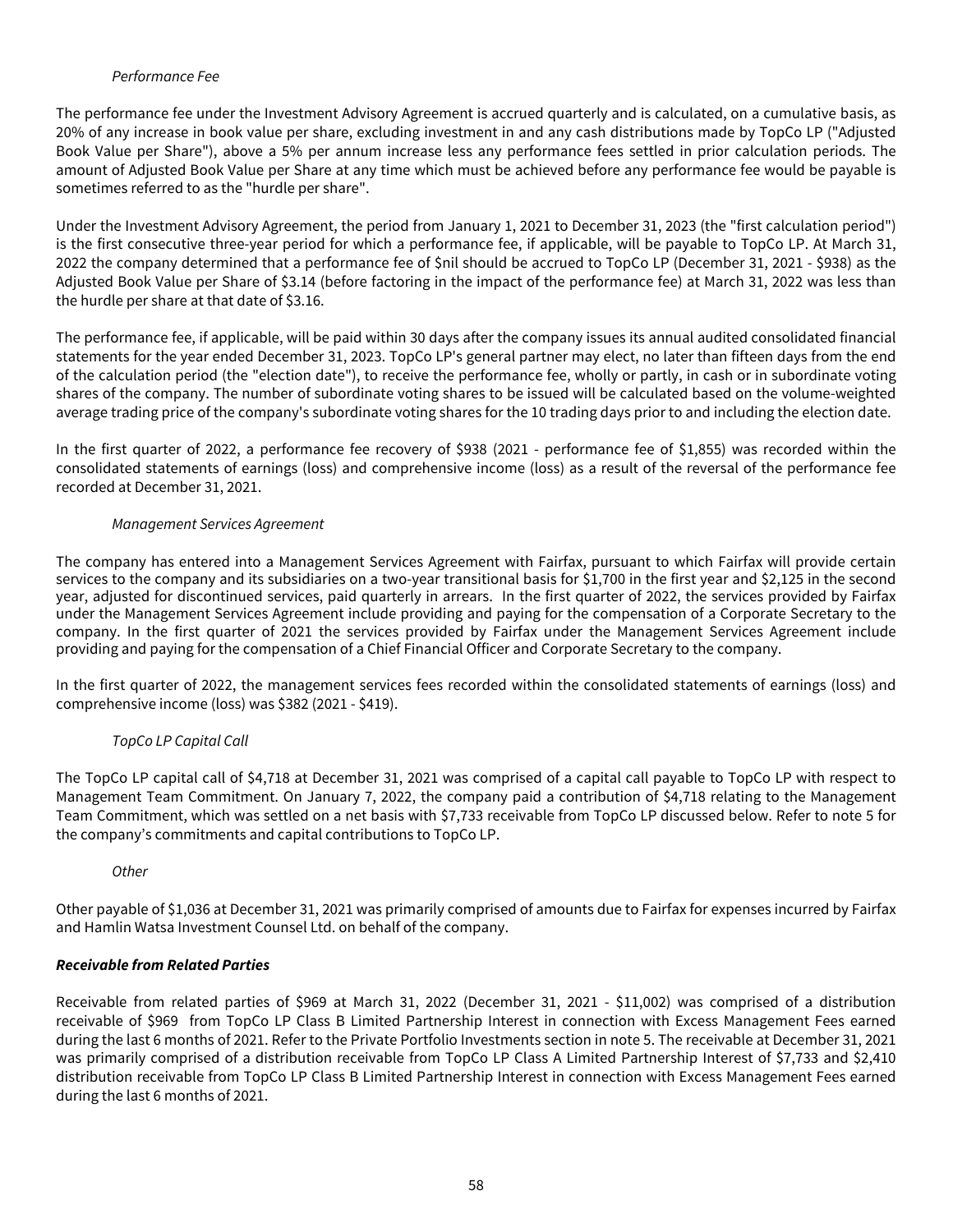*Performance Fee*

The performance fee under the Investment Advisory Agreement is accrued quarterly and is calculated, on a cumulative basis, as 20% of any increase in book value per share, excluding investment in and any cash distributions made by TopCo LP ("Adjusted Book Value per Share"), above a 5% per annum increase less any performance fees settled in prior calculation periods. The amount of Adjusted Book Value per Share at any time which must be achieved before any performance fee would be payable is sometimes referred to as the "hurdle per share".

Under the Investment Advisory Agreement, the period from January 1, 2021 to December 31, 2023 (the "first calculation period") is the first consecutive three-year period for which a performance fee, if applicable, will be payable to TopCo LP. At March 31, 2022 the company determined that a performance fee of $nil should be accrued to TopCo LP (December 31, 2021 - $938) as the Adjusted Book Value per Share of $3.14 (before factoring in the impact of the performance fee) at March 31, 2022 was less than the hurdle per share at that date of $3.16.

The performance fee, if applicable, will be paid within 30 days after the company issues its annual audited consolidated financial statements for the year ended December 31, 2023. TopCo LP's general partner may elect, no later than fifteen days from the end of the calculation period (the "election date"), to receive the performance fee, wholly or partly, in cash or in subordinate voting shares of the company. The number of subordinate voting shares to be issued will be calculated based on the volume-weighted average trading price of the company's subordinate voting shares for the 10 trading days prior to and including the election date.

In the first quarter of 2022, a performance fee recovery of $938 (2021 - performance fee of $1,855) was recorded within the consolidated statements of earnings (loss) and comprehensive income (loss) as a result of the reversal of the performance fee recorded at December 31, 2021.

*Management Services Agreement*

The company has entered into a Management Services Agreement with Fairfax, pursuant to which Fairfax will provide certain services to the company and its subsidiaries on a two-year transitional basis for $1,700 in the first year and $2,125 in the second year, adjusted for discontinued services, paid quarterly in arrears. In the first quarter of 2022, the services provided by Fairfax under the Management Services Agreement include providing and paying for the compensation of a Corporate Secretary to the company. In the first quarter of 2021 the services provided by Fairfax under the Management Services Agreement include providing and paying for the compensation of a Chief Financial Officer and Corporate Secretary to the company.

In the first quarter of 2022, the management services fees recorded within the consolidated statements of earnings (loss) and comprehensive income (loss) was $382 (2021 - $419).

*TopCo LP Capital Call*

The TopCo LP capital call of $4,718 at December 31, 2021 was comprised of a capital call payable to TopCo LP with respect to Management Team Commitment. On January 7, 2022, the company paid a contribution of $4,718 relating to the Management Team Commitment, which was settled on a net basis with $7,733 receivable from TopCo LP discussed below. Refer to note 5 for the company's commitments and capital contributions to TopCo LP.

*Other*

Other payable of $1,036 at December 31, 2021 was primarily comprised of amounts due to Fairfax for expenses incurred by Fairfax and Hamlin Watsa Investment Counsel Ltd. on behalf of the company.

***Receivable from Related Parties***

Receivable from related parties of $969 at March 31, 2022 (December 31, 2021 - $11,002) was comprised of a distribution receivable of $969 from TopCo LP Class B Limited Partnership Interest in connection with Excess Management Fees earned during the last 6 months of 2021. Refer to the Private Portfolio Investments section in note 5. The receivable at December 31, 2021 was primarily comprised of a distribution receivable from TopCo LP Class A Limited Partnership Interest of $7,733 and $2,410 distribution receivable from TopCo LP Class B Limited Partnership Interest in connection with Excess Management Fees earned during the last 6 months of 2021.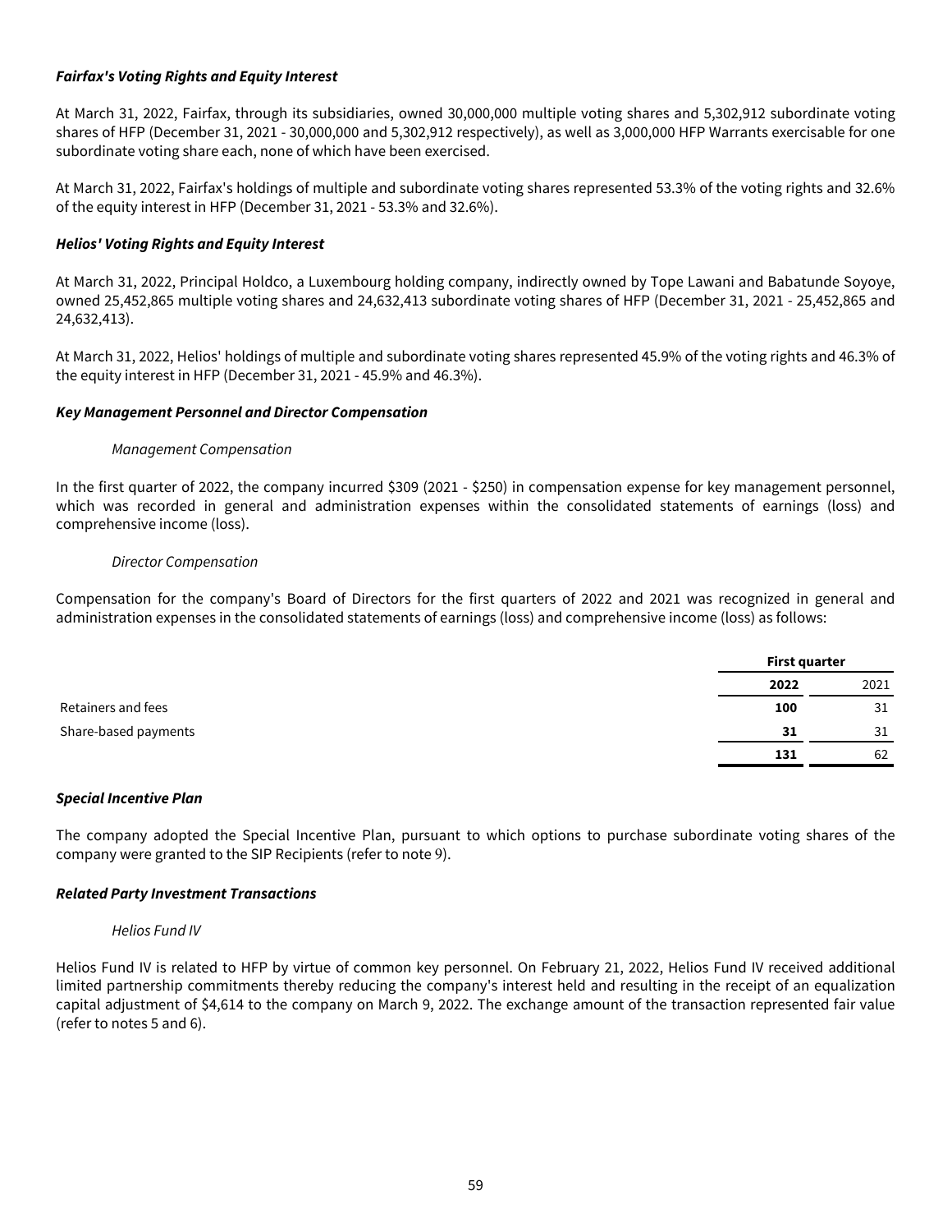***Fairfax's Voting Rights and Equity Interest***

At March 31, 2022, Fairfax, through its subsidiaries, owned 30,000,000 multiple voting shares and 5,302,912 subordinate voting shares of HFP (December 31, 2021 - 30,000,000 and 5,302,912 respectively), as well as 3,000,000 HFP Warrants exercisable for one subordinate voting share each, none of which have been exercised.

At March 31, 2022, Fairfax's holdings of multiple and subordinate voting shares represented 53.3% of the voting rights and 32.6% of the equity interest in HFP (December 31, 2021 - 53.3% and 32.6%).

***Helios' Voting Rights and Equity Interest***

At March 31, 2022, Principal Holdco, a Luxembourg holding company, indirectly owned by Tope Lawani and Babatunde Soyoye, owned 25,452,865 multiple voting shares and 24,632,413 subordinate voting shares of HFP (December 31, 2021 - 25,452,865 and 24,632,413).

At March 31, 2022, Helios' holdings of multiple and subordinate voting shares represented 45.9% of the voting rights and 46.3% of the equity interest in HFP (December 31, 2021 - 45.9% and 46.3%).

***Key Management Personnel and Director Compensation***

*Management Compensation*

In the first quarter of 2022, the company incurred $309 (2021 - $250) in compensation expense for key management personnel, which was recorded in general and administration expenses within the consolidated statements of earnings (loss) and comprehensive income (loss).

*Director Compensation*

Compensation for the company's Board of Directors for the first quarters of 2022 and 2021 was recognized in general and administration expenses in the consolidated statements of earnings (loss) and comprehensive income (loss) as follows:

| | **First quarter** | |
|---|---|---|
| | **2022** | 2021 |
| Retainers and fees | **100** | 31 |
| Share-based payments | **31** | 31 |
| | **131** | 62 |

***Special Incentive Plan***

The company adopted the Special Incentive Plan, pursuant to which options to purchase subordinate voting shares of the company were granted to the SIP Recipients (refer to note 9).

***Related Party Investment Transactions***

*Helios Fund IV*

Helios Fund IV is related to HFP by virtue of common key personnel. On February 21, 2022, Helios Fund IV received additional limited partnership commitments thereby reducing the company's interest held and resulting in the receipt of an equalization capital adjustment of $4,614 to the company on March 9, 2022. The exchange amount of the transaction represented fair value (refer to notes 5 and 6).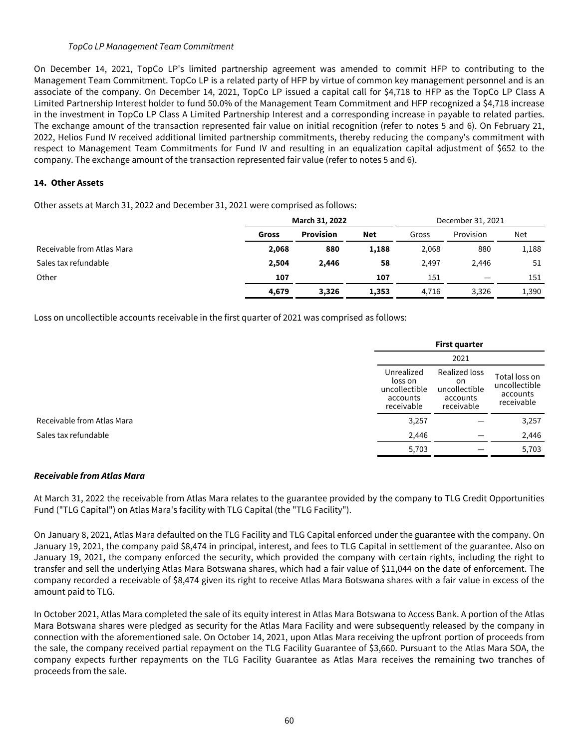*TopCo LP Management Team Commitment*

On December 14, 2021, TopCo LP's limited partnership agreement was amended to commit HFP to contributing to the Management Team Commitment. TopCo LP is a related party of HFP by virtue of common key management personnel and is an associate of the company. On December 14, 2021, TopCo LP issued a capital call for $4,718 to HFP as the TopCo LP Class A Limited Partnership Interest holder to fund 50.0% of the Management Team Commitment and HFP recognized a $4,718 increase in the investment in TopCo LP Class A Limited Partnership Interest and a corresponding increase in payable to related parties. The exchange amount of the transaction represented fair value on initial recognition (refer to notes 5 and 6). On February 21, 2022, Helios Fund IV received additional limited partnership commitments, thereby reducing the company's commitment with respect to Management Team Commitments for Fund IV and resulting in an equalization capital adjustment of $652 to the company. The exchange amount of the transaction represented fair value (refer to notes 5 and 6).

## 14. Other Assets

Other assets at March 31, 2022 and December 31, 2021 were comprised as follows:

| | **March 31, 2022** | | | December 31, 2021 | | |
|---|---|---|---|---|---|---|
| | **Gross** | **Provision** | **Net** | Gross | Provision | Net |
| Receivable from Atlas Mara | **2,068** | **880** | **1,188** | 2,068 | 880 | 1,188 |
| Sales tax refundable | **2,504** | **2,446** | **58** | 2,497 | 2,446 | 51 |
| Other | **107** | | **107** | 151 | — | 151 |
| | **4,679** | **3,326** | **1,353** | 4,716 | 3,326 | 1,390 |

Loss on uncollectible accounts receivable in the first quarter of 2021 was comprised as follows:

| | **First quarter** | | |
|---|---|---|---|
| | 2021 | | |
| | Unrealized loss on uncollectible accounts receivable | Realized loss on uncollectible accounts receivable | Total loss on uncollectible accounts receivable |
| Receivable from Atlas Mara | 3,257 | — | 3,257 |
| Sales tax refundable | 2,446 | — | 2,446 |
| | 5,703 | — | 5,703 |

***Receivable from Atlas Mara***

At March 31, 2022 the receivable from Atlas Mara relates to the guarantee provided by the company to TLG Credit Opportunities Fund ("TLG Capital") on Atlas Mara's facility with TLG Capital (the "TLG Facility").

On January 8, 2021, Atlas Mara defaulted on the TLG Facility and TLG Capital enforced under the guarantee with the company. On January 19, 2021, the company paid $8,474 in principal, interest, and fees to TLG Capital in settlement of the guarantee. Also on January 19, 2021, the company enforced the security, which provided the company with certain rights, including the right to transfer and sell the underlying Atlas Mara Botswana shares, which had a fair value of $11,044 on the date of enforcement. The company recorded a receivable of $8,474 given its right to receive Atlas Mara Botswana shares with a fair value in excess of the amount paid to TLG.

In October 2021, Atlas Mara completed the sale of its equity interest in Atlas Mara Botswana to Access Bank. A portion of the Atlas Mara Botswana shares were pledged as security for the Atlas Mara Facility and were subsequently released by the company in connection with the aforementioned sale. On October 14, 2021, upon Atlas Mara receiving the upfront portion of proceeds from the sale, the company received partial repayment on the TLG Facility Guarantee of $3,660. Pursuant to the Atlas Mara SOA, the company expects further repayments on the TLG Facility Guarantee as Atlas Mara receives the remaining two tranches of proceeds from the sale.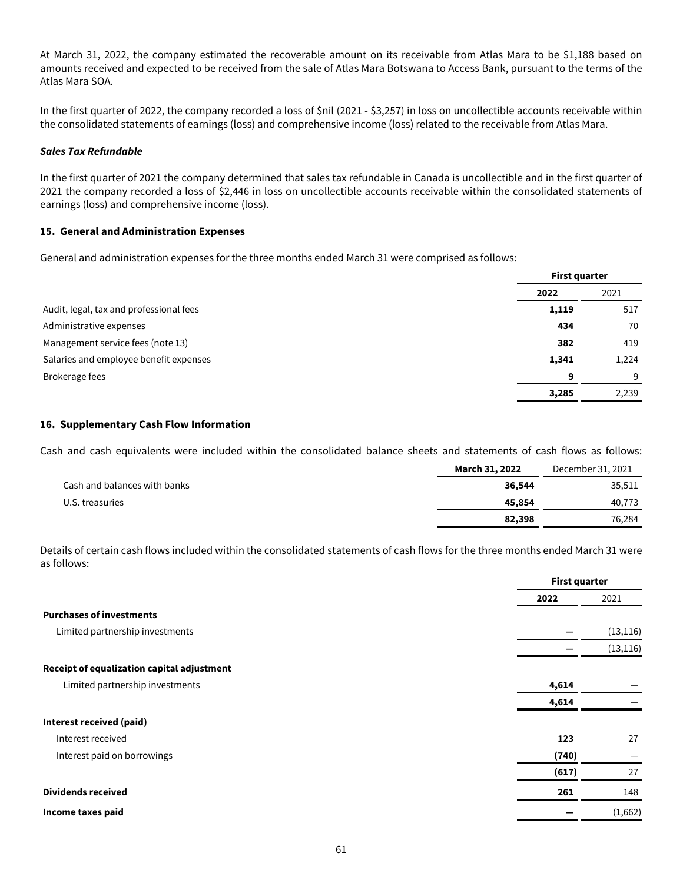At March 31, 2022, the company estimated the recoverable amount on its receivable from Atlas Mara to be $1,188 based on amounts received and expected to be received from the sale of Atlas Mara Botswana to Access Bank, pursuant to the terms of the Atlas Mara SOA.

In the first quarter of 2022, the company recorded a loss of $nil (2021 - $3,257) in loss on uncollectible accounts receivable within the consolidated statements of earnings (loss) and comprehensive income (loss) related to the receivable from Atlas Mara.

***Sales Tax Refundable***

In the first quarter of 2021 the company determined that sales tax refundable in Canada is uncollectible and in the first quarter of 2021 the company recorded a loss of $2,446 in loss on uncollectible accounts receivable within the consolidated statements of earnings (loss) and comprehensive income (loss).

### 15. General and Administration Expenses

General and administration expenses for the three months ended March 31 were comprised as follows:

| | First quarter | |
|---|---|---|
| | **2022** | 2021 |
| Audit, legal, tax and professional fees | **1,119** | 517 |
| Administrative expenses | **434** | 70 |
| Management service fees (note 13) | **382** | 419 |
| Salaries and employee benefit expenses | **1,341** | 1,224 |
| Brokerage fees | **9** | 9 |
| | **3,285** | 2,239 |

### 16. Supplementary Cash Flow Information

Cash and cash equivalents were included within the consolidated balance sheets and statements of cash flows as follows:

| | **March 31, 2022** | December 31, 2021 |
|---|---|---|
| Cash and balances with banks | **36,544** | 35,511 |
| U.S. treasuries | **45,854** | 40,773 |
| | **82,398** | 76,284 |

Details of certain cash flows included within the consolidated statements of cash flows for the three months ended March 31 were as follows:

| | First quarter | |
|---|---|---|
| | **2022** | 2021 |
| **Purchases of investments** | | |
| Limited partnership investments | **—** | (13,116) |
| | **—** | (13,116) |
| **Receipt of equalization capital adjustment** | | |
| Limited partnership investments | **4,614** | — |
| | **4,614** | — |
| **Interest received (paid)** | | |
| Interest received | **123** | 27 |
| Interest paid on borrowings | **(740)** | — |
| | **(617)** | 27 |
| **Dividends received** | **261** | 148 |
| **Income taxes paid** | **—** | (1,662) |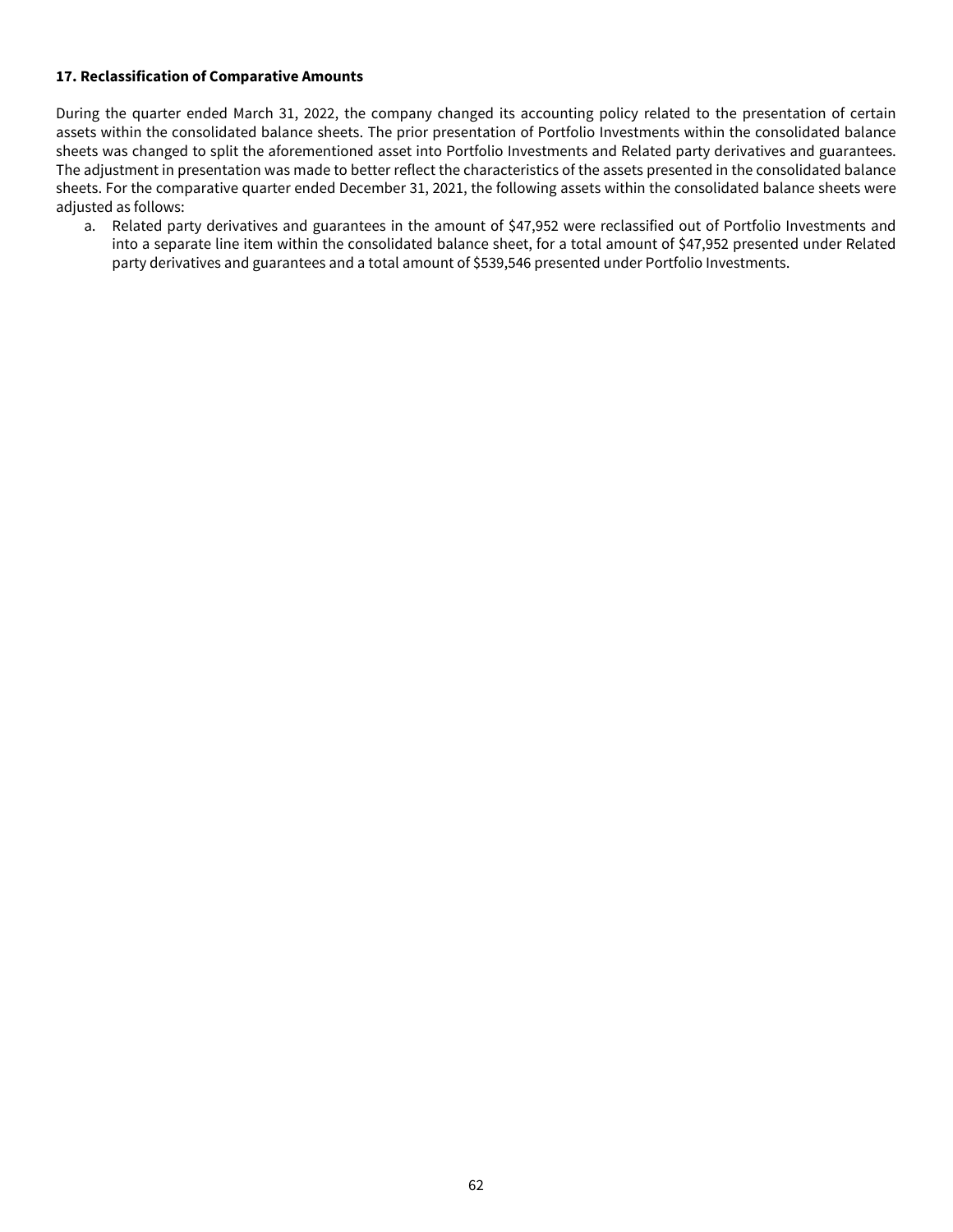**17. Reclassification of Comparative Amounts**

During the quarter ended March 31, 2022, the company changed its accounting policy related to the presentation of certain assets within the consolidated balance sheets. The prior presentation of Portfolio Investments within the consolidated balance sheets was changed to split the aforementioned asset into Portfolio Investments and Related party derivatives and guarantees. The adjustment in presentation was made to better reflect the characteristics of the assets presented in the consolidated balance sheets. For the comparative quarter ended December 31, 2021, the following assets within the consolidated balance sheets were adjusted as follows:

a. Related party derivatives and guarantees in the amount of $47,952 were reclassified out of Portfolio Investments and into a separate line item within the consolidated balance sheet, for a total amount of $47,952 presented under Related party derivatives and guarantees and a total amount of $539,546 presented under Portfolio Investments.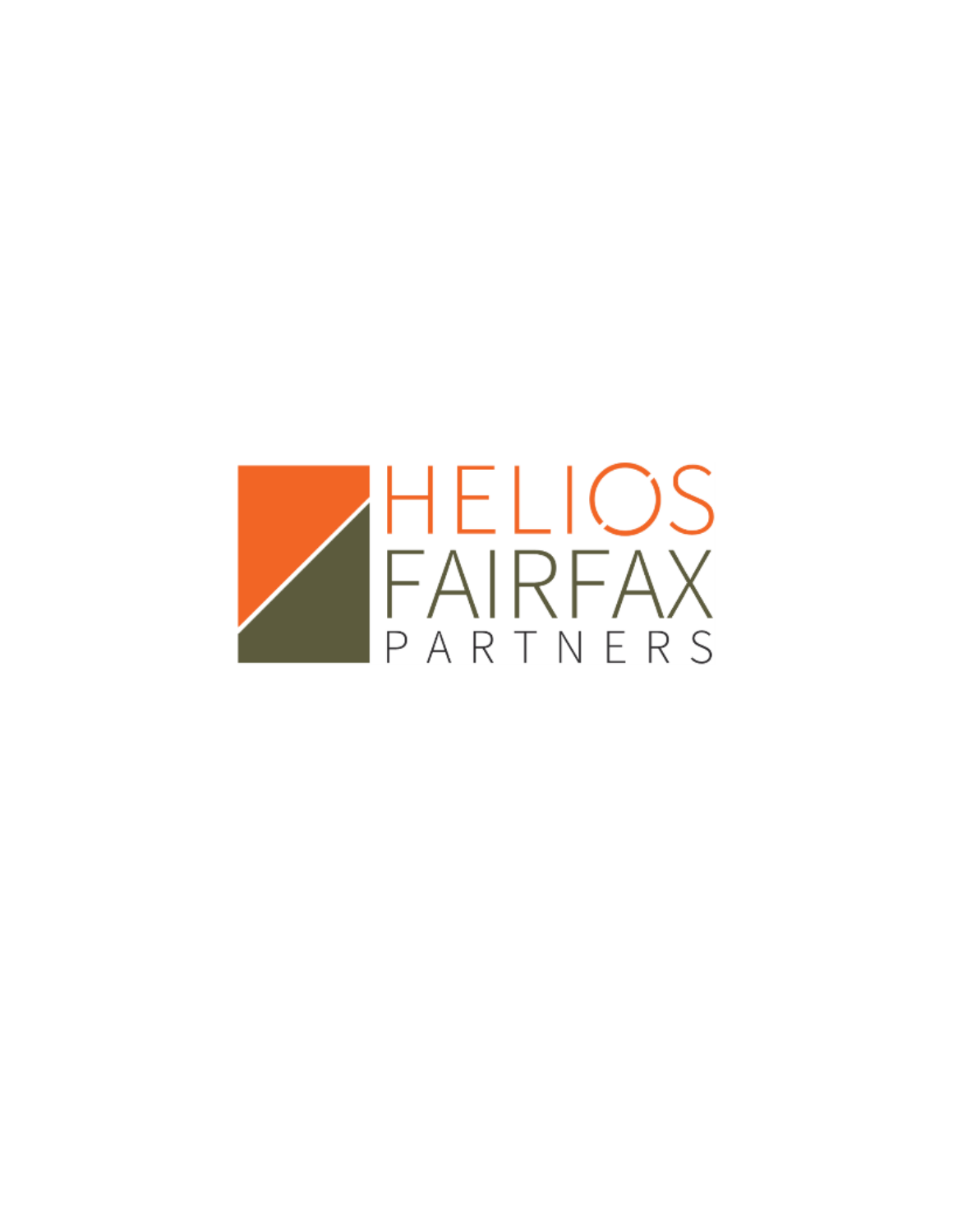HELIOS
FAIRFAX
PARTNERS